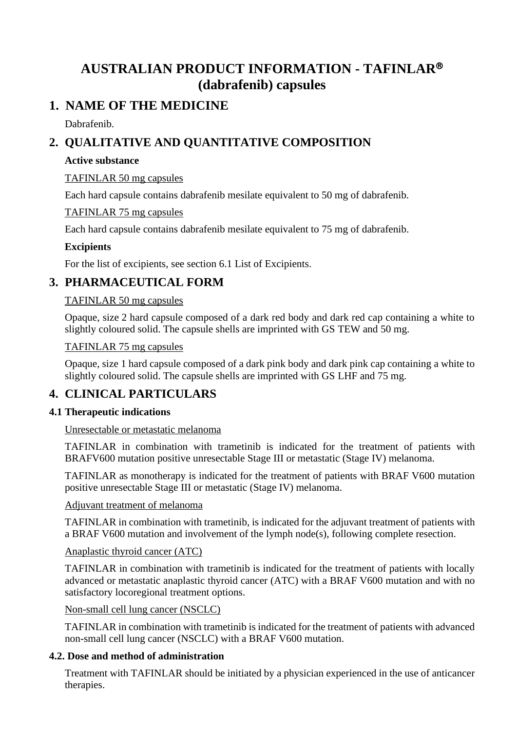# AUSTRALIAN PRODUCT INFORMATION - TAFINLAR® (dabrafenib) capsules

## 1. NAME OF THE MEDICINE

Dabrafenib.

## 2. QUALITATIVE AND QUANTITATIVE COMPOSITION

**Active substance**

TAFINLAR 50 mg capsules

Each hard capsule contains dabrafenib mesilate equivalent to 50 mg of dabrafenib.

TAFINLAR 75 mg capsules

Each hard capsule contains dabrafenib mesilate equivalent to 75 mg of dabrafenib.

**Excipients**

For the list of excipients, see section 6.1 List of Excipients.

## 3. PHARMACEUTICAL FORM

TAFINLAR 50 mg capsules

Opaque, size 2 hard capsule composed of a dark red body and dark red cap containing a white to slightly coloured solid. The capsule shells are imprinted with GS TEW and 50 mg.

TAFINLAR 75 mg capsules

Opaque, size 1 hard capsule composed of a dark pink body and dark pink cap containing a white to slightly coloured solid. The capsule shells are imprinted with GS LHF and 75 mg.

## 4. CLINICAL PARTICULARS

### 4.1 Therapeutic indications

Unresectable or metastatic melanoma

TAFINLAR in combination with trametinib is indicated for the treatment of patients with BRAFV600 mutation positive unresectable Stage III or metastatic (Stage IV) melanoma.

TAFINLAR as monotherapy is indicated for the treatment of patients with BRAF V600 mutation positive unresectable Stage III or metastatic (Stage IV) melanoma.

Adjuvant treatment of melanoma

TAFINLAR in combination with trametinib, is indicated for the adjuvant treatment of patients with a BRAF V600 mutation and involvement of the lymph node(s), following complete resection.

Anaplastic thyroid cancer (ATC)

TAFINLAR in combination with trametinib is indicated for the treatment of patients with locally advanced or metastatic anaplastic thyroid cancer (ATC) with a BRAF V600 mutation and with no satisfactory locoregional treatment options.

Non-small cell lung cancer (NSCLC)

TAFINLAR in combination with trametinib is indicated for the treatment of patients with advanced non-small cell lung cancer (NSCLC) with a BRAF V600 mutation.

### 4.2. Dose and method of administration

Treatment with TAFINLAR should be initiated by a physician experienced in the use of anticancer therapies.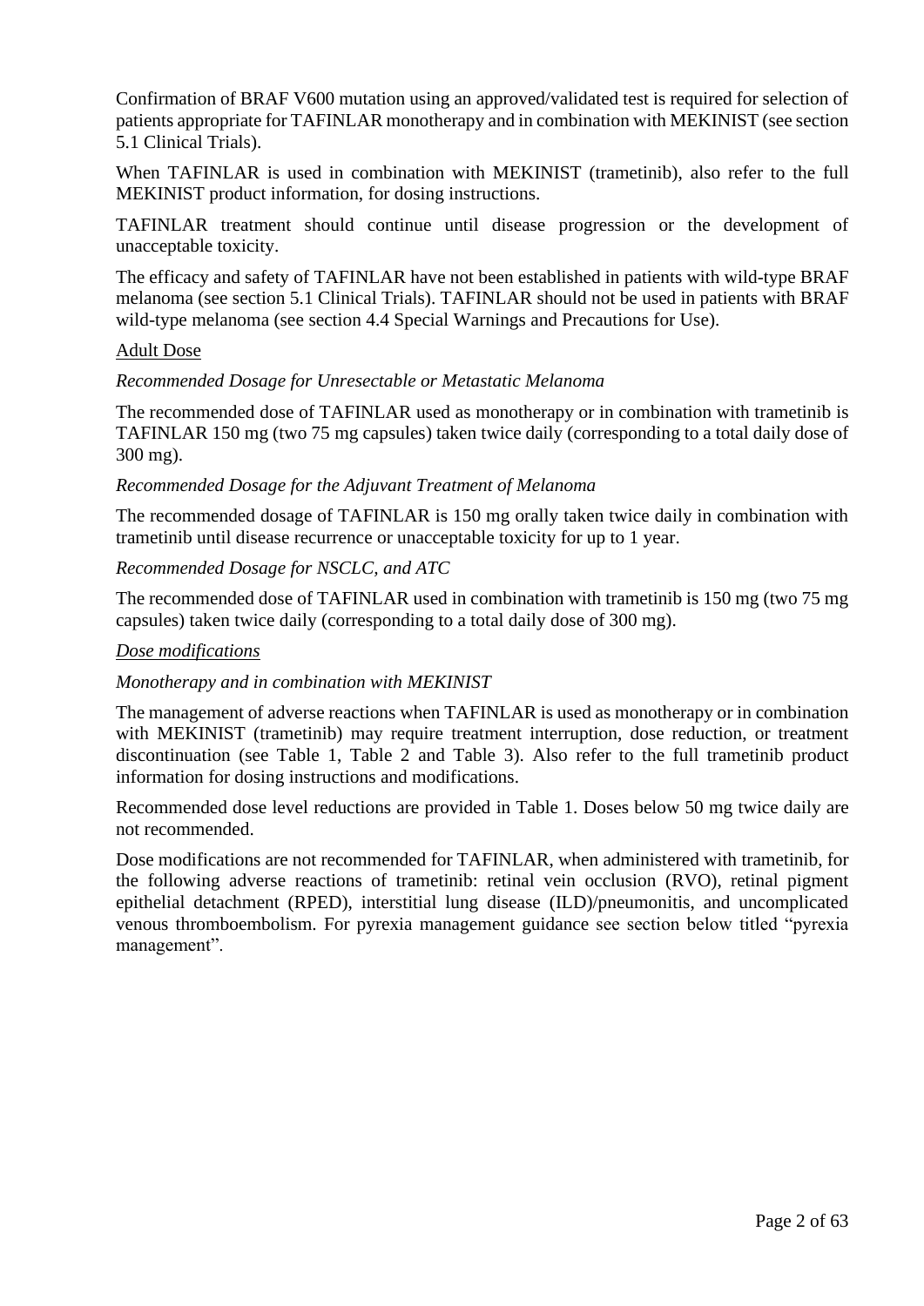Confirmation of BRAF V600 mutation using an approved/validated test is required for selection of patients appropriate for TAFINLAR monotherapy and in combination with MEKINIST (see section 5.1 Clinical Trials).

When TAFINLAR is used in combination with MEKINIST (trametinib), also refer to the full MEKINIST product information, for dosing instructions.

TAFINLAR treatment should continue until disease progression or the development of unacceptable toxicity.

The efficacy and safety of TAFINLAR have not been established in patients with wild-type BRAF melanoma (see section 5.1 Clinical Trials). TAFINLAR should not be used in patients with BRAF wild-type melanoma (see section 4.4 Special Warnings and Precautions for Use).

<u>Adult Dose</u>

*Recommended Dosage for Unresectable or Metastatic Melanoma*

The recommended dose of TAFINLAR used as monotherapy or in combination with trametinib is TAFINLAR 150 mg (two 75 mg capsules) taken twice daily (corresponding to a total daily dose of 300 mg).

*Recommended Dosage for the Adjuvant Treatment of Melanoma*

The recommended dosage of TAFINLAR is 150 mg orally taken twice daily in combination with trametinib until disease recurrence or unacceptable toxicity for up to 1 year.

*Recommended Dosage for NSCLC, and ATC*

The recommended dose of TAFINLAR used in combination with trametinib is 150 mg (two 75 mg capsules) taken twice daily (corresponding to a total daily dose of 300 mg).

*<u>Dose modifications</u>*

*Monotherapy and in combination with MEKINIST*

The management of adverse reactions when TAFINLAR is used as monotherapy or in combination with MEKINIST (trametinib) may require treatment interruption, dose reduction, or treatment discontinuation (see Table 1, Table 2 and Table 3). Also refer to the full trametinib product information for dosing instructions and modifications.

Recommended dose level reductions are provided in Table 1. Doses below 50 mg twice daily are not recommended.

Dose modifications are not recommended for TAFINLAR, when administered with trametinib, for the following adverse reactions of trametinib: retinal vein occlusion (RVO), retinal pigment epithelial detachment (RPED), interstitial lung disease (ILD)/pneumonitis, and uncomplicated venous thromboembolism. For pyrexia management guidance see section below titled "pyrexia management".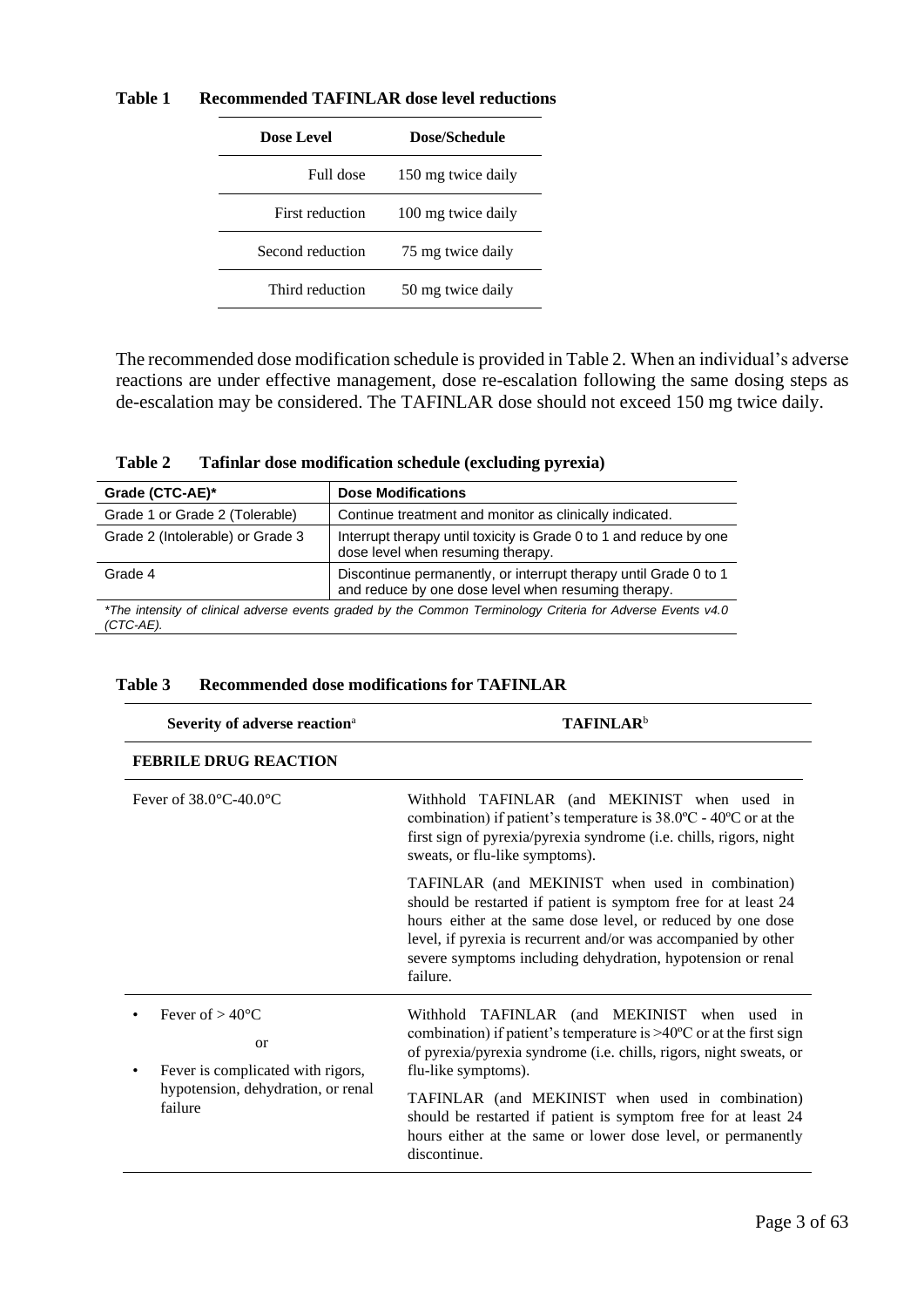**Table 1 Recommended TAFINLAR dose level reductions**

| Dose Level | Dose/Schedule |
|---|---|
| Full dose | 150 mg twice daily |
| First reduction | 100 mg twice daily |
| Second reduction | 75 mg twice daily |
| Third reduction | 50 mg twice daily |

The recommended dose modification schedule is provided in Table 2. When an individual's adverse reactions are under effective management, dose re-escalation following the same dosing steps as de-escalation may be considered. The TAFINLAR dose should not exceed 150 mg twice daily.

**Table 2 Tafinlar dose modification schedule (excluding pyrexia)**

| Grade (CTC-AE)* | Dose Modifications |
|---|---|
| Grade 1 or Grade 2 (Tolerable) | Continue treatment and monitor as clinically indicated. |
| Grade 2 (Intolerable) or Grade 3 | Interrupt therapy until toxicity is Grade 0 to 1 and reduce by one dose level when resuming therapy. |
| Grade 4 | Discontinue permanently, or interrupt therapy until Grade 0 to 1 and reduce by one dose level when resuming therapy. |

*\*The intensity of clinical adverse events graded by the Common Terminology Criteria for Adverse Events v4.0 (CTC-AE).*

**Table 3 Recommended dose modifications for TAFINLAR**

| Severity of adverse reaction[a] | TAFINLAR[b] |
|---|---|
| **FEBRILE DRUG REACTION** | |
| Fever of 38.0°C-40.0°C | Withhold TAFINLAR (and MEKINIST when used in combination) if patient's temperature is 38.0ºC - 40ºC or at the first sign of pyrexia/pyrexia syndrome (i.e. chills, rigors, night sweats, or flu-like symptoms).<br><br>TAFINLAR (and MEKINIST when used in combination) should be restarted if patient is symptom free for at least 24 hours either at the same dose level, or reduced by one dose level, if pyrexia is recurrent and/or was accompanied by other severe symptoms including dehydration, hypotension or renal failure. |
| • Fever of > 40°C<br>or<br>• Fever is complicated with rigors, hypotension, dehydration, or renal failure | Withhold TAFINLAR (and MEKINIST when used in combination) if patient's temperature is >40ºC or at the first sign of pyrexia/pyrexia syndrome (i.e. chills, rigors, night sweats, or flu-like symptoms).<br><br>TAFINLAR (and MEKINIST when used in combination) should be restarted if patient is symptom free for at least 24 hours either at the same or lower dose level, or permanently discontinue. |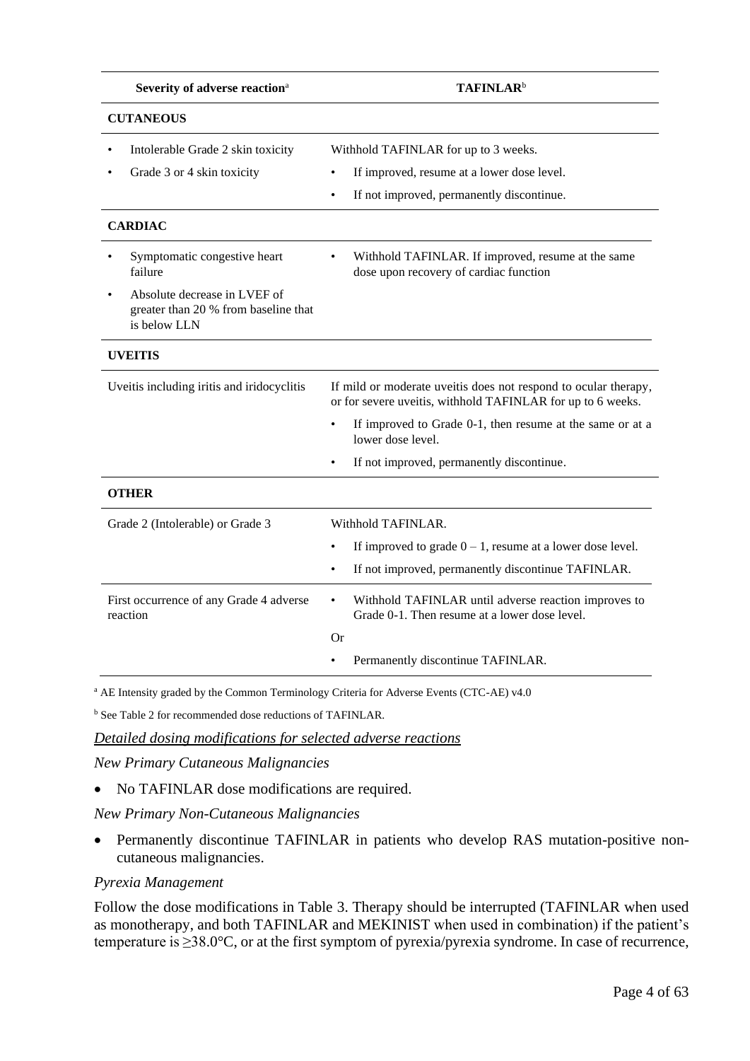| Severity of adverse reaction[a] | TAFINLAR[b] |
|---|---|
| **CUTANEOUS** | |
| • Intolerable Grade 2 skin toxicity<br>• Grade 3 or 4 skin toxicity | Withhold TAFINLAR for up to 3 weeks.<br>• If improved, resume at a lower dose level.<br>• If not improved, permanently discontinue. |
| **CARDIAC** | |
| • Symptomatic congestive heart failure<br>• Absolute decrease in LVEF of greater than 20 % from baseline that is below LLN | • Withhold TAFINLAR. If improved, resume at the same dose upon recovery of cardiac function |
| **UVEITIS** | |
| Uveitis including iritis and iridocyclitis | If mild or moderate uveitis does not respond to ocular therapy, or for severe uveitis, withhold TAFINLAR for up to 6 weeks.<br>• If improved to Grade 0-1, then resume at the same or at a lower dose level.<br>• If not improved, permanently discontinue. |
| **OTHER** | |
| Grade 2 (Intolerable) or Grade 3 | Withhold TAFINLAR.<br>• If improved to grade 0 – 1, resume at a lower dose level.<br>• If not improved, permanently discontinue TAFINLAR. |
| First occurrence of any Grade 4 adverse reaction | • Withhold TAFINLAR until adverse reaction improves to Grade 0-1. Then resume at a lower dose level.<br>Or<br>• Permanently discontinue TAFINLAR. |

[a] AE Intensity graded by the Common Terminology Criteria for Adverse Events (CTC-AE) v4.0

[b] See Table 2 for recommended dose reductions of TAFINLAR.

<u>*Detailed dosing modifications for selected adverse reactions*</u>

*New Primary Cutaneous Malignancies*

- No TAFINLAR dose modifications are required.

*New Primary Non-Cutaneous Malignancies*

- Permanently discontinue TAFINLAR in patients who develop RAS mutation-positive non-cutaneous malignancies.

*Pyrexia Management*

Follow the dose modifications in Table 3. Therapy should be interrupted (TAFINLAR when used as monotherapy, and both TAFINLAR and MEKINIST when used in combination) if the patient's temperature is ≥38.0°C, or at the first symptom of pyrexia/pyrexia syndrome. In case of recurrence,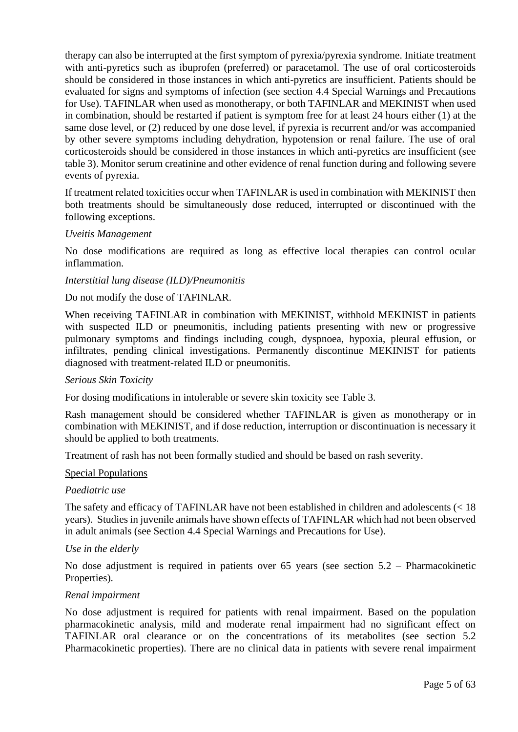therapy can also be interrupted at the first symptom of pyrexia/pyrexia syndrome. Initiate treatment with anti-pyretics such as ibuprofen (preferred) or paracetamol. The use of oral corticosteroids should be considered in those instances in which anti-pyretics are insufficient. Patients should be evaluated for signs and symptoms of infection (see section 4.4 Special Warnings and Precautions for Use). TAFINLAR when used as monotherapy, or both TAFINLAR and MEKINIST when used in combination, should be restarted if patient is symptom free for at least 24 hours either (1) at the same dose level, or (2) reduced by one dose level, if pyrexia is recurrent and/or was accompanied by other severe symptoms including dehydration, hypotension or renal failure. The use of oral corticosteroids should be considered in those instances in which anti-pyretics are insufficient (see table 3). Monitor serum creatinine and other evidence of renal function during and following severe events of pyrexia.

If treatment related toxicities occur when TAFINLAR is used in combination with MEKINIST then both treatments should be simultaneously dose reduced, interrupted or discontinued with the following exceptions.

*Uveitis Management*

No dose modifications are required as long as effective local therapies can control ocular inflammation.

*Interstitial lung disease (ILD)/Pneumonitis*

Do not modify the dose of TAFINLAR.

When receiving TAFINLAR in combination with MEKINIST, withhold MEKINIST in patients with suspected ILD or pneumonitis, including patients presenting with new or progressive pulmonary symptoms and findings including cough, dyspnoea, hypoxia, pleural effusion, or infiltrates, pending clinical investigations. Permanently discontinue MEKINIST for patients diagnosed with treatment-related ILD or pneumonitis.

*Serious Skin Toxicity*

For dosing modifications in intolerable or severe skin toxicity see Table 3.

Rash management should be considered whether TAFINLAR is given as monotherapy or in combination with MEKINIST, and if dose reduction, interruption or discontinuation is necessary it should be applied to both treatments.

Treatment of rash has not been formally studied and should be based on rash severity.

<u>Special Populations</u>

*Paediatric use*

The safety and efficacy of TAFINLAR have not been established in children and adolescents (< 18 years). Studies in juvenile animals have shown effects of TAFINLAR which had not been observed in adult animals (see Section 4.4 Special Warnings and Precautions for Use).

*Use in the elderly*

No dose adjustment is required in patients over 65 years (see section 5.2 – Pharmacokinetic Properties).

*Renal impairment*

No dose adjustment is required for patients with renal impairment. Based on the population pharmacokinetic analysis, mild and moderate renal impairment had no significant effect on TAFINLAR oral clearance or on the concentrations of its metabolites (see section 5.2 Pharmacokinetic properties). There are no clinical data in patients with severe renal impairment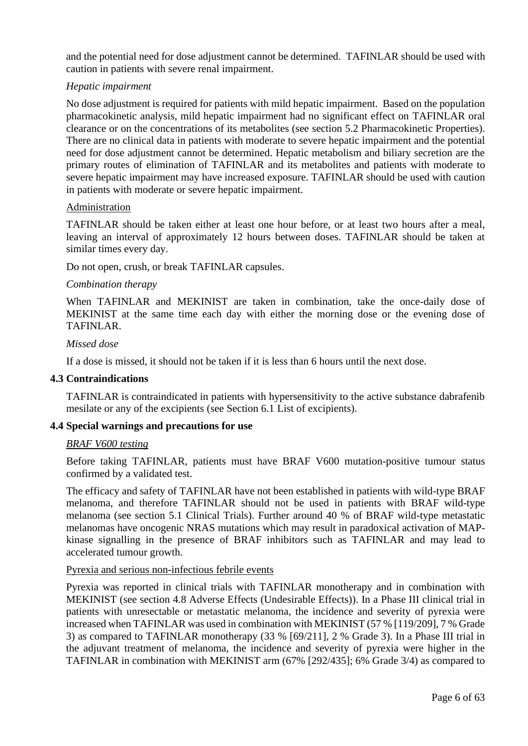and the potential need for dose adjustment cannot be determined. TAFINLAR should be used with caution in patients with severe renal impairment.

*Hepatic impairment*

No dose adjustment is required for patients with mild hepatic impairment. Based on the population pharmacokinetic analysis, mild hepatic impairment had no significant effect on TAFINLAR oral clearance or on the concentrations of its metabolites (see section 5.2 Pharmacokinetic Properties). There are no clinical data in patients with moderate to severe hepatic impairment and the potential need for dose adjustment cannot be determined. Hepatic metabolism and biliary secretion are the primary routes of elimination of TAFINLAR and its metabolites and patients with moderate to severe hepatic impairment may have increased exposure. TAFINLAR should be used with caution in patients with moderate or severe hepatic impairment.

Administration

TAFINLAR should be taken either at least one hour before, or at least two hours after a meal, leaving an interval of approximately 12 hours between doses. TAFINLAR should be taken at similar times every day.

Do not open, crush, or break TAFINLAR capsules.

*Combination therapy*

When TAFINLAR and MEKINIST are taken in combination, take the once-daily dose of MEKINIST at the same time each day with either the morning dose or the evening dose of TAFINLAR.

*Missed dose*

If a dose is missed, it should not be taken if it is less than 6 hours until the next dose.

### 4.3 Contraindications

TAFINLAR is contraindicated in patients with hypersensitivity to the active substance dabrafenib mesilate or any of the excipients (see Section 6.1 List of excipients).

### 4.4 Special warnings and precautions for use

*BRAF V600 testing*

Before taking TAFINLAR, patients must have BRAF V600 mutation-positive tumour status confirmed by a validated test.

The efficacy and safety of TAFINLAR have not been established in patients with wild-type BRAF melanoma, and therefore TAFINLAR should not be used in patients with BRAF wild-type melanoma (see section 5.1 Clinical Trials). Further around 40 % of BRAF wild-type metastatic melanomas have oncogenic NRAS mutations which may result in paradoxical activation of MAP-kinase signalling in the presence of BRAF inhibitors such as TAFINLAR and may lead to accelerated tumour growth.

Pyrexia and serious non-infectious febrile events

Pyrexia was reported in clinical trials with TAFINLAR monotherapy and in combination with MEKINIST (see section 4.8 Adverse Effects (Undesirable Effects)). In a Phase III clinical trial in patients with unresectable or metastatic melanoma, the incidence and severity of pyrexia were increased when TAFINLAR was used in combination with MEKINIST (57 % [119/209], 7 % Grade 3) as compared to TAFINLAR monotherapy (33 % [69/211], 2 % Grade 3). In a Phase III trial in the adjuvant treatment of melanoma, the incidence and severity of pyrexia were higher in the TAFINLAR in combination with MEKINIST arm (67% [292/435]; 6% Grade 3/4) as compared to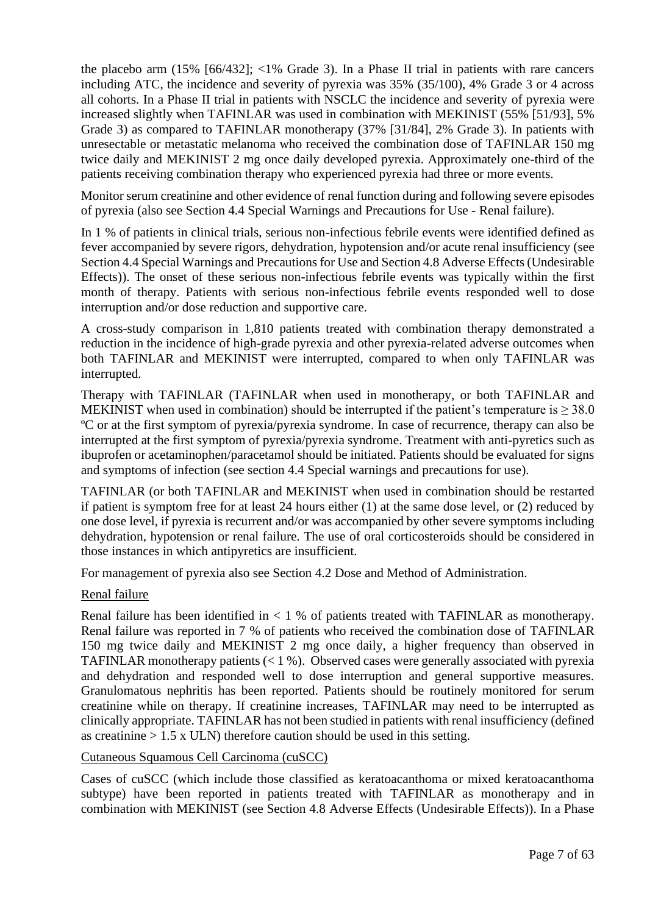the placebo arm (15% [66/432]; <1% Grade 3). In a Phase II trial in patients with rare cancers including ATC, the incidence and severity of pyrexia was 35% (35/100), 4% Grade 3 or 4 across all cohorts. In a Phase II trial in patients with NSCLC the incidence and severity of pyrexia were increased slightly when TAFINLAR was used in combination with MEKINIST (55% [51/93], 5% Grade 3) as compared to TAFINLAR monotherapy (37% [31/84], 2% Grade 3). In patients with unresectable or metastatic melanoma who received the combination dose of TAFINLAR 150 mg twice daily and MEKINIST 2 mg once daily developed pyrexia. Approximately one-third of the patients receiving combination therapy who experienced pyrexia had three or more events.

Monitor serum creatinine and other evidence of renal function during and following severe episodes of pyrexia (also see Section 4.4 Special Warnings and Precautions for Use - Renal failure).

In 1 % of patients in clinical trials, serious non-infectious febrile events were identified defined as fever accompanied by severe rigors, dehydration, hypotension and/or acute renal insufficiency (see Section 4.4 Special Warnings and Precautions for Use and Section 4.8 Adverse Effects (Undesirable Effects)). The onset of these serious non-infectious febrile events was typically within the first month of therapy. Patients with serious non-infectious febrile events responded well to dose interruption and/or dose reduction and supportive care.

A cross-study comparison in 1,810 patients treated with combination therapy demonstrated a reduction in the incidence of high-grade pyrexia and other pyrexia-related adverse outcomes when both TAFINLAR and MEKINIST were interrupted, compared to when only TAFINLAR was interrupted.

Therapy with TAFINLAR (TAFINLAR when used in monotherapy, or both TAFINLAR and MEKINIST when used in combination) should be interrupted if the patient's temperature is ≥ 38.0 ºC or at the first symptom of pyrexia/pyrexia syndrome. In case of recurrence, therapy can also be interrupted at the first symptom of pyrexia/pyrexia syndrome. Treatment with anti-pyretics such as ibuprofen or acetaminophen/paracetamol should be initiated. Patients should be evaluated for signs and symptoms of infection (see section 4.4 Special warnings and precautions for use).

TAFINLAR (or both TAFINLAR and MEKINIST when used in combination should be restarted if patient is symptom free for at least 24 hours either (1) at the same dose level, or (2) reduced by one dose level, if pyrexia is recurrent and/or was accompanied by other severe symptoms including dehydration, hypotension or renal failure. The use of oral corticosteroids should be considered in those instances in which antipyretics are insufficient.

For management of pyrexia also see Section 4.2 Dose and Method of Administration.

<u>Renal failure</u>

Renal failure has been identified in < 1 % of patients treated with TAFINLAR as monotherapy. Renal failure was reported in 7 % of patients who received the combination dose of TAFINLAR 150 mg twice daily and MEKINIST 2 mg once daily, a higher frequency than observed in TAFINLAR monotherapy patients (< 1 %). Observed cases were generally associated with pyrexia and dehydration and responded well to dose interruption and general supportive measures. Granulomatous nephritis has been reported. Patients should be routinely monitored for serum creatinine while on therapy. If creatinine increases, TAFINLAR may need to be interrupted as clinically appropriate. TAFINLAR has not been studied in patients with renal insufficiency (defined as creatinine > 1.5 x ULN) therefore caution should be used in this setting.

<u>Cutaneous Squamous Cell Carcinoma (cuSCC)</u>

Cases of cuSCC (which include those classified as keratoacanthoma or mixed keratoacanthoma subtype) have been reported in patients treated with TAFINLAR as monotherapy and in combination with MEKINIST (see Section 4.8 Adverse Effects (Undesirable Effects)). In a Phase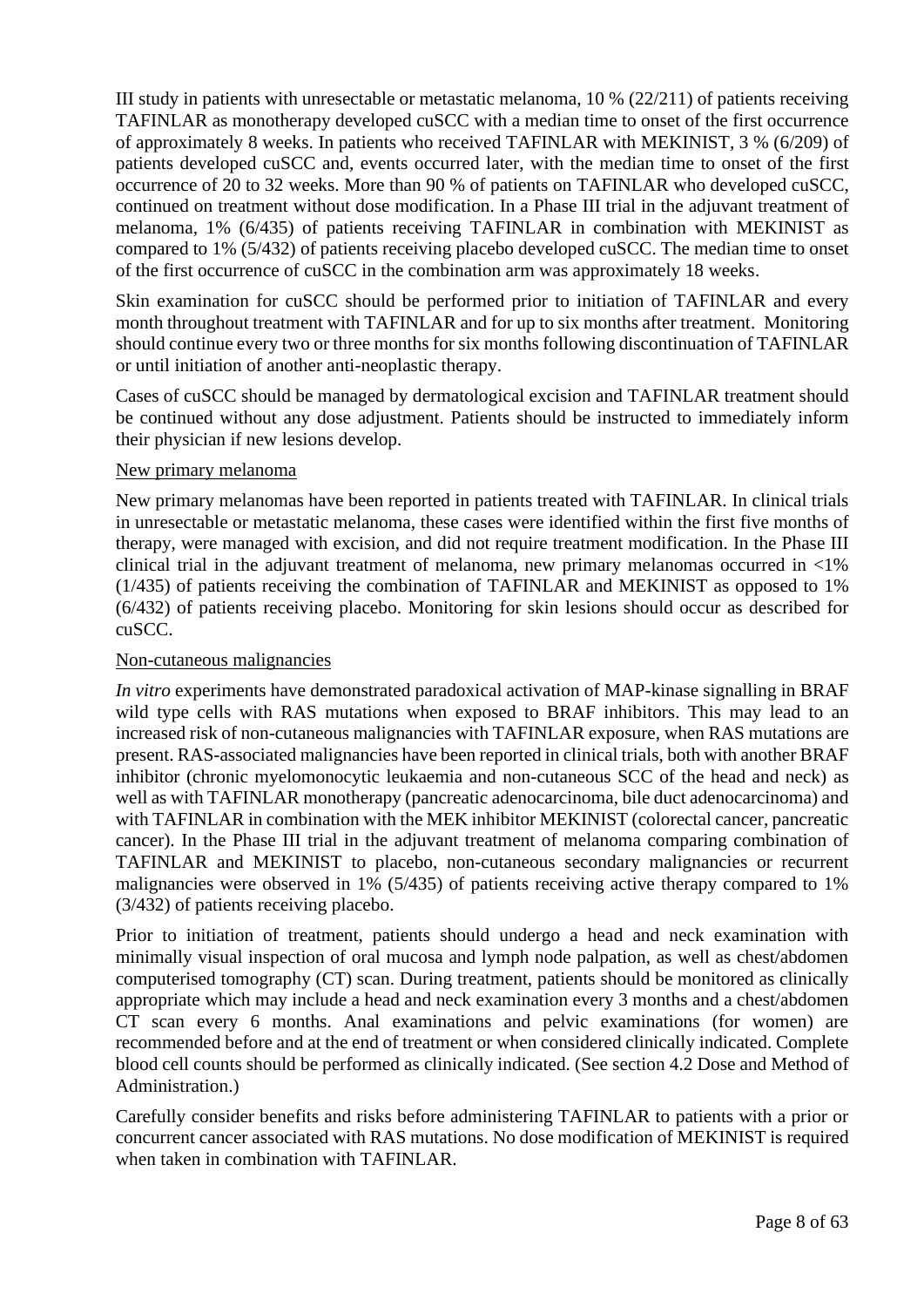III study in patients with unresectable or metastatic melanoma, 10 % (22/211) of patients receiving TAFINLAR as monotherapy developed cuSCC with a median time to onset of the first occurrence of approximately 8 weeks. In patients who received TAFINLAR with MEKINIST, 3 % (6/209) of patients developed cuSCC and, events occurred later, with the median time to onset of the first occurrence of 20 to 32 weeks. More than 90 % of patients on TAFINLAR who developed cuSCC, continued on treatment without dose modification. In a Phase III trial in the adjuvant treatment of melanoma, 1% (6/435) of patients receiving TAFINLAR in combination with MEKINIST as compared to 1% (5/432) of patients receiving placebo developed cuSCC. The median time to onset of the first occurrence of cuSCC in the combination arm was approximately 18 weeks.

Skin examination for cuSCC should be performed prior to initiation of TAFINLAR and every month throughout treatment with TAFINLAR and for up to six months after treatment. Monitoring should continue every two or three months for six months following discontinuation of TAFINLAR or until initiation of another anti-neoplastic therapy.

Cases of cuSCC should be managed by dermatological excision and TAFINLAR treatment should be continued without any dose adjustment. Patients should be instructed to immediately inform their physician if new lesions develop.

New primary melanoma

New primary melanomas have been reported in patients treated with TAFINLAR. In clinical trials in unresectable or metastatic melanoma, these cases were identified within the first five months of therapy, were managed with excision, and did not require treatment modification. In the Phase III clinical trial in the adjuvant treatment of melanoma, new primary melanomas occurred in <1% (1/435) of patients receiving the combination of TAFINLAR and MEKINIST as opposed to 1% (6/432) of patients receiving placebo. Monitoring for skin lesions should occur as described for cuSCC.

Non-cutaneous malignancies

*In vitro* experiments have demonstrated paradoxical activation of MAP-kinase signalling in BRAF wild type cells with RAS mutations when exposed to BRAF inhibitors. This may lead to an increased risk of non-cutaneous malignancies with TAFINLAR exposure, when RAS mutations are present. RAS-associated malignancies have been reported in clinical trials, both with another BRAF inhibitor (chronic myelomonocytic leukaemia and non-cutaneous SCC of the head and neck) as well as with TAFINLAR monotherapy (pancreatic adenocarcinoma, bile duct adenocarcinoma) and with TAFINLAR in combination with the MEK inhibitor MEKINIST (colorectal cancer, pancreatic cancer). In the Phase III trial in the adjuvant treatment of melanoma comparing combination of TAFINLAR and MEKINIST to placebo, non-cutaneous secondary malignancies or recurrent malignancies were observed in 1% (5/435) of patients receiving active therapy compared to 1% (3/432) of patients receiving placebo.

Prior to initiation of treatment, patients should undergo a head and neck examination with minimally visual inspection of oral mucosa and lymph node palpation, as well as chest/abdomen computerised tomography (CT) scan. During treatment, patients should be monitored as clinically appropriate which may include a head and neck examination every 3 months and a chest/abdomen CT scan every 6 months. Anal examinations and pelvic examinations (for women) are recommended before and at the end of treatment or when considered clinically indicated. Complete blood cell counts should be performed as clinically indicated. (See section 4.2 Dose and Method of Administration.)

Carefully consider benefits and risks before administering TAFINLAR to patients with a prior or concurrent cancer associated with RAS mutations. No dose modification of MEKINIST is required when taken in combination with TAFINLAR.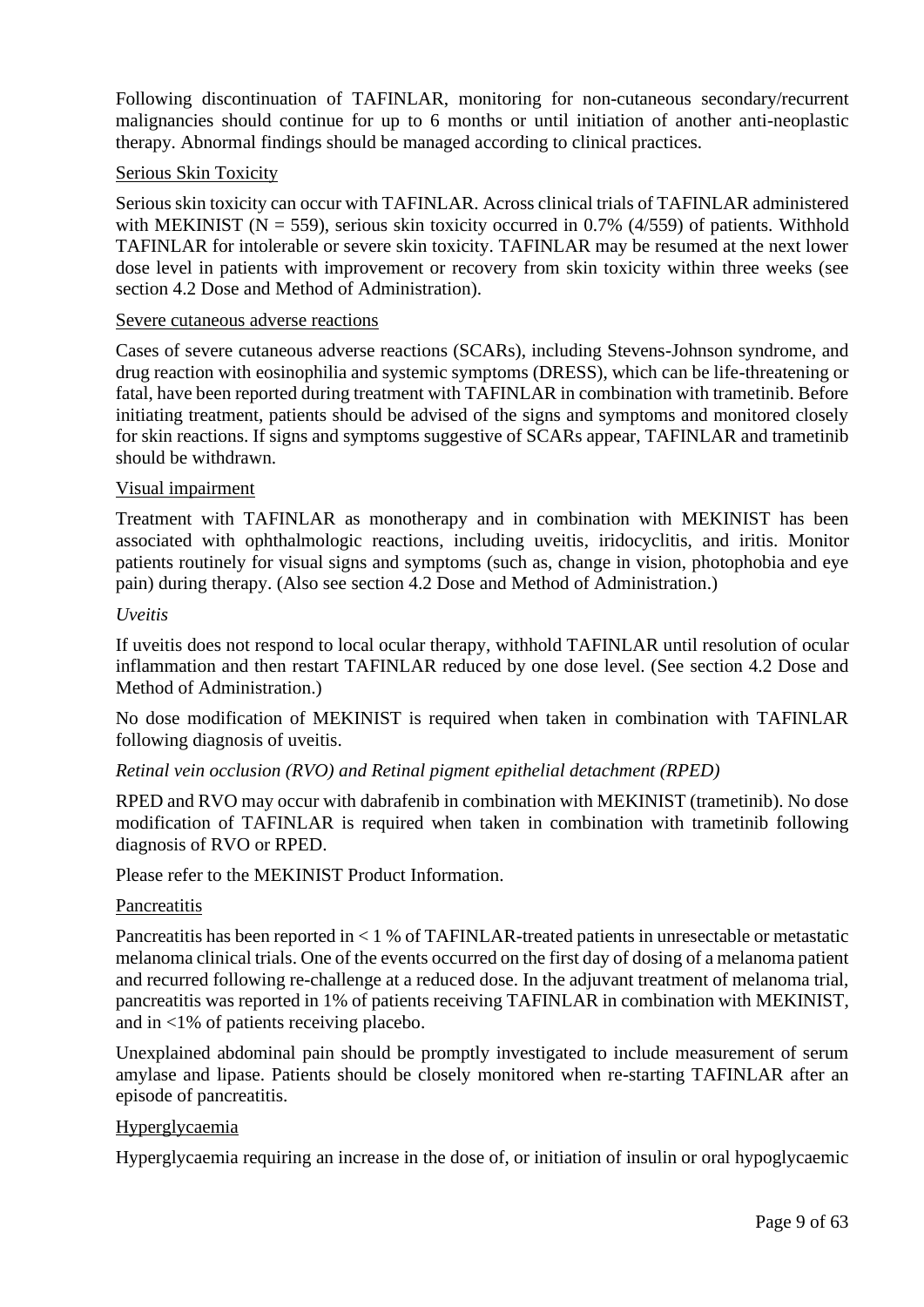Following discontinuation of TAFINLAR, monitoring for non-cutaneous secondary/recurrent malignancies should continue for up to 6 months or until initiation of another anti-neoplastic therapy. Abnormal findings should be managed according to clinical practices.

#### Serious Skin Toxicity

Serious skin toxicity can occur with TAFINLAR. Across clinical trials of TAFINLAR administered with MEKINIST (N = 559), serious skin toxicity occurred in 0.7% (4/559) of patients. Withhold TAFINLAR for intolerable or severe skin toxicity. TAFINLAR may be resumed at the next lower dose level in patients with improvement or recovery from skin toxicity within three weeks (see section 4.2 Dose and Method of Administration).

#### Severe cutaneous adverse reactions

Cases of severe cutaneous adverse reactions (SCARs), including Stevens-Johnson syndrome, and drug reaction with eosinophilia and systemic symptoms (DRESS), which can be life-threatening or fatal, have been reported during treatment with TAFINLAR in combination with trametinib. Before initiating treatment, patients should be advised of the signs and symptoms and monitored closely for skin reactions. If signs and symptoms suggestive of SCARs appear, TAFINLAR and trametinib should be withdrawn.

#### Visual impairment

Treatment with TAFINLAR as monotherapy and in combination with MEKINIST has been associated with ophthalmologic reactions, including uveitis, iridocyclitis, and iritis. Monitor patients routinely for visual signs and symptoms (such as, change in vision, photophobia and eye pain) during therapy. (Also see section 4.2 Dose and Method of Administration.)

*Uveitis*

If uveitis does not respond to local ocular therapy, withhold TAFINLAR until resolution of ocular inflammation and then restart TAFINLAR reduced by one dose level. (See section 4.2 Dose and Method of Administration.)

No dose modification of MEKINIST is required when taken in combination with TAFINLAR following diagnosis of uveitis.

*Retinal vein occlusion (RVO) and Retinal pigment epithelial detachment (RPED)*

RPED and RVO may occur with dabrafenib in combination with MEKINIST (trametinib). No dose modification of TAFINLAR is required when taken in combination with trametinib following diagnosis of RVO or RPED.

Please refer to the MEKINIST Product Information.

#### Pancreatitis

Pancreatitis has been reported in < 1 % of TAFINLAR-treated patients in unresectable or metastatic melanoma clinical trials. One of the events occurred on the first day of dosing of a melanoma patient and recurred following re-challenge at a reduced dose. In the adjuvant treatment of melanoma trial, pancreatitis was reported in 1% of patients receiving TAFINLAR in combination with MEKINIST, and in <1% of patients receiving placebo.

Unexplained abdominal pain should be promptly investigated to include measurement of serum amylase and lipase. Patients should be closely monitored when re-starting TAFINLAR after an episode of pancreatitis.

#### Hyperglycaemia

Hyperglycaemia requiring an increase in the dose of, or initiation of insulin or oral hypoglycaemic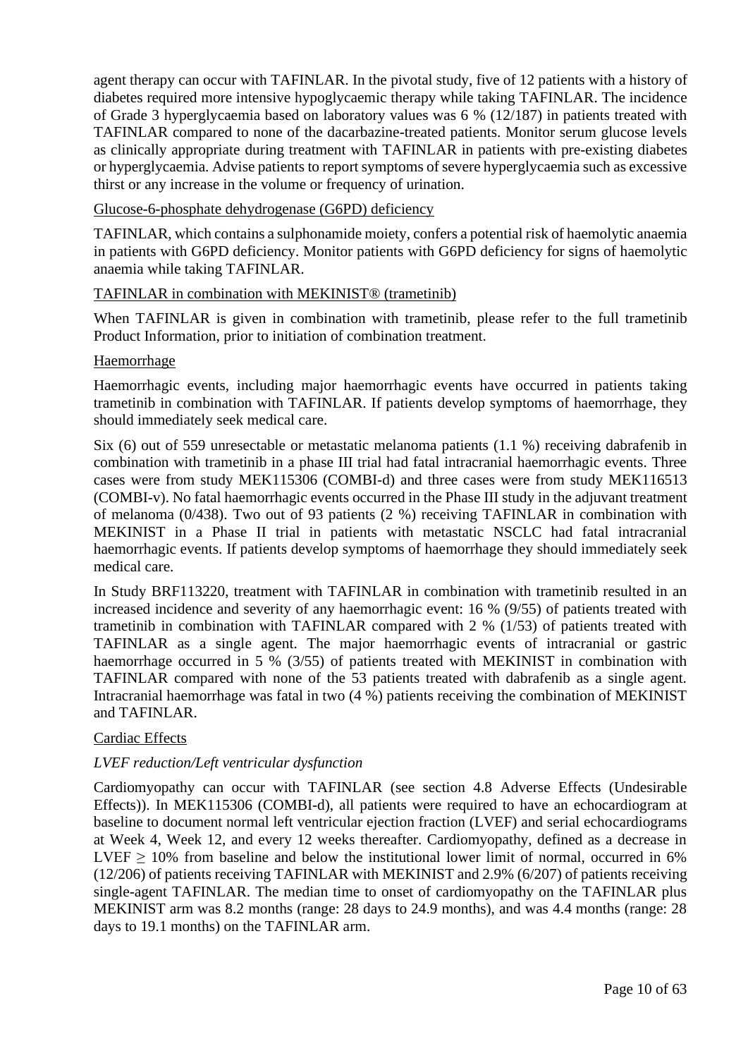agent therapy can occur with TAFINLAR. In the pivotal study, five of 12 patients with a history of diabetes required more intensive hypoglycaemic therapy while taking TAFINLAR. The incidence of Grade 3 hyperglycaemia based on laboratory values was 6 % (12/187) in patients treated with TAFINLAR compared to none of the dacarbazine-treated patients. Monitor serum glucose levels as clinically appropriate during treatment with TAFINLAR in patients with pre-existing diabetes or hyperglycaemia. Advise patients to report symptoms of severe hyperglycaemia such as excessive thirst or any increase in the volume or frequency of urination.

Glucose-6-phosphate dehydrogenase (G6PD) deficiency

TAFINLAR, which contains a sulphonamide moiety, confers a potential risk of haemolytic anaemia in patients with G6PD deficiency. Monitor patients with G6PD deficiency for signs of haemolytic anaemia while taking TAFINLAR.

TAFINLAR in combination with MEKINIST® (trametinib)

When TAFINLAR is given in combination with trametinib, please refer to the full trametinib Product Information, prior to initiation of combination treatment.

Haemorrhage

Haemorrhagic events, including major haemorrhagic events have occurred in patients taking trametinib in combination with TAFINLAR. If patients develop symptoms of haemorrhage, they should immediately seek medical care.

Six (6) out of 559 unresectable or metastatic melanoma patients (1.1 %) receiving dabrafenib in combination with trametinib in a phase III trial had fatal intracranial haemorrhagic events. Three cases were from study MEK115306 (COMBI-d) and three cases were from study MEK116513 (COMBI-v). No fatal haemorrhagic events occurred in the Phase III study in the adjuvant treatment of melanoma (0/438). Two out of 93 patients (2 %) receiving TAFINLAR in combination with MEKINIST in a Phase II trial in patients with metastatic NSCLC had fatal intracranial haemorrhagic events. If patients develop symptoms of haemorrhage they should immediately seek medical care.

In Study BRF113220, treatment with TAFINLAR in combination with trametinib resulted in an increased incidence and severity of any haemorrhagic event: 16 % (9/55) of patients treated with trametinib in combination with TAFINLAR compared with 2 % (1/53) of patients treated with TAFINLAR as a single agent. The major haemorrhagic events of intracranial or gastric haemorrhage occurred in 5 % (3/55) of patients treated with MEKINIST in combination with TAFINLAR compared with none of the 53 patients treated with dabrafenib as a single agent. Intracranial haemorrhage was fatal in two (4 %) patients receiving the combination of MEKINIST and TAFINLAR.

Cardiac Effects

*LVEF reduction/Left ventricular dysfunction*

Cardiomyopathy can occur with TAFINLAR (see section 4.8 Adverse Effects (Undesirable Effects)). In MEK115306 (COMBI-d), all patients were required to have an echocardiogram at baseline to document normal left ventricular ejection fraction (LVEF) and serial echocardiograms at Week 4, Week 12, and every 12 weeks thereafter. Cardiomyopathy, defined as a decrease in LVEF $\geq$ 10% from baseline and below the institutional lower limit of normal, occurred in 6% (12/206) of patients receiving TAFINLAR with MEKINIST and 2.9% (6/207) of patients receiving single-agent TAFINLAR. The median time to onset of cardiomyopathy on the TAFINLAR plus MEKINIST arm was 8.2 months (range: 28 days to 24.9 months), and was 4.4 months (range: 28 days to 19.1 months) on the TAFINLAR arm.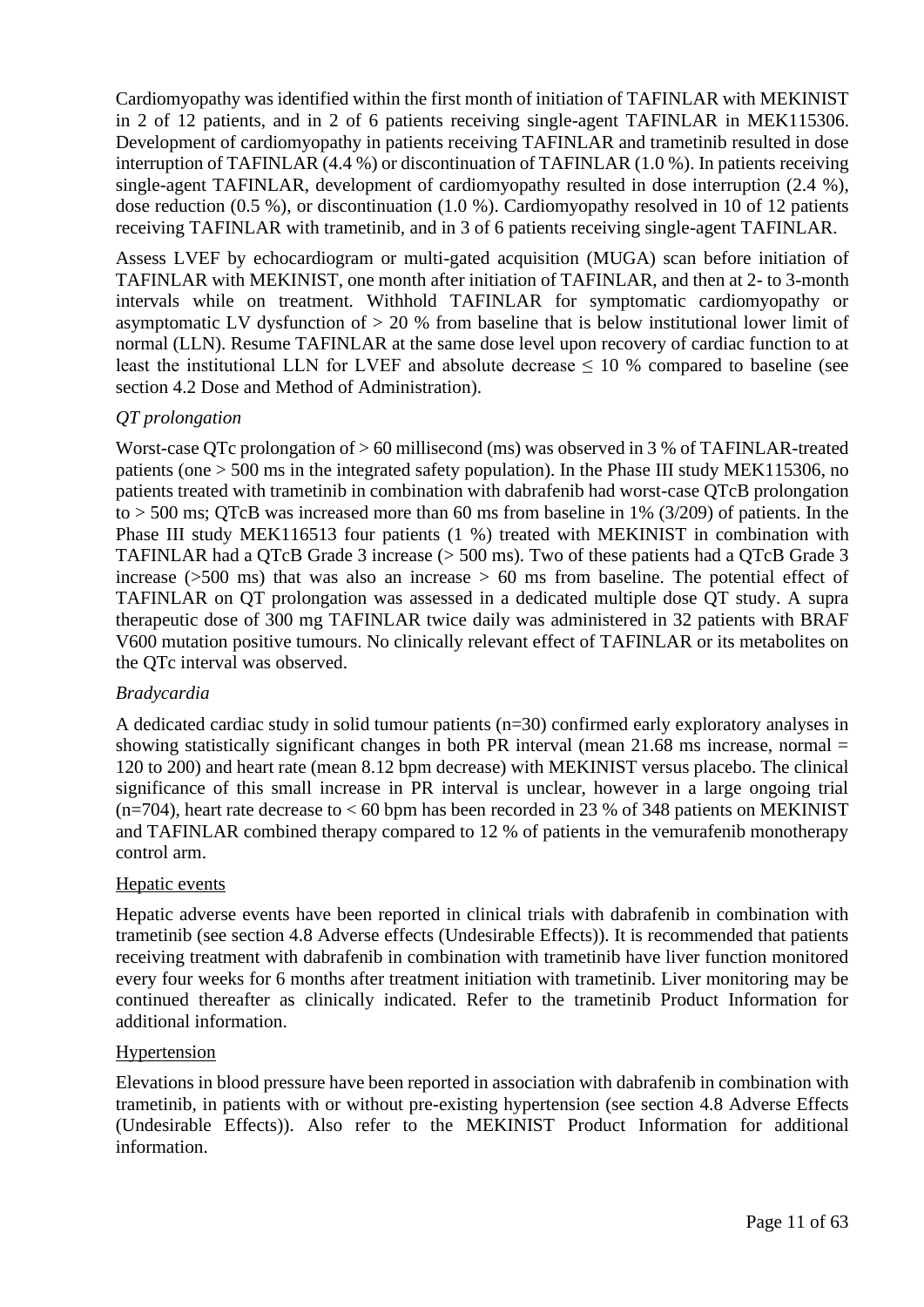Cardiomyopathy was identified within the first month of initiation of TAFINLAR with MEKINIST in 2 of 12 patients, and in 2 of 6 patients receiving single-agent TAFINLAR in MEK115306. Development of cardiomyopathy in patients receiving TAFINLAR and trametinib resulted in dose interruption of TAFINLAR (4.4 %) or discontinuation of TAFINLAR (1.0 %). In patients receiving single-agent TAFINLAR, development of cardiomyopathy resulted in dose interruption (2.4 %), dose reduction (0.5 %), or discontinuation (1.0 %). Cardiomyopathy resolved in 10 of 12 patients receiving TAFINLAR with trametinib, and in 3 of 6 patients receiving single-agent TAFINLAR.

Assess LVEF by echocardiogram or multi-gated acquisition (MUGA) scan before initiation of TAFINLAR with MEKINIST, one month after initiation of TAFINLAR, and then at 2- to 3-month intervals while on treatment. Withhold TAFINLAR for symptomatic cardiomyopathy or asymptomatic LV dysfunction of > 20 % from baseline that is below institutional lower limit of normal (LLN). Resume TAFINLAR at the same dose level upon recovery of cardiac function to at least the institutional LLN for LVEF and absolute decrease ≤ 10 % compared to baseline (see section 4.2 Dose and Method of Administration).

*QT prolongation*

Worst-case QTc prolongation of > 60 millisecond (ms) was observed in 3 % of TAFINLAR-treated patients (one > 500 ms in the integrated safety population). In the Phase III study MEK115306, no patients treated with trametinib in combination with dabrafenib had worst-case QTcB prolongation to > 500 ms; QTcB was increased more than 60 ms from baseline in 1% (3/209) of patients. In the Phase III study MEK116513 four patients (1 %) treated with MEKINIST in combination with TAFINLAR had a QTcB Grade 3 increase (> 500 ms). Two of these patients had a QTcB Grade 3 increase (>500 ms) that was also an increase > 60 ms from baseline. The potential effect of TAFINLAR on QT prolongation was assessed in a dedicated multiple dose QT study. A supra therapeutic dose of 300 mg TAFINLAR twice daily was administered in 32 patients with BRAF V600 mutation positive tumours. No clinically relevant effect of TAFINLAR or its metabolites on the QTc interval was observed.

*Bradycardia*

A dedicated cardiac study in solid tumour patients (n=30) confirmed early exploratory analyses in showing statistically significant changes in both PR interval (mean 21.68 ms increase, normal = 120 to 200) and heart rate (mean 8.12 bpm decrease) with MEKINIST versus placebo. The clinical significance of this small increase in PR interval is unclear, however in a large ongoing trial (n=704), heart rate decrease to < 60 bpm has been recorded in 23 % of 348 patients on MEKINIST and TAFINLAR combined therapy compared to 12 % of patients in the vemurafenib monotherapy control arm.

Hepatic events

Hepatic adverse events have been reported in clinical trials with dabrafenib in combination with trametinib (see section 4.8 Adverse effects (Undesirable Effects)). It is recommended that patients receiving treatment with dabrafenib in combination with trametinib have liver function monitored every four weeks for 6 months after treatment initiation with trametinib. Liver monitoring may be continued thereafter as clinically indicated. Refer to the trametinib Product Information for additional information.

Hypertension

Elevations in blood pressure have been reported in association with dabrafenib in combination with trametinib, in patients with or without pre-existing hypertension (see section 4.8 Adverse Effects (Undesirable Effects)). Also refer to the MEKINIST Product Information for additional information.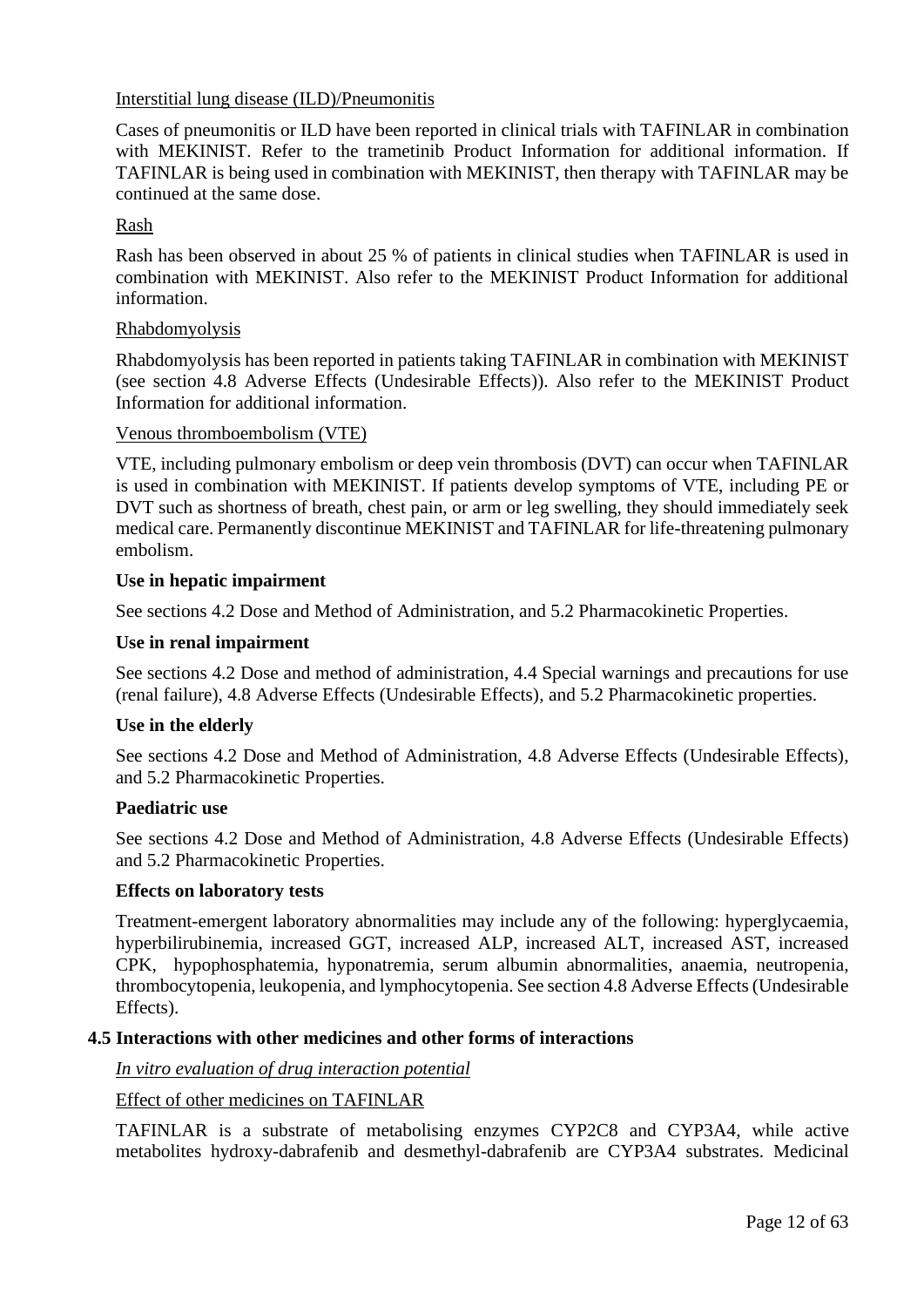Interstitial lung disease (ILD)/Pneumonitis

Cases of pneumonitis or ILD have been reported in clinical trials with TAFINLAR in combination with MEKINIST. Refer to the trametinib Product Information for additional information. If TAFINLAR is being used in combination with MEKINIST, then therapy with TAFINLAR may be continued at the same dose.

Rash

Rash has been observed in about 25 % of patients in clinical studies when TAFINLAR is used in combination with MEKINIST. Also refer to the MEKINIST Product Information for additional information.

Rhabdomyolysis

Rhabdomyolysis has been reported in patients taking TAFINLAR in combination with MEKINIST (see section 4.8 Adverse Effects (Undesirable Effects)). Also refer to the MEKINIST Product Information for additional information.

Venous thromboembolism (VTE)

VTE, including pulmonary embolism or deep vein thrombosis (DVT) can occur when TAFINLAR is used in combination with MEKINIST. If patients develop symptoms of VTE, including PE or DVT such as shortness of breath, chest pain, or arm or leg swelling, they should immediately seek medical care. Permanently discontinue MEKINIST and TAFINLAR for life-threatening pulmonary embolism.

**Use in hepatic impairment**

See sections 4.2 Dose and Method of Administration, and 5.2 Pharmacokinetic Properties.

**Use in renal impairment**

See sections 4.2 Dose and method of administration, 4.4 Special warnings and precautions for use (renal failure), 4.8 Adverse Effects (Undesirable Effects), and 5.2 Pharmacokinetic properties.

**Use in the elderly**

See sections 4.2 Dose and Method of Administration, 4.8 Adverse Effects (Undesirable Effects), and 5.2 Pharmacokinetic Properties.

**Paediatric use**

See sections 4.2 Dose and Method of Administration, 4.8 Adverse Effects (Undesirable Effects) and 5.2 Pharmacokinetic Properties.

**Effects on laboratory tests**

Treatment-emergent laboratory abnormalities may include any of the following: hyperglycaemia, hyperbilirubinemia, increased GGT, increased ALP, increased ALT, increased AST, increased CPK, hypophosphatemia, hyponatremia, serum albumin abnormalities, anaemia, neutropenia, thrombocytopenia, leukopenia, and lymphocytopenia. See section 4.8 Adverse Effects (Undesirable Effects).

## 4.5 Interactions with other medicines and other forms of interactions

*In vitro evaluation of drug interaction potential*

Effect of other medicines on TAFINLAR

TAFINLAR is a substrate of metabolising enzymes CYP2C8 and CYP3A4, while active metabolites hydroxy-dabrafenib and desmethyl-dabrafenib are CYP3A4 substrates. Medicinal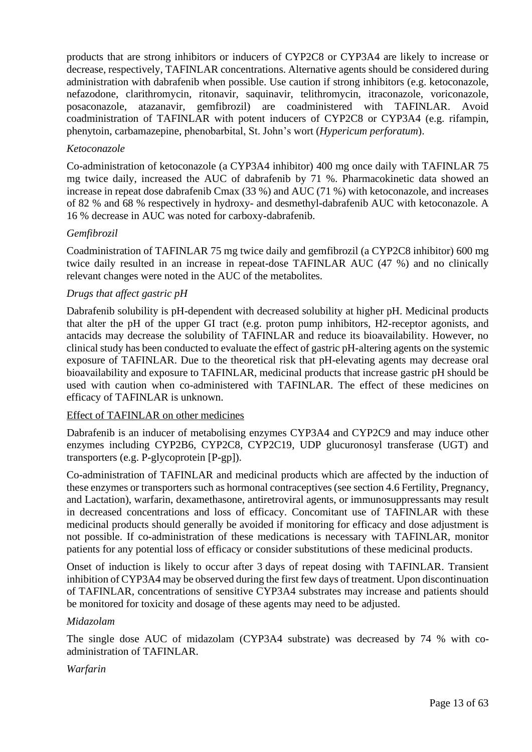products that are strong inhibitors or inducers of CYP2C8 or CYP3A4 are likely to increase or decrease, respectively, TAFINLAR concentrations. Alternative agents should be considered during administration with dabrafenib when possible. Use caution if strong inhibitors (e.g. ketoconazole, nefazodone, clarithromycin, ritonavir, saquinavir, telithromycin, itraconazole, voriconazole, posaconazole, atazanavir, gemfibrozil) are coadministered with TAFINLAR. Avoid coadministration of TAFINLAR with potent inducers of CYP2C8 or CYP3A4 (e.g. rifampin, phenytoin, carbamazepine, phenobarbital, St. John's wort (*Hypericum perforatum*).

*Ketoconazole*

Co-administration of ketoconazole (a CYP3A4 inhibitor) 400 mg once daily with TAFINLAR 75 mg twice daily, increased the AUC of dabrafenib by 71 %. Pharmacokinetic data showed an increase in repeat dose dabrafenib Cmax (33 %) and AUC (71 %) with ketoconazole, and increases of 82 % and 68 % respectively in hydroxy- and desmethyl-dabrafenib AUC with ketoconazole. A 16 % decrease in AUC was noted for carboxy-dabrafenib.

*Gemfibrozil*

Coadministration of TAFINLAR 75 mg twice daily and gemfibrozil (a CYP2C8 inhibitor) 600 mg twice daily resulted in an increase in repeat-dose TAFINLAR AUC (47 %) and no clinically relevant changes were noted in the AUC of the metabolites.

*Drugs that affect gastric pH*

Dabrafenib solubility is pH-dependent with decreased solubility at higher pH. Medicinal products that alter the pH of the upper GI tract (e.g. proton pump inhibitors, H2-receptor agonists, and antacids may decrease the solubility of TAFINLAR and reduce its bioavailability. However, no clinical study has been conducted to evaluate the effect of gastric pH-altering agents on the systemic exposure of TAFINLAR. Due to the theoretical risk that pH-elevating agents may decrease oral bioavailability and exposure to TAFINLAR, medicinal products that increase gastric pH should be used with caution when co-administered with TAFINLAR. The effect of these medicines on efficacy of TAFINLAR is unknown.

<u>Effect of TAFINLAR on other medicines</u>

Dabrafenib is an inducer of metabolising enzymes CYP3A4 and CYP2C9 and may induce other enzymes including CYP2B6, CYP2C8, CYP2C19, UDP glucuronosyl transferase (UGT) and transporters (e.g. P-glycoprotein [P-gp]).

Co-administration of TAFINLAR and medicinal products which are affected by the induction of these enzymes or transporters such as hormonal contraceptives (see section 4.6 Fertility, Pregnancy, and Lactation), warfarin, dexamethasone, antiretroviral agents, or immunosuppressants may result in decreased concentrations and loss of efficacy. Concomitant use of TAFINLAR with these medicinal products should generally be avoided if monitoring for efficacy and dose adjustment is not possible. If co-administration of these medications is necessary with TAFINLAR, monitor patients for any potential loss of efficacy or consider substitutions of these medicinal products.

Onset of induction is likely to occur after 3 days of repeat dosing with TAFINLAR. Transient inhibition of CYP3A4 may be observed during the first few days of treatment. Upon discontinuation of TAFINLAR, concentrations of sensitive CYP3A4 substrates may increase and patients should be monitored for toxicity and dosage of these agents may need to be adjusted.

*Midazolam*

The single dose AUC of midazolam (CYP3A4 substrate) was decreased by 74 % with co-administration of TAFINLAR.

*Warfarin*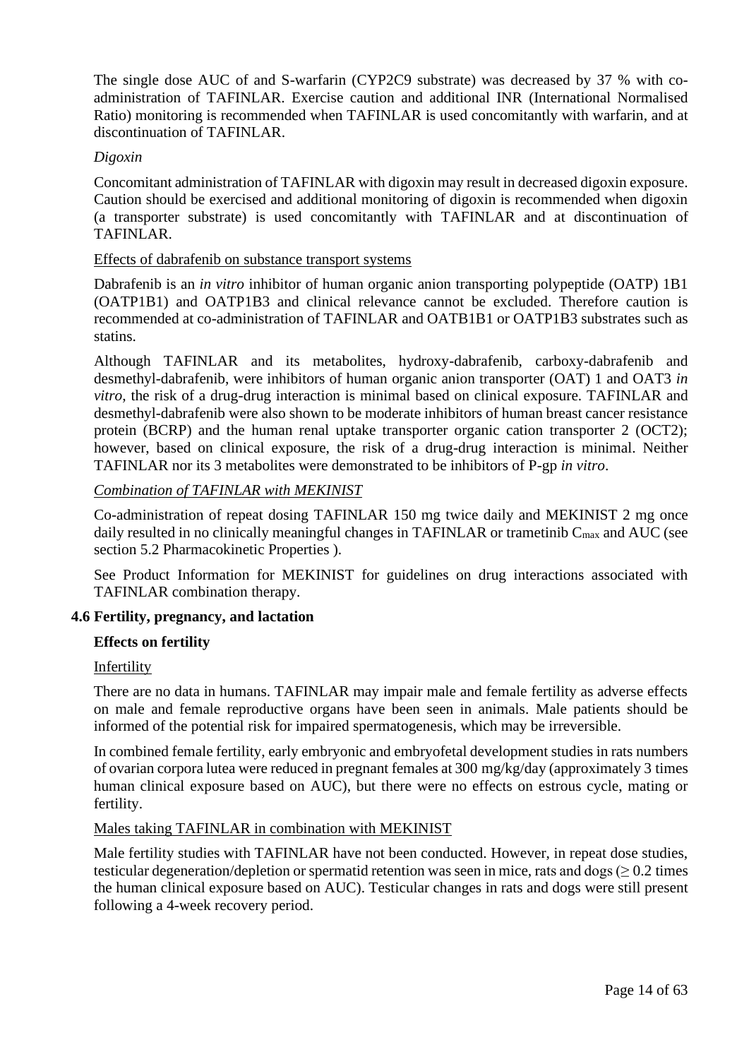The single dose AUC of and S-warfarin (CYP2C9 substrate) was decreased by 37 % with co-administration of TAFINLAR. Exercise caution and additional INR (International Normalised Ratio) monitoring is recommended when TAFINLAR is used concomitantly with warfarin, and at discontinuation of TAFINLAR.

*Digoxin*

Concomitant administration of TAFINLAR with digoxin may result in decreased digoxin exposure. Caution should be exercised and additional monitoring of digoxin is recommended when digoxin (a transporter substrate) is used concomitantly with TAFINLAR and at discontinuation of TAFINLAR.

Effects of dabrafenib on substance transport systems

Dabrafenib is an *in vitro* inhibitor of human organic anion transporting polypeptide (OATP) 1B1 (OATP1B1) and OATP1B3 and clinical relevance cannot be excluded. Therefore caution is recommended at co-administration of TAFINLAR and OATB1B1 or OATP1B3 substrates such as statins.

Although TAFINLAR and its metabolites, hydroxy-dabrafenib, carboxy-dabrafenib and desmethyl-dabrafenib, were inhibitors of human organic anion transporter (OAT) 1 and OAT3 *in vitro*, the risk of a drug-drug interaction is minimal based on clinical exposure. TAFINLAR and desmethyl-dabrafenib were also shown to be moderate inhibitors of human breast cancer resistance protein (BCRP) and the human renal uptake transporter organic cation transporter 2 (OCT2); however, based on clinical exposure, the risk of a drug-drug interaction is minimal. Neither TAFINLAR nor its 3 metabolites were demonstrated to be inhibitors of P-gp *in vitro*.

*Combination of TAFINLAR with MEKINIST*

Co-administration of repeat dosing TAFINLAR 150 mg twice daily and MEKINIST 2 mg once daily resulted in no clinically meaningful changes in TAFINLAR or trametinib $C_{max}$ and AUC (see section 5.2 Pharmacokinetic Properties ).

See Product Information for MEKINIST for guidelines on drug interactions associated with TAFINLAR combination therapy.

## 4.6 Fertility, pregnancy, and lactation

**Effects on fertility**

Infertility

There are no data in humans. TAFINLAR may impair male and female fertility as adverse effects on male and female reproductive organs have been seen in animals. Male patients should be informed of the potential risk for impaired spermatogenesis, which may be irreversible.

In combined female fertility, early embryonic and embryofetal development studies in rats numbers of ovarian corpora lutea were reduced in pregnant females at 300 mg/kg/day (approximately 3 times human clinical exposure based on AUC), but there were no effects on estrous cycle, mating or fertility.

Males taking TAFINLAR in combination with MEKINIST

Male fertility studies with TAFINLAR have not been conducted. However, in repeat dose studies, testicular degeneration/depletion or spermatid retention was seen in mice, rats and dogs ($\geq$ 0.2 times the human clinical exposure based on AUC). Testicular changes in rats and dogs were still present following a 4-week recovery period.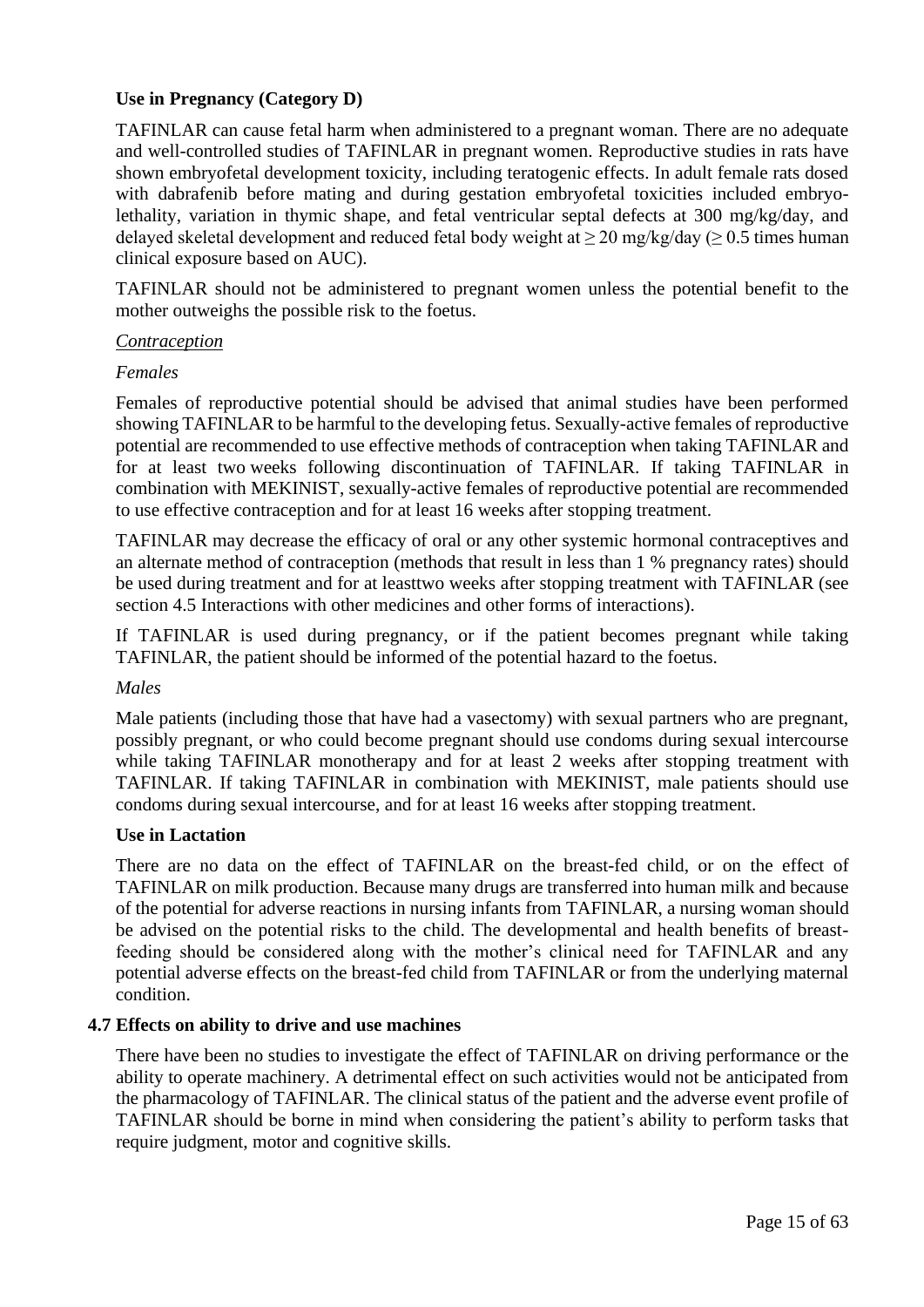**Use in Pregnancy (Category D)**

TAFINLAR can cause fetal harm when administered to a pregnant woman. There are no adequate and well-controlled studies of TAFINLAR in pregnant women. Reproductive studies in rats have shown embryofetal development toxicity, including teratogenic effects. In adult female rats dosed with dabrafenib before mating and during gestation embryofetal toxicities included embryo-lethality, variation in thymic shape, and fetal ventricular septal defects at 300 mg/kg/day, and delayed skeletal development and reduced fetal body weight at ≥ 20 mg/kg/day (≥ 0.5 times human clinical exposure based on AUC).

TAFINLAR should not be administered to pregnant women unless the potential benefit to the mother outweighs the possible risk to the foetus.

*Contraception*

*Females*

Females of reproductive potential should be advised that animal studies have been performed showing TAFINLAR to be harmful to the developing fetus. Sexually-active females of reproductive potential are recommended to use effective methods of contraception when taking TAFINLAR and for at least two weeks following discontinuation of TAFINLAR. If taking TAFINLAR in combination with MEKINIST, sexually-active females of reproductive potential are recommended to use effective contraception and for at least 16 weeks after stopping treatment.

TAFINLAR may decrease the efficacy of oral or any other systemic hormonal contraceptives and an alternate method of contraception (methods that result in less than 1 % pregnancy rates) should be used during treatment and for at leasttwo weeks after stopping treatment with TAFINLAR (see section 4.5 Interactions with other medicines and other forms of interactions).

If TAFINLAR is used during pregnancy, or if the patient becomes pregnant while taking TAFINLAR, the patient should be informed of the potential hazard to the foetus.

*Males*

Male patients (including those that have had a vasectomy) with sexual partners who are pregnant, possibly pregnant, or who could become pregnant should use condoms during sexual intercourse while taking TAFINLAR monotherapy and for at least 2 weeks after stopping treatment with TAFINLAR. If taking TAFINLAR in combination with MEKINIST, male patients should use condoms during sexual intercourse, and for at least 16 weeks after stopping treatment.

**Use in Lactation**

There are no data on the effect of TAFINLAR on the breast-fed child, or on the effect of TAFINLAR on milk production. Because many drugs are transferred into human milk and because of the potential for adverse reactions in nursing infants from TAFINLAR, a nursing woman should be advised on the potential risks to the child. The developmental and health benefits of breast-feeding should be considered along with the mother's clinical need for TAFINLAR and any potential adverse effects on the breast-fed child from TAFINLAR or from the underlying maternal condition.

## 4.7 Effects on ability to drive and use machines

There have been no studies to investigate the effect of TAFINLAR on driving performance or the ability to operate machinery. A detrimental effect on such activities would not be anticipated from the pharmacology of TAFINLAR. The clinical status of the patient and the adverse event profile of TAFINLAR should be borne in mind when considering the patient's ability to perform tasks that require judgment, motor and cognitive skills.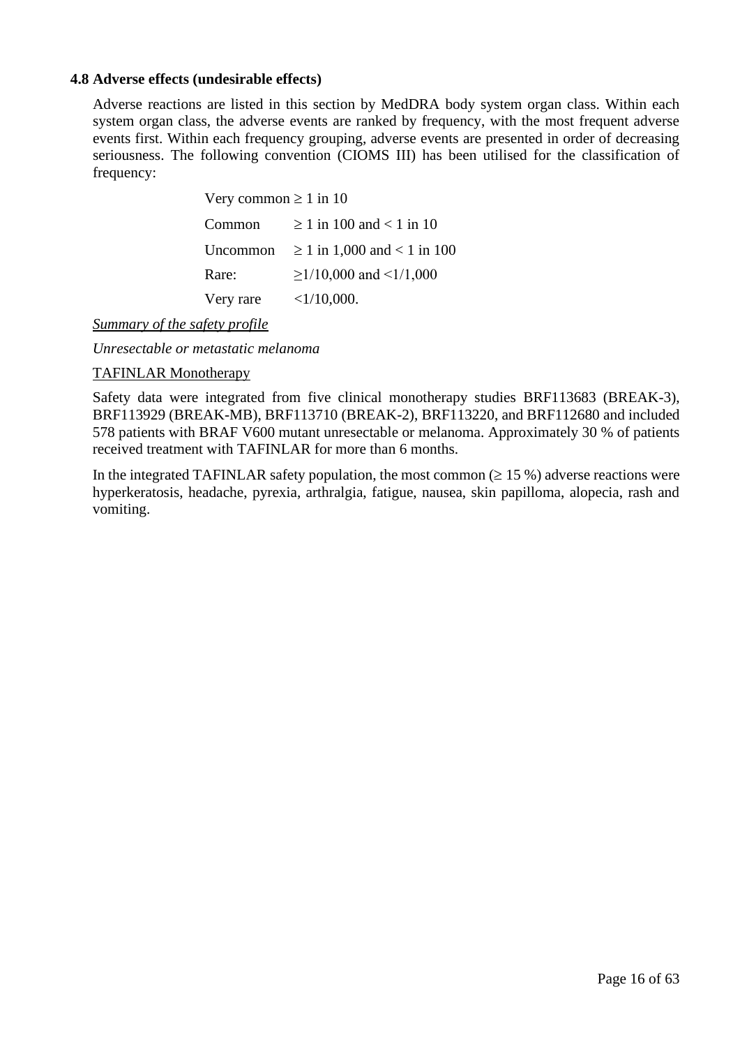### 4.8 Adverse effects (undesirable effects)

Adverse reactions are listed in this section by MedDRA body system organ class. Within each system organ class, the adverse events are ranked by frequency, with the most frequent adverse events first. Within each frequency grouping, adverse events are presented in order of decreasing seriousness. The following convention (CIOMS III) has been utilised for the classification of frequency:

| | |
|---|---|
| Very common | ≥ 1 in 10 |
| Common | ≥ 1 in 100 and < 1 in 10 |
| Uncommon | ≥ 1 in 1,000 and < 1 in 100 |
| Rare: | ≥1/10,000 and <1/1,000 |
| Very rare | <1/10,000. |

*Summary of the safety profile*

*Unresectable or metastatic melanoma*

TAFINLAR Monotherapy

Safety data were integrated from five clinical monotherapy studies BRF113683 (BREAK-3), BRF113929 (BREAK-MB), BRF113710 (BREAK-2), BRF113220, and BRF112680 and included 578 patients with BRAF V600 mutant unresectable or melanoma. Approximately 30 % of patients received treatment with TAFINLAR for more than 6 months.

In the integrated TAFINLAR safety population, the most common (≥ 15 %) adverse reactions were hyperkeratosis, headache, pyrexia, arthralgia, fatigue, nausea, skin papilloma, alopecia, rash and vomiting.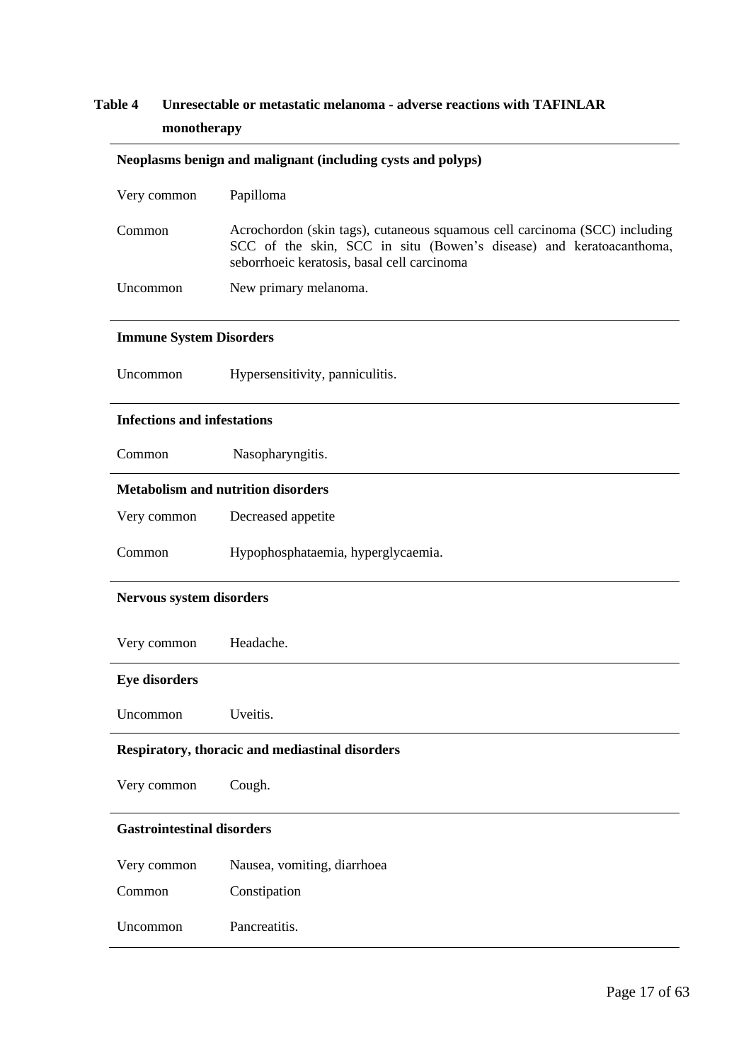**Table 4 Unresectable or metastatic melanoma - adverse reactions with TAFINLAR monotherapy**

| | |
|---|---|
| **Neoplasms benign and malignant (including cysts and polyps)** | |
| Very common | Papilloma |
| Common | Acrochordon (skin tags), cutaneous squamous cell carcinoma (SCC) including SCC of the skin, SCC in situ (Bowen's disease) and keratoacanthoma, seborrhoeic keratosis, basal cell carcinoma |
| Uncommon | New primary melanoma. |
| **Immune System Disorders** | |
| Uncommon | Hypersensitivity, panniculitis. |
| **Infections and infestations** | |
| Common | Nasopharyngitis. |
| **Metabolism and nutrition disorders** | |
| Very common | Decreased appetite |
| Common | Hypophosphataemia, hyperglycaemia. |
| **Nervous system disorders** | |
| Very common | Headache. |
| **Eye disorders** | |
| Uncommon | Uveitis. |
| **Respiratory, thoracic and mediastinal disorders** | |
| Very common | Cough. |
| **Gastrointestinal disorders** | |
| Very common | Nausea, vomiting, diarrhoea |
| Common | Constipation |
| Uncommon | Pancreatitis. |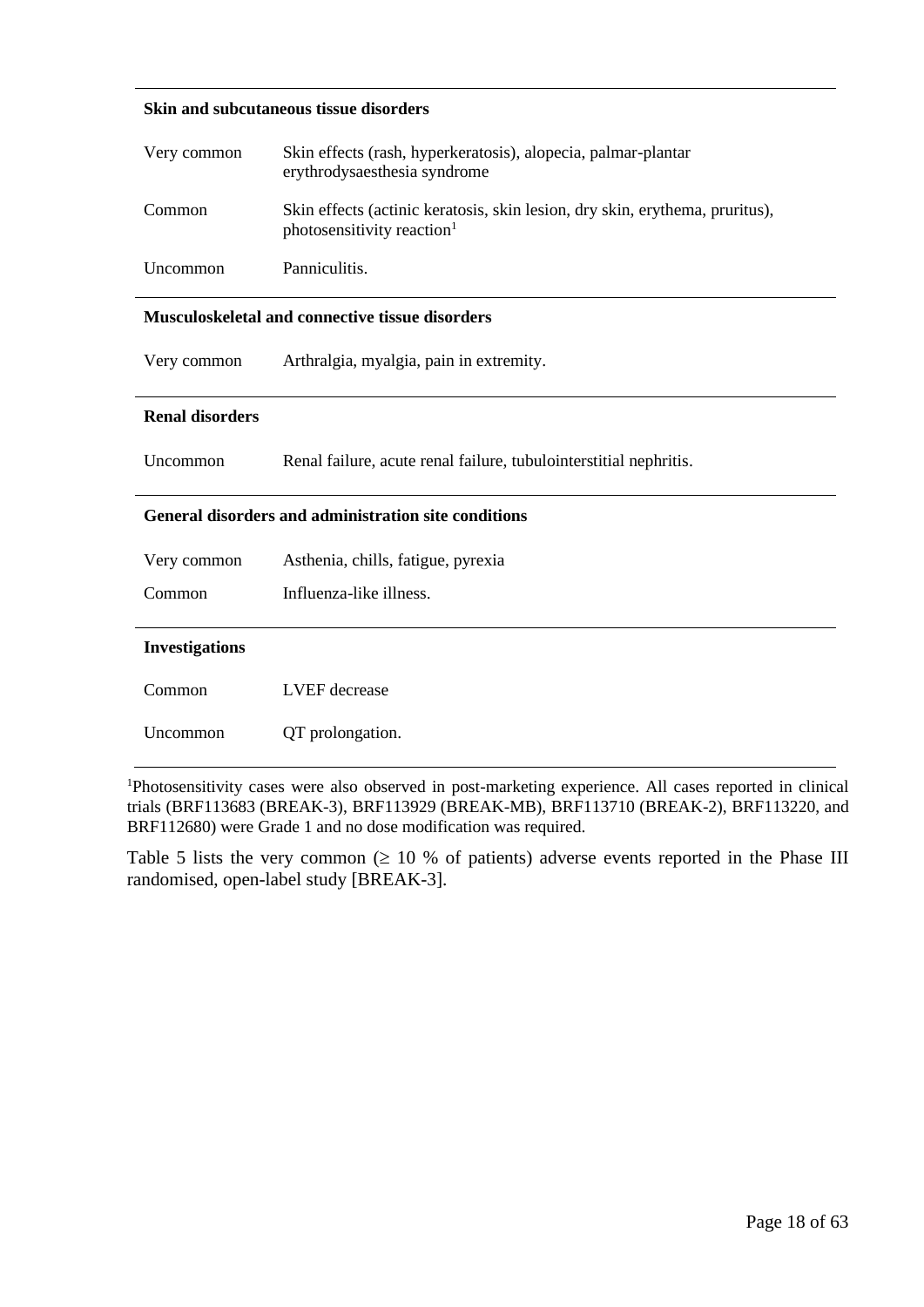| | |
|---|---|
| **Skin and subcutaneous tissue disorders** | |
| Very common | Skin effects (rash, hyperkeratosis), alopecia, palmar-plantar erythrodysaesthesia syndrome |
| Common | Skin effects (actinic keratosis, skin lesion, dry skin, erythema, pruritus), photosensitivity reaction[1] |
| Uncommon | Panniculitis. |
| **Musculoskeletal and connective tissue disorders** | |
| Very common | Arthralgia, myalgia, pain in extremity. |
| **Renal disorders** | |
| Uncommon | Renal failure, acute renal failure, tubulointerstitial nephritis. |
| **General disorders and administration site conditions** | |
| Very common | Asthenia, chills, fatigue, pyrexia |
| Common | Influenza-like illness. |
| **Investigations** | |
| Common | LVEF decrease |
| Uncommon | QT prolongation. |

[1]Photosensitivity cases were also observed in post-marketing experience. All cases reported in clinical trials (BRF113683 (BREAK-3), BRF113929 (BREAK-MB), BRF113710 (BREAK-2), BRF113220, and BRF112680) were Grade 1 and no dose modification was required.

Table 5 lists the very common ($\geq$ 10 % of patients) adverse events reported in the Phase III randomised, open-label study [BREAK-3].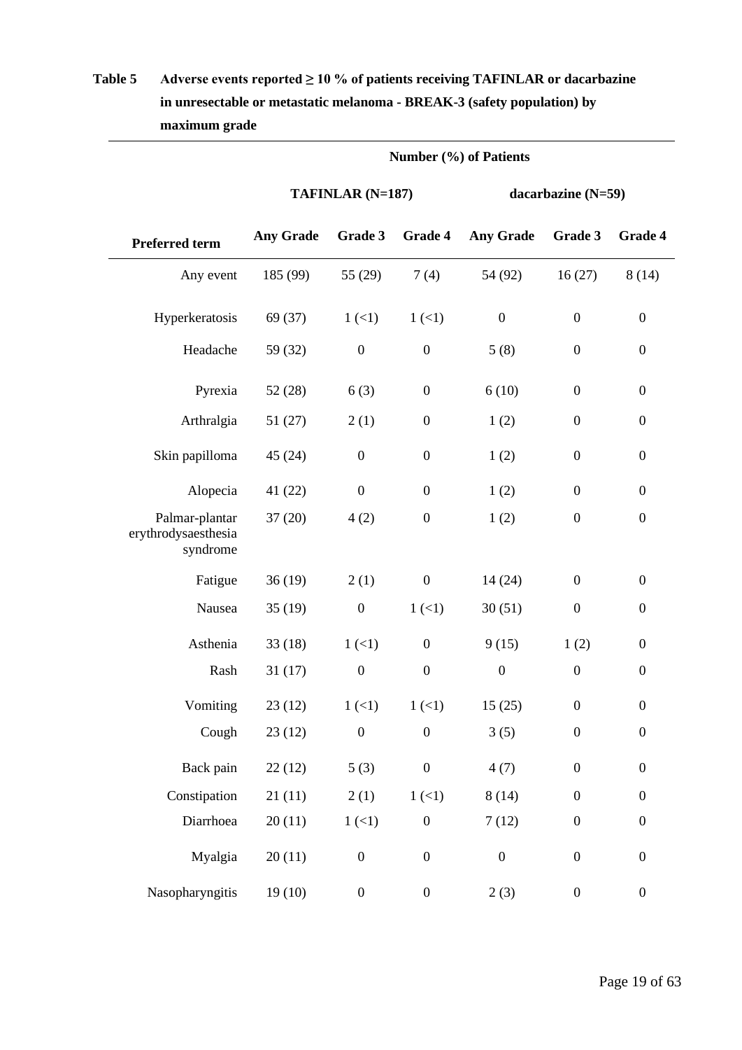**Table 5 Adverse events reported ≥ 10 % of patients receiving TAFINLAR or dacarbazine in unresectable or metastatic melanoma - BREAK-3 (safety population) by maximum grade**

| | Number (%) of Patients | | | | | |
|---|---|---|---|---|---|---|
| | TAFINLAR (N=187) | | | dacarbazine (N=59) | | |
| **Preferred term** | **Any Grade** | **Grade 3** | **Grade 4** | **Any Grade** | **Grade 3** | **Grade 4** |
| Any event | 185 (99) | 55 (29) | 7 (4) | 54 (92) | 16 (27) | 8 (14) |
| Hyperkeratosis | 69 (37) | 1 (<1) | 1 (<1) | 0 | 0 | 0 |
| Headache | 59 (32) | 0 | 0 | 5 (8) | 0 | 0 |
| Pyrexia | 52 (28) | 6 (3) | 0 | 6 (10) | 0 | 0 |
| Arthralgia | 51 (27) | 2 (1) | 0 | 1 (2) | 0 | 0 |
| Skin papilloma | 45 (24) | 0 | 0 | 1 (2) | 0 | 0 |
| Alopecia | 41 (22) | 0 | 0 | 1 (2) | 0 | 0 |
| Palmar-plantar erythrodysaesthesia syndrome | 37 (20) | 4 (2) | 0 | 1 (2) | 0 | 0 |
| Fatigue | 36 (19) | 2 (1) | 0 | 14 (24) | 0 | 0 |
| Nausea | 35 (19) | 0 | 1 (<1) | 30 (51) | 0 | 0 |
| Asthenia | 33 (18) | 1 (<1) | 0 | 9 (15) | 1 (2) | 0 |
| Rash | 31 (17) | 0 | 0 | 0 | 0 | 0 |
| Vomiting | 23 (12) | 1 (<1) | 1 (<1) | 15 (25) | 0 | 0 |
| Cough | 23 (12) | 0 | 0 | 3 (5) | 0 | 0 |
| Back pain | 22 (12) | 5 (3) | 0 | 4 (7) | 0 | 0 |
| Constipation | 21 (11) | 2 (1) | 1 (<1) | 8 (14) | 0 | 0 |
| Diarrhoea | 20 (11) | 1 (<1) | 0 | 7 (12) | 0 | 0 |
| Myalgia | 20 (11) | 0 | 0 | 0 | 0 | 0 |
| Nasopharyngitis | 19 (10) | 0 | 0 | 2 (3) | 0 | 0 |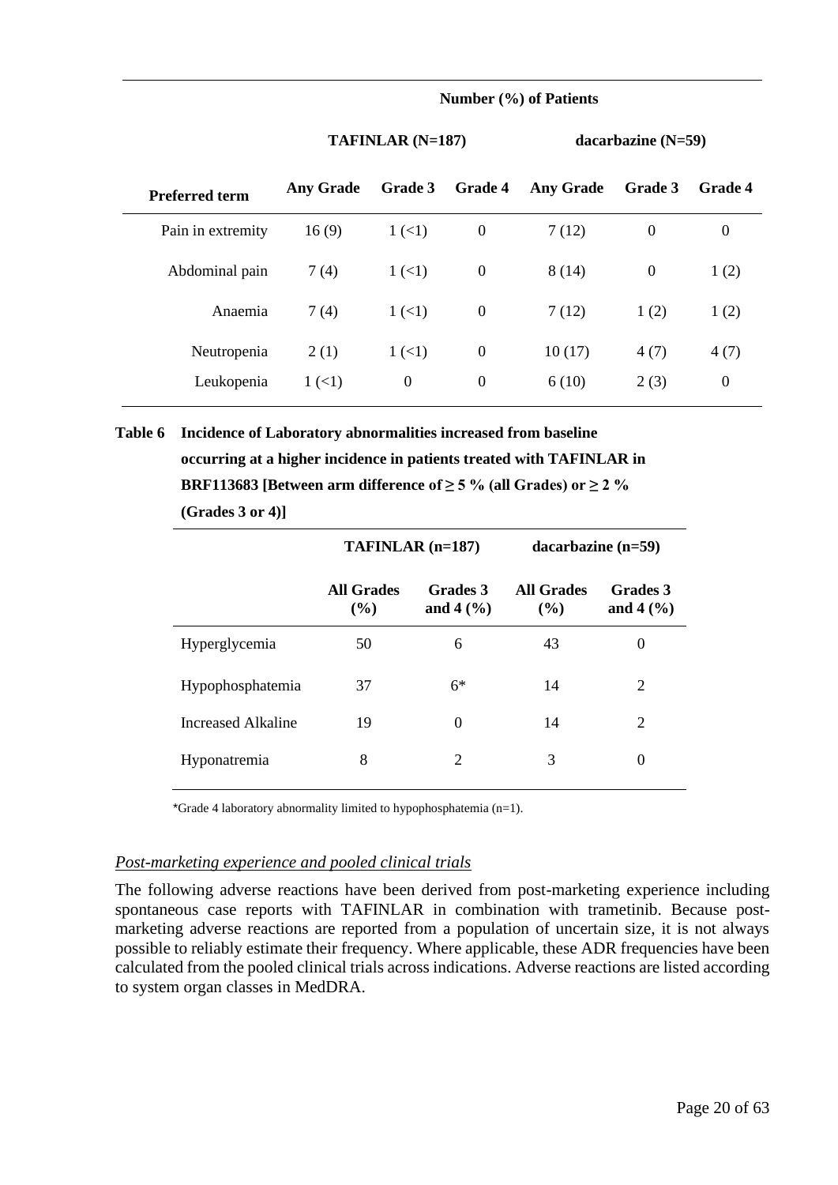| | Number (%) of Patients | | | | | |
|---|---|---|---|---|---|---|
| | TAFINLAR (N=187) | | | dacarbazine (N=59) | | |
| Preferred term | Any Grade | Grade 3 | Grade 4 | Any Grade | Grade 3 | Grade 4 |
| Pain in extremity | 16 (9) | 1 (<1) | 0 | 7 (12) | 0 | 0 |
| Abdominal pain | 7 (4) | 1 (<1) | 0 | 8 (14) | 0 | 1 (2) |
| Anaemia | 7 (4) | 1 (<1) | 0 | 7 (12) | 1 (2) | 1 (2) |
| Neutropenia | 2 (1) | 1 (<1) | 0 | 10 (17) | 4 (7) | 4 (7) |
| Leukopenia | 1 (<1) | 0 | 0 | 6 (10) | 2 (3) | 0 |

**Table 6 Incidence of Laboratory abnormalities increased from baseline occurring at a higher incidence in patients treated with TAFINLAR in BRF113683 [Between arm difference of ≥ 5 % (all Grades) or ≥ 2 % (Grades 3 or 4)]**

| | TAFINLAR (n=187) | | dacarbazine (n=59) | |
|---|---|---|---|---|
| | All Grades (%) | Grades 3 and 4 (%) | All Grades (%) | Grades 3 and 4 (%) |
| Hyperglycemia | 50 | 6 | 43 | 0 |
| Hypophosphatemia | 37 | 6* | 14 | 2 |
| Increased Alkaline | 19 | 0 | 14 | 2 |
| Hyponatremia | 8 | 2 | 3 | 0 |

*Grade 4 laboratory abnormality limited to hypophosphatemia (n=1).

*Post-marketing experience and pooled clinical trials*

The following adverse reactions have been derived from post-marketing experience including spontaneous case reports with TAFINLAR in combination with trametinib. Because post-marketing adverse reactions are reported from a population of uncertain size, it is not always possible to reliably estimate their frequency. Where applicable, these ADR frequencies have been calculated from the pooled clinical trials across indications. Adverse reactions are listed according to system organ classes in MedDRA.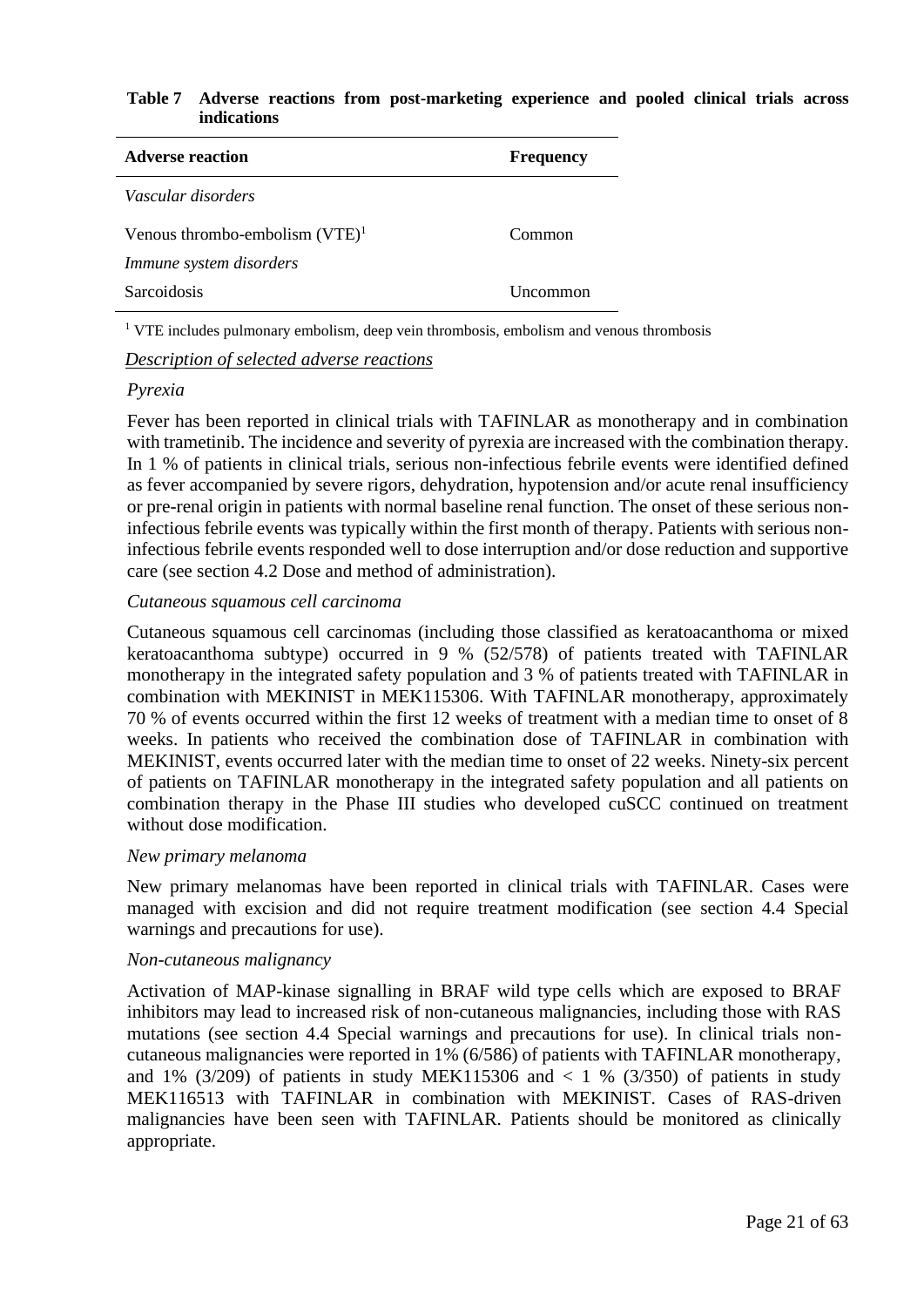**Table 7 Adverse reactions from post-marketing experience and pooled clinical trials across indications**

| Adverse reaction | Frequency |
|---|---|
| *Vascular disorders* | |
| Venous thrombo-embolism (VTE)[1] | Common |
| *Immune system disorders* | |
| Sarcoidosis | Uncommon |

[1] VTE includes pulmonary embolism, deep vein thrombosis, embolism and venous thrombosis

*Description of selected adverse reactions*

*Pyrexia*

Fever has been reported in clinical trials with TAFINLAR as monotherapy and in combination with trametinib. The incidence and severity of pyrexia are increased with the combination therapy. In 1 % of patients in clinical trials, serious non-infectious febrile events were identified defined as fever accompanied by severe rigors, dehydration, hypotension and/or acute renal insufficiency or pre-renal origin in patients with normal baseline renal function. The onset of these serious non-infectious febrile events was typically within the first month of therapy. Patients with serious non-infectious febrile events responded well to dose interruption and/or dose reduction and supportive care (see section 4.2 Dose and method of administration).

*Cutaneous squamous cell carcinoma*

Cutaneous squamous cell carcinomas (including those classified as keratoacanthoma or mixed keratoacanthoma subtype) occurred in 9 % (52/578) of patients treated with TAFINLAR monotherapy in the integrated safety population and 3 % of patients treated with TAFINLAR in combination with MEKINIST in MEK115306. With TAFINLAR monotherapy, approximately 70 % of events occurred within the first 12 weeks of treatment with a median time to onset of 8 weeks. In patients who received the combination dose of TAFINLAR in combination with MEKINIST, events occurred later with the median time to onset of 22 weeks. Ninety-six percent of patients on TAFINLAR monotherapy in the integrated safety population and all patients on combination therapy in the Phase III studies who developed cuSCC continued on treatment without dose modification.

*New primary melanoma*

New primary melanomas have been reported in clinical trials with TAFINLAR. Cases were managed with excision and did not require treatment modification (see section 4.4 Special warnings and precautions for use).

*Non-cutaneous malignancy*

Activation of MAP-kinase signalling in BRAF wild type cells which are exposed to BRAF inhibitors may lead to increased risk of non-cutaneous malignancies, including those with RAS mutations (see section 4.4 Special warnings and precautions for use). In clinical trials non-cutaneous malignancies were reported in 1% (6/586) of patients with TAFINLAR monotherapy, and 1% (3/209) of patients in study MEK115306 and < 1 % (3/350) of patients in study MEK116513 with TAFINLAR in combination with MEKINIST. Cases of RAS-driven malignancies have been seen with TAFINLAR. Patients should be monitored as clinically appropriate.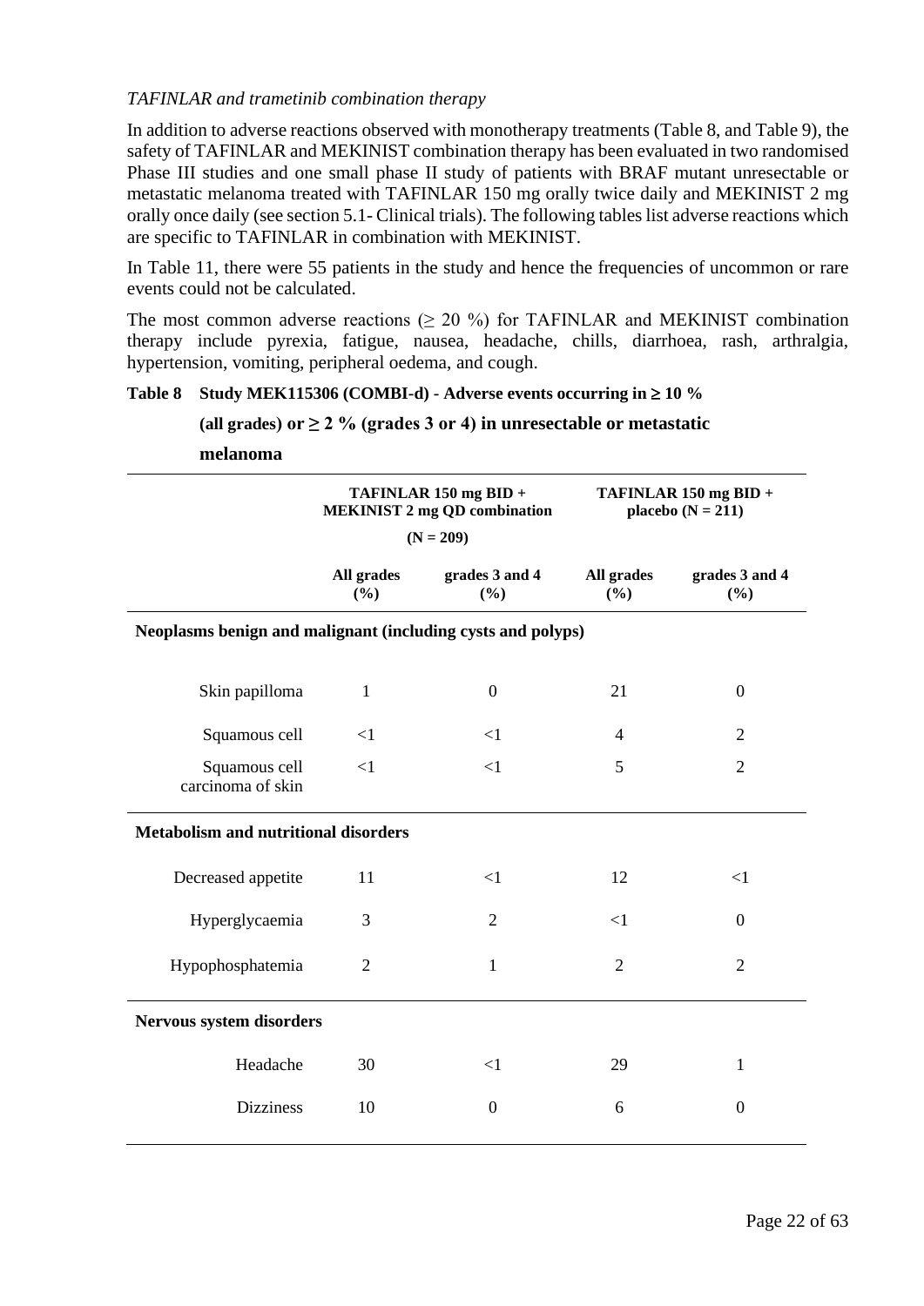*TAFINLAR and trametinib combination therapy*

In addition to adverse reactions observed with monotherapy treatments (Table 8, and Table 9), the safety of TAFINLAR and MEKINIST combination therapy has been evaluated in two randomised Phase III studies and one small phase II study of patients with BRAF mutant unresectable or metastatic melanoma treated with TAFINLAR 150 mg orally twice daily and MEKINIST 2 mg orally once daily (see section 5.1- Clinical trials). The following tables list adverse reactions which are specific to TAFINLAR in combination with MEKINIST.

In Table 11, there were 55 patients in the study and hence the frequencies of uncommon or rare events could not be calculated.

The most common adverse reactions (≥ 20 %) for TAFINLAR and MEKINIST combination therapy include pyrexia, fatigue, nausea, headache, chills, diarrhoea, rash, arthralgia, hypertension, vomiting, peripheral oedema, and cough.

**Table 8 Study MEK115306 (COMBI-d) - Adverse events occurring in ≥ 10 % (all grades) or ≥ 2 % (grades 3 or 4) in unresectable or metastatic melanoma**

| | TAFINLAR 150 mg BID + MEKINIST 2 mg QD combination (N = 209) | | TAFINLAR 150 mg BID + placebo (N = 211) | |
|---|---|---|---|---|
| | **All grades (%)** | **grades 3 and 4 (%)** | **All grades (%)** | **grades 3 and 4 (%)** |
| **Neoplasms benign and malignant (including cysts and polyps)** | | | | |
| Skin papilloma | 1 | 0 | 21 | 0 |
| Squamous cell | <1 | <1 | 4 | 2 |
| Squamous cell carcinoma of skin | <1 | <1 | 5 | 2 |
| **Metabolism and nutritional disorders** | | | | |
| Decreased appetite | 11 | <1 | 12 | <1 |
| Hyperglycaemia | 3 | 2 | <1 | 0 |
| Hypophosphatemia | 2 | 1 | 2 | 2 |
| **Nervous system disorders** | | | | |
| Headache | 30 | <1 | 29 | 1 |
| Dizziness | 10 | 0 | 6 | 0 |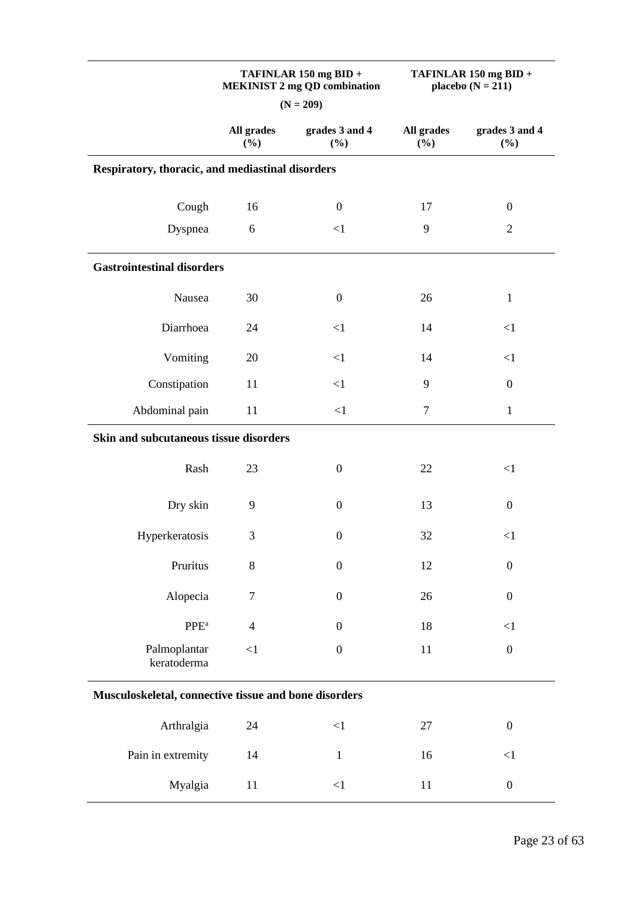| | TAFINLAR 150 mg BID + MEKINIST 2 mg QD combination (N = 209) | | TAFINLAR 150 mg BID + placebo (N = 211) | |
|---|---|---|---|---|
| | All grades (%) | grades 3 and 4 (%) | All grades (%) | grades 3 and 4 (%) |
| **Respiratory, thoracic, and mediastinal disorders** | | | | |
| Cough | 16 | 0 | 17 | 0 |
| Dyspnea | 6 | <1 | 9 | 2 |
| **Gastrointestinal disorders** | | | | |
| Nausea | 30 | 0 | 26 | 1 |
| Diarrhoea | 24 | <1 | 14 | <1 |
| Vomiting | 20 | <1 | 14 | <1 |
| Constipation | 11 | <1 | 9 | 0 |
| Abdominal pain | 11 | <1 | 7 | 1 |
| **Skin and subcutaneous tissue disorders** | | | | |
| Rash | 23 | 0 | 22 | <1 |
| Dry skin | 9 | 0 | 13 | 0 |
| Hyperkeratosis | 3 | 0 | 32 | <1 |
| Pruritus | 8 | 0 | 12 | 0 |
| Alopecia | 7 | 0 | 26 | 0 |
| PPE[a] | 4 | 0 | 18 | <1 |
| Palmoplantar keratoderma | <1 | 0 | 11 | 0 |
| **Musculoskeletal, connective tissue and bone disorders** | | | | |
| Arthralgia | 24 | <1 | 27 | 0 |
| Pain in extremity | 14 | 1 | 16 | <1 |
| Myalgia | 11 | <1 | 11 | 0 |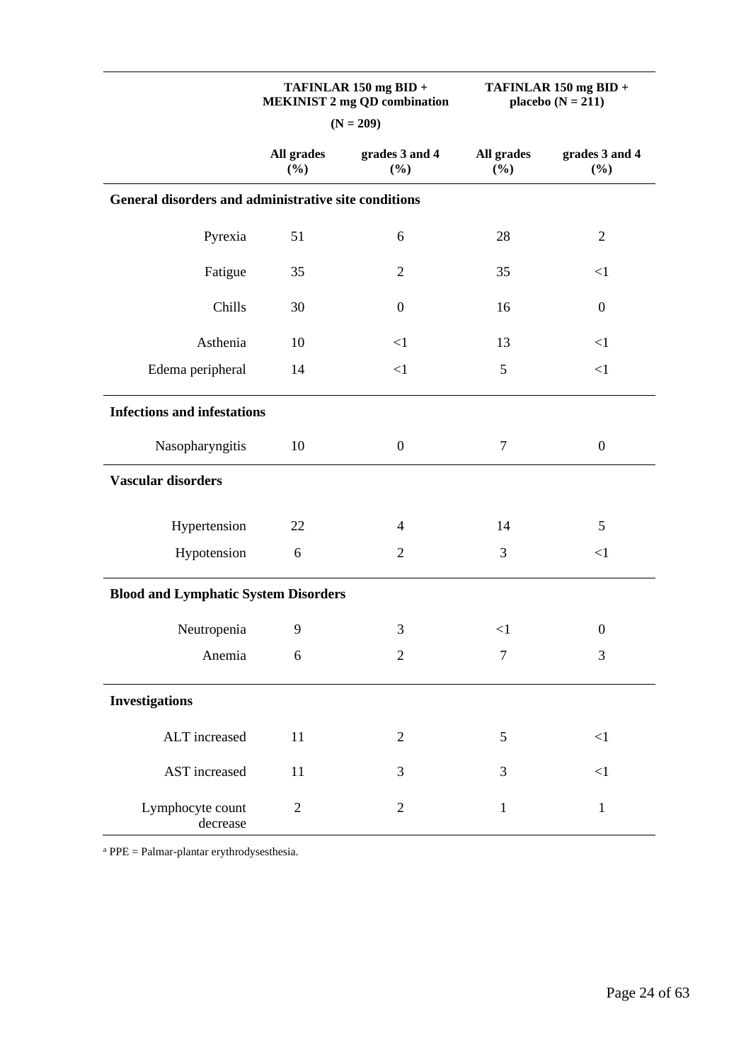| | TAFINLAR 150 mg BID + MEKINIST 2 mg QD combination (N = 209) | | TAFINLAR 150 mg BID + placebo (N = 211) | |
|---|---|---|---|---|
| | All grades (%) | grades 3 and 4 (%) | All grades (%) | grades 3 and 4 (%) |
| **General disorders and administrative site conditions** | | | | |
| Pyrexia | 51 | 6 | 28 | 2 |
| Fatigue | 35 | 2 | 35 | <1 |
| Chills | 30 | 0 | 16 | 0 |
| Asthenia | 10 | <1 | 13 | <1 |
| Edema peripheral | 14 | <1 | 5 | <1 |
| **Infections and infestations** | | | | |
| Nasopharyngitis | 10 | 0 | 7 | 0 |
| **Vascular disorders** | | | | |
| Hypertension | 22 | 4 | 14 | 5 |
| Hypotension | 6 | 2 | 3 | <1 |
| **Blood and Lymphatic System Disorders** | | | | |
| Neutropenia | 9 | 3 | <1 | 0 |
| Anemia | 6 | 2 | 7 | 3 |
| **Investigations** | | | | |
| ALT increased | 11 | 2 | 5 | <1 |
| AST increased | 11 | 3 | 3 | <1 |
| Lymphocyte count decrease | 2 | 2 | 1 | 1 |

[a] PPE = Palmar-plantar erythrodysesthesia.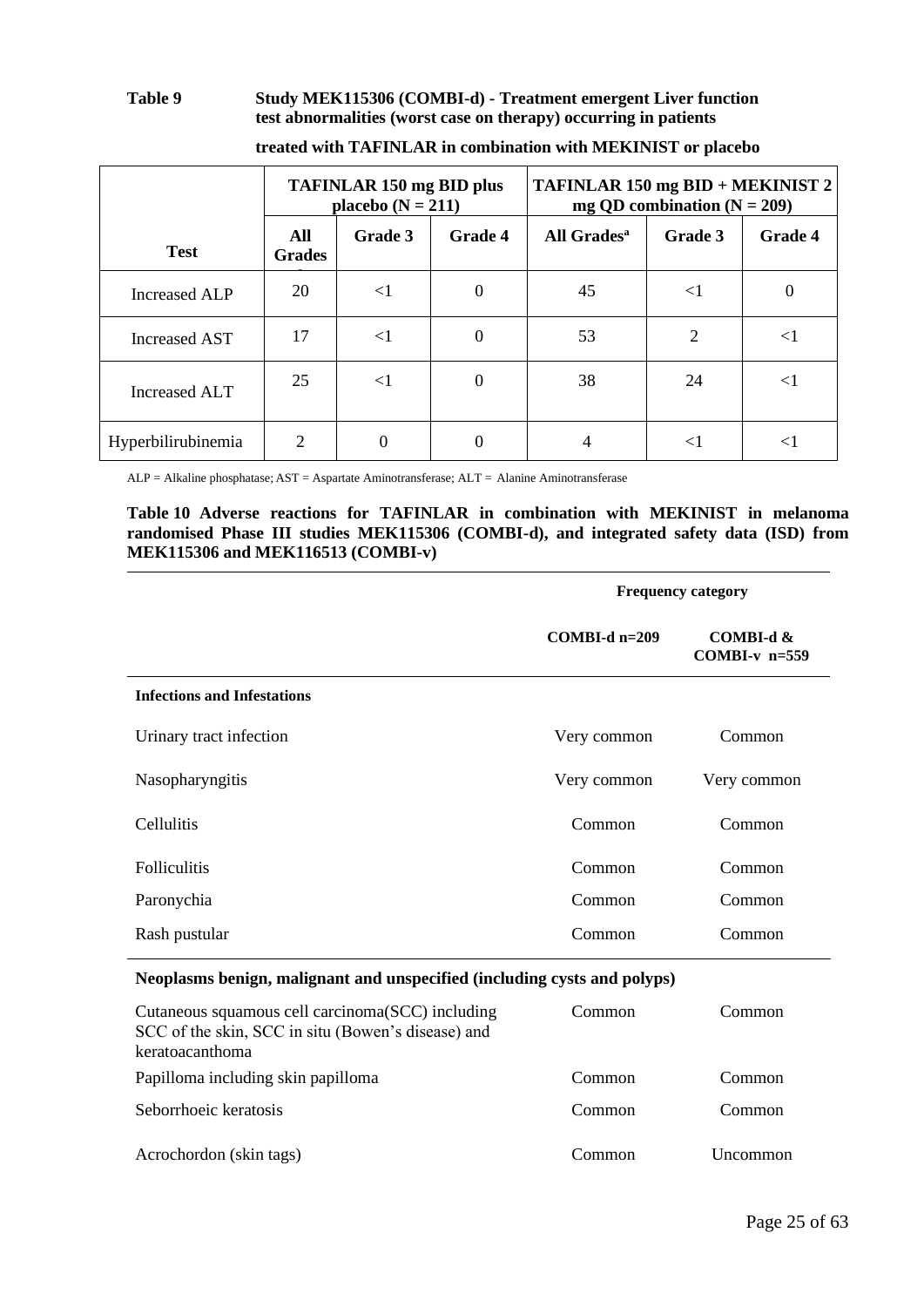**Table 9 Study MEK115306 (COMBI-d) - Treatment emergent Liver function test abnormalities (worst case on therapy) occurring in patients treated with TAFINLAR in combination with MEKINIST or placebo**

| | TAFINLAR 150 mg BID plus placebo (N = 211) | | | TAFINLAR 150 mg BID + MEKINIST 2 mg QD combination (N = 209) | | |
|---|---|---|---|---|---|---|
| **Test** | **All Grades** | **Grade 3** | **Grade 4** | **All Grades[a]** | **Grade 3** | **Grade 4** |
| Increased ALP | 20 | <1 | 0 | 45 | <1 | 0 |
| Increased AST | 17 | <1 | 0 | 53 | 2 | <1 |
| Increased ALT | 25 | <1 | 0 | 38 | 24 | <1 |
| Hyperbilirubinemia | 2 | 0 | 0 | 4 | <1 | <1 |

ALP = Alkaline phosphatase; AST = Aspartate Aminotransferase; ALT = Alanine Aminotransferase

**Table 10 Adverse reactions for TAFINLAR in combination with MEKINIST in melanoma randomised Phase III studies MEK115306 (COMBI-d), and integrated safety data (ISD) from MEK115306 and MEK116513 (COMBI-v)**

| | Frequency category | |
|---|---|---|
| | **COMBI-d n=209** | **COMBI-d & COMBI-v n=559** |
| **Infections and Infestations** | | |
| Urinary tract infection | Very common | Common |
| Nasopharyngitis | Very common | Very common |
| Cellulitis | Common | Common |
| Folliculitis | Common | Common |
| Paronychia | Common | Common |
| Rash pustular | Common | Common |
| **Neoplasms benign, malignant and unspecified (including cysts and polyps)** | | |
| Cutaneous squamous cell carcinoma(SCC) including SCC of the skin, SCC in situ (Bowen's disease) and keratoacanthoma | Common | Common |
| Papilloma including skin papilloma | Common | Common |
| Seborrhoeic keratosis | Common | Common |
| Acrochordon (skin tags) | Common | Uncommon |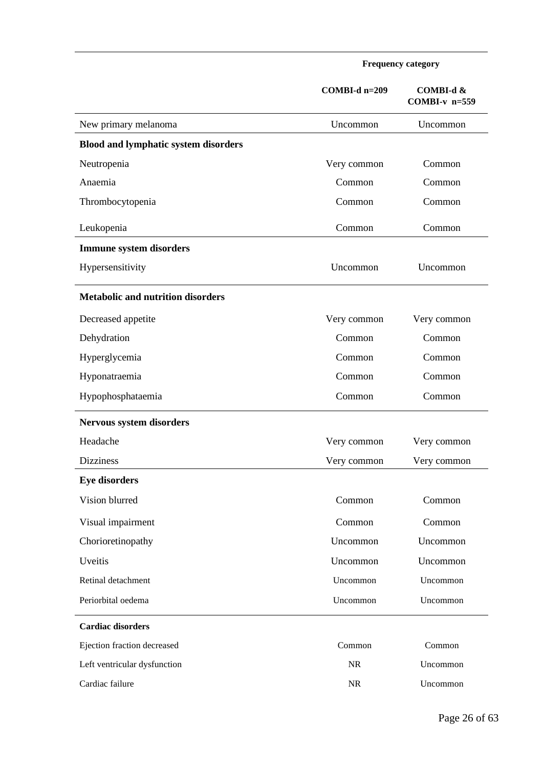| | Frequency category | |
|---|---|---|
| | **COMBI-d n=209** | **COMBI-d & COMBI-v n=559** |
| New primary melanoma | Uncommon | Uncommon |
| **Blood and lymphatic system disorders** | | |
| Neutropenia | Very common | Common |
| Anaemia | Common | Common |
| Thrombocytopenia | Common | Common |
| Leukopenia | Common | Common |
| **Immune system disorders** | | |
| Hypersensitivity | Uncommon | Uncommon |
| **Metabolic and nutrition disorders** | | |
| Decreased appetite | Very common | Very common |
| Dehydration | Common | Common |
| Hyperglycemia | Common | Common |
| Hyponatraemia | Common | Common |
| Hypophosphataemia | Common | Common |
| **Nervous system disorders** | | |
| Headache | Very common | Very common |
| Dizziness | Very common | Very common |
| **Eye disorders** | | |
| Vision blurred | Common | Common |
| Visual impairment | Common | Common |
| Chorioretinopathy | Uncommon | Uncommon |
| Uveitis | Uncommon | Uncommon |
| Retinal detachment | Uncommon | Uncommon |
| Periorbital oedema | Uncommon | Uncommon |
| **Cardiac disorders** | | |
| Ejection fraction decreased | Common | Common |
| Left ventricular dysfunction | NR | Uncommon |
| Cardiac failure | NR | Uncommon |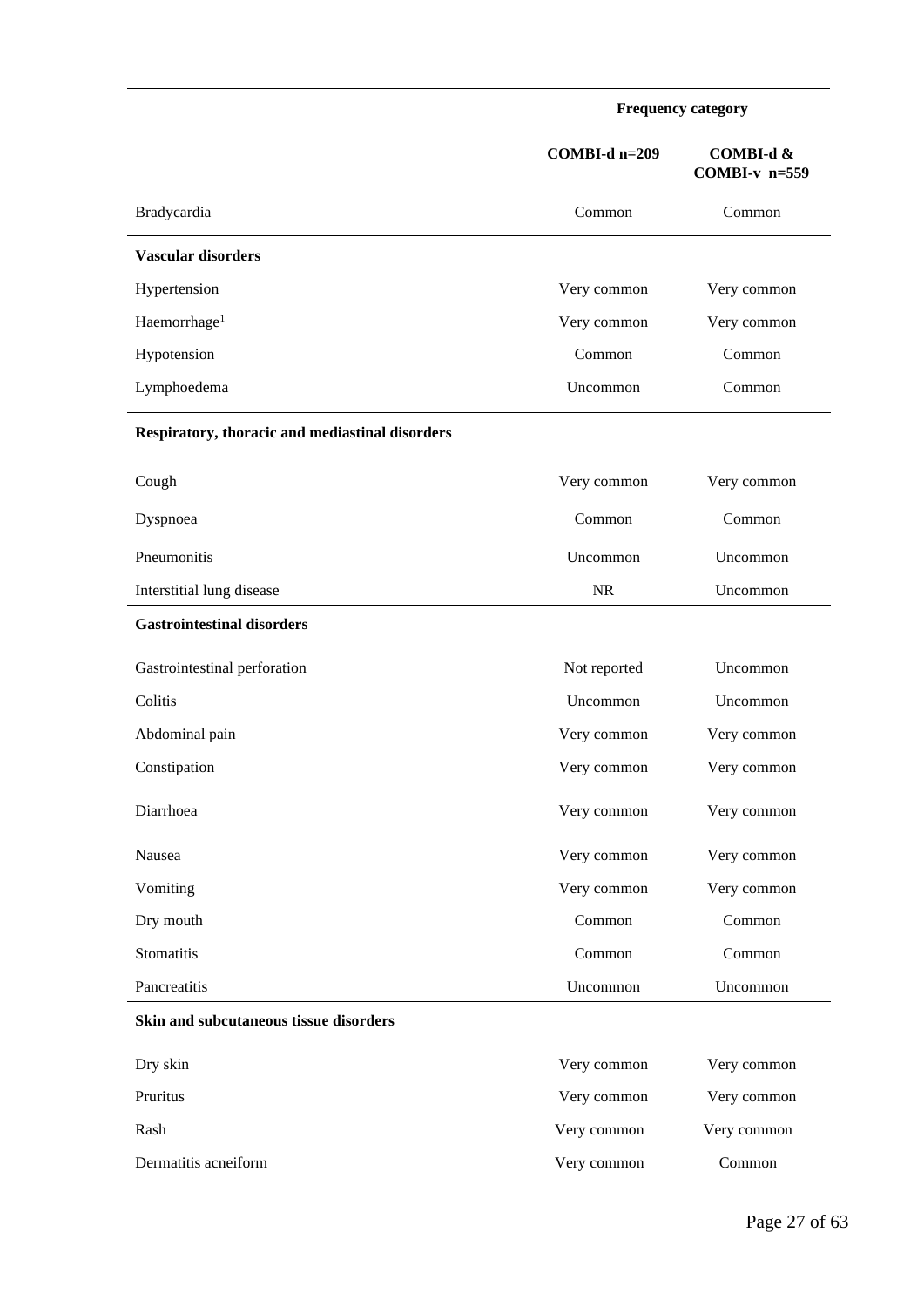| | Frequency category | |
|---|---|---|
| | COMBI-d n=209 | COMBI-d & COMBI-v n=559 |
| Bradycardia | Common | Common |
| **Vascular disorders** | | |
| Hypertension | Very common | Very common |
| Haemorrhage[1] | Very common | Very common |
| Hypotension | Common | Common |
| Lymphoedema | Uncommon | Common |
| **Respiratory, thoracic and mediastinal disorders** | | |
| Cough | Very common | Very common |
| Dyspnoea | Common | Common |
| Pneumonitis | Uncommon | Uncommon |
| Interstitial lung disease | NR | Uncommon |
| **Gastrointestinal disorders** | | |
| Gastrointestinal perforation | Not reported | Uncommon |
| Colitis | Uncommon | Uncommon |
| Abdominal pain | Very common | Very common |
| Constipation | Very common | Very common |
| Diarrhoea | Very common | Very common |
| Nausea | Very common | Very common |
| Vomiting | Very common | Very common |
| Dry mouth | Common | Common |
| Stomatitis | Common | Common |
| Pancreatitis | Uncommon | Uncommon |
| **Skin and subcutaneous tissue disorders** | | |
| Dry skin | Very common | Very common |
| Pruritus | Very common | Very common |
| Rash | Very common | Very common |
| Dermatitis acneiform | Very common | Common |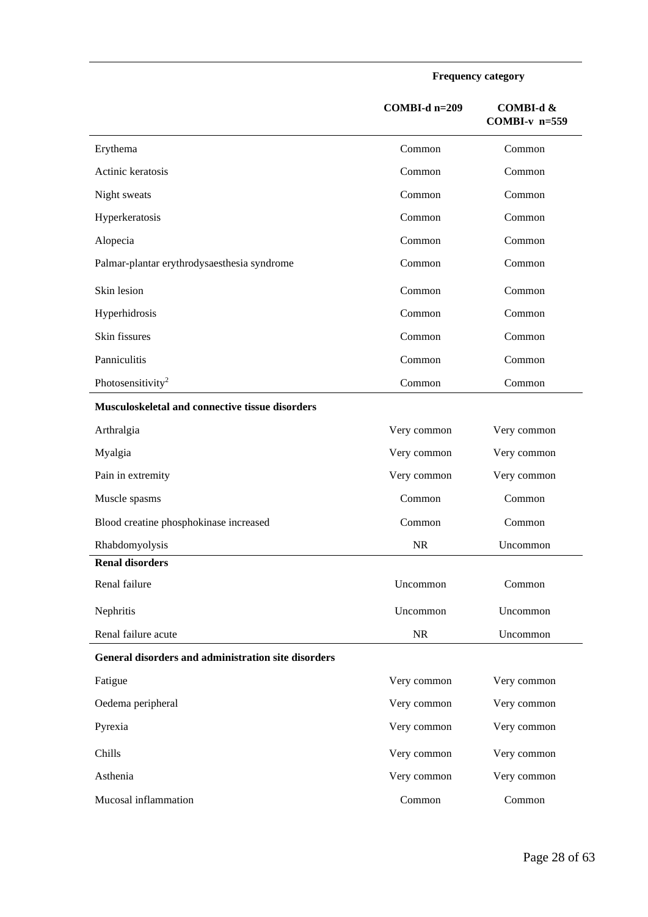| | Frequency category | |
|---|---|---|
| | COMBI-d n=209 | COMBI-d & COMBI-v n=559 |
| Erythema | Common | Common |
| Actinic keratosis | Common | Common |
| Night sweats | Common | Common |
| Hyperkeratosis | Common | Common |
| Alopecia | Common | Common |
| Palmar-plantar erythrodysaesthesia syndrome | Common | Common |
| Skin lesion | Common | Common |
| Hyperhidrosis | Common | Common |
| Skin fissures | Common | Common |
| Panniculitis | Common | Common |
| Photosensitivity[2] | Common | Common |
| **Musculoskeletal and connective tissue disorders** | | |
| Arthralgia | Very common | Very common |
| Myalgia | Very common | Very common |
| Pain in extremity | Very common | Very common |
| Muscle spasms | Common | Common |
| Blood creatine phosphokinase increased | Common | Common |
| Rhabdomyolysis | NR | Uncommon |
| **Renal disorders** | | |
| Renal failure | Uncommon | Common |
| Nephritis | Uncommon | Uncommon |
| Renal failure acute | NR | Uncommon |
| **General disorders and administration site disorders** | | |
| Fatigue | Very common | Very common |
| Oedema peripheral | Very common | Very common |
| Pyrexia | Very common | Very common |
| Chills | Very common | Very common |
| Asthenia | Very common | Very common |
| Mucosal inflammation | Common | Common |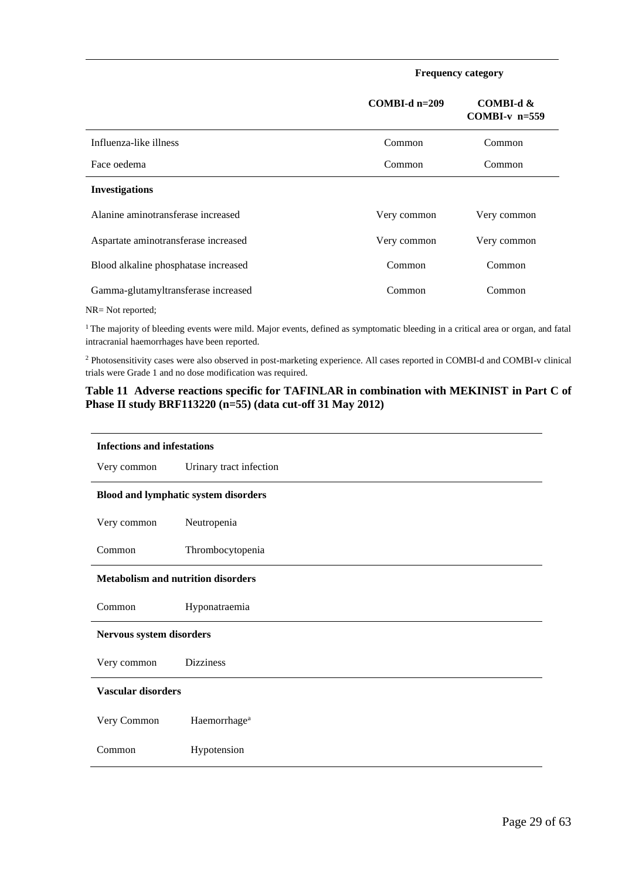| | Frequency category | |
|---|---|---|
| | COMBI-d n=209 | COMBI-d & COMBI-v n=559 |
| Influenza-like illness | Common | Common |
| Face oedema | Common | Common |
| **Investigations** | | |
| Alanine aminotransferase increased | Very common | Very common |
| Aspartate aminotransferase increased | Very common | Very common |
| Blood alkaline phosphatase increased | Common | Common |
| Gamma-glutamyltransferase increased | Common | Common |

NR= Not reported;

[1] The majority of bleeding events were mild. Major events, defined as symptomatic bleeding in a critical area or organ, and fatal intracranial haemorrhages have been reported.

[2] Photosensitivity cases were also observed in post-marketing experience. All cases reported in COMBI-d and COMBI-v clinical trials were Grade 1 and no dose modification was required.

**Table 11 Adverse reactions specific for TAFINLAR in combination with MEKINIST in Part C of Phase II study BRF113220 (n=55) (data cut-off 31 May 2012)**

| **Infections and infestations** | |
|---|---|
| Very common | Urinary tract infection |
| **Blood and lymphatic system disorders** | |
| Very common | Neutropenia |
| Common | Thrombocytopenia |
| **Metabolism and nutrition disorders** | |
| Common | Hyponatraemia |
| **Nervous system disorders** | |
| Very common | Dizziness |
| **Vascular disorders** | |
| Very Common | Haemorrhage[a] |
| Common | Hypotension |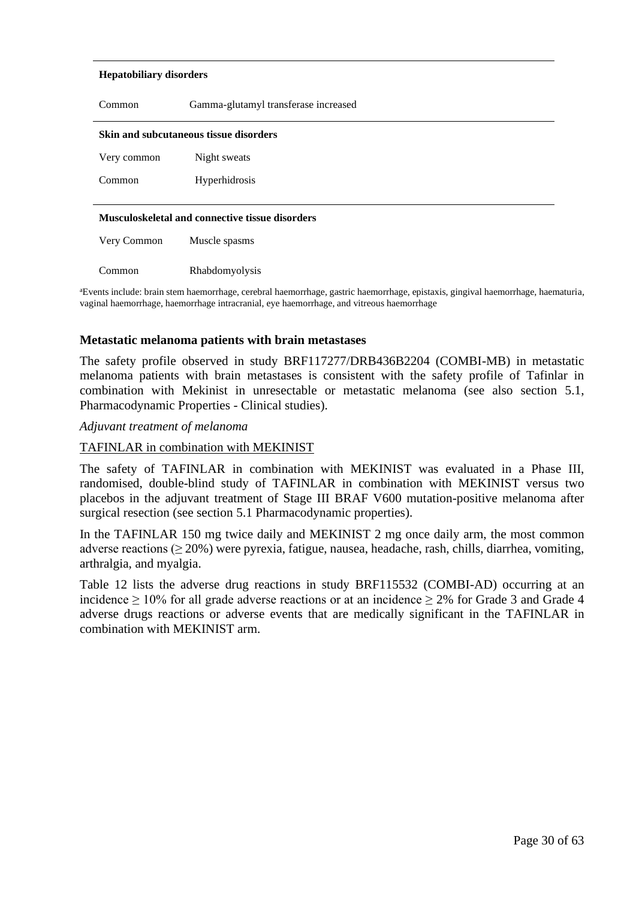| **Hepatobiliary disorders** | |
|---|---|
| Common | Gamma-glutamyl transferase increased |
| **Skin and subcutaneous tissue disorders** | |
| Very common | Night sweats |
| Common | Hyperhidrosis |
| **Musculoskeletal and connective tissue disorders** | |
| Very Common | Muscle spasms |
| Common | Rhabdomyolysis |

[a]Events include: brain stem haemorrhage, cerebral haemorrhage, gastric haemorrhage, epistaxis, gingival haemorrhage, haematuria, vaginal haemorrhage, haemorrhage intracranial, eye haemorrhage, and vitreous haemorrhage

### Metastatic melanoma patients with brain metastases

The safety profile observed in study BRF117277/DRB436B2204 (COMBI-MB) in metastatic melanoma patients with brain metastases is consistent with the safety profile of Tafinlar in combination with Mekinist in unresectable or metastatic melanoma (see also section 5.1, Pharmacodynamic Properties - Clinical studies).

*Adjuvant treatment of melanoma*

<u>TAFINLAR in combination with MEKINIST</u>

The safety of TAFINLAR in combination with MEKINIST was evaluated in a Phase III, randomised, double-blind study of TAFINLAR in combination with MEKINIST versus two placebos in the adjuvant treatment of Stage III BRAF V600 mutation-positive melanoma after surgical resection (see section 5.1 Pharmacodynamic properties).

In the TAFINLAR 150 mg twice daily and MEKINIST 2 mg once daily arm, the most common adverse reactions (≥ 20%) were pyrexia, fatigue, nausea, headache, rash, chills, diarrhea, vomiting, arthralgia, and myalgia.

Table 12 lists the adverse drug reactions in study BRF115532 (COMBI-AD) occurring at an incidence ≥ 10% for all grade adverse reactions or at an incidence ≥ 2% for Grade 3 and Grade 4 adverse drugs reactions or adverse events that are medically significant in the TAFINLAR in combination with MEKINIST arm.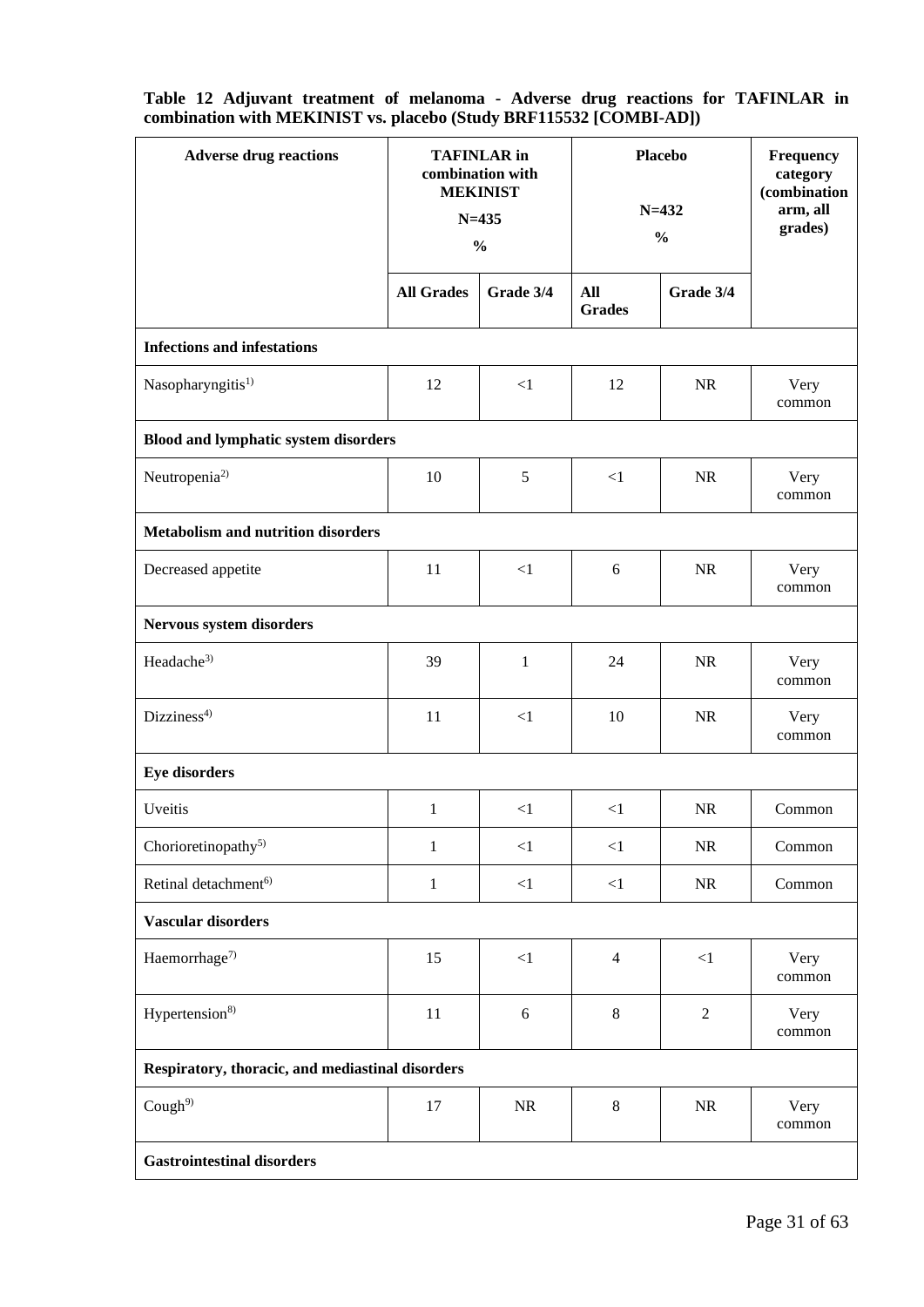**Table 12 Adjuvant treatment of melanoma - Adverse drug reactions for TAFINLAR in combination with MEKINIST vs. placebo (Study BRF115532 [COMBI-AD])**

| Adverse drug reactions | TAFINLAR in combination with MEKINIST N=435 % | | Placebo N=432 % | | Frequency category (combination arm, all grades) |
|---|---|---|---|---|---|
| | All Grades | Grade 3/4 | All Grades | Grade 3/4 | |
| **Infections and infestations** | | | | | |
| Nasopharyngitis[1)] | 12 | <1 | 12 | NR | Very common |
| **Blood and lymphatic system disorders** | | | | | |
| Neutropenia[2)] | 10 | 5 | <1 | NR | Very common |
| **Metabolism and nutrition disorders** | | | | | |
| Decreased appetite | 11 | <1 | 6 | NR | Very common |
| **Nervous system disorders** | | | | | |
| Headache[3)] | 39 | 1 | 24 | NR | Very common |
| Dizziness[4)] | 11 | <1 | 10 | NR | Very common |
| **Eye disorders** | | | | | |
| Uveitis | 1 | <1 | <1 | NR | Common |
| Chorioretinopathy[5)] | 1 | <1 | <1 | NR | Common |
| Retinal detachment[6)] | 1 | <1 | <1 | NR | Common |
| **Vascular disorders** | | | | | |
| Haemorrhage[7)] | 15 | <1 | 4 | <1 | Very common |
| Hypertension[8)] | 11 | 6 | 8 | 2 | Very common |
| **Respiratory, thoracic, and mediastinal disorders** | | | | | |
| Cough[9)] | 17 | NR | 8 | NR | Very common |
| **Gastrointestinal disorders** | | | | | |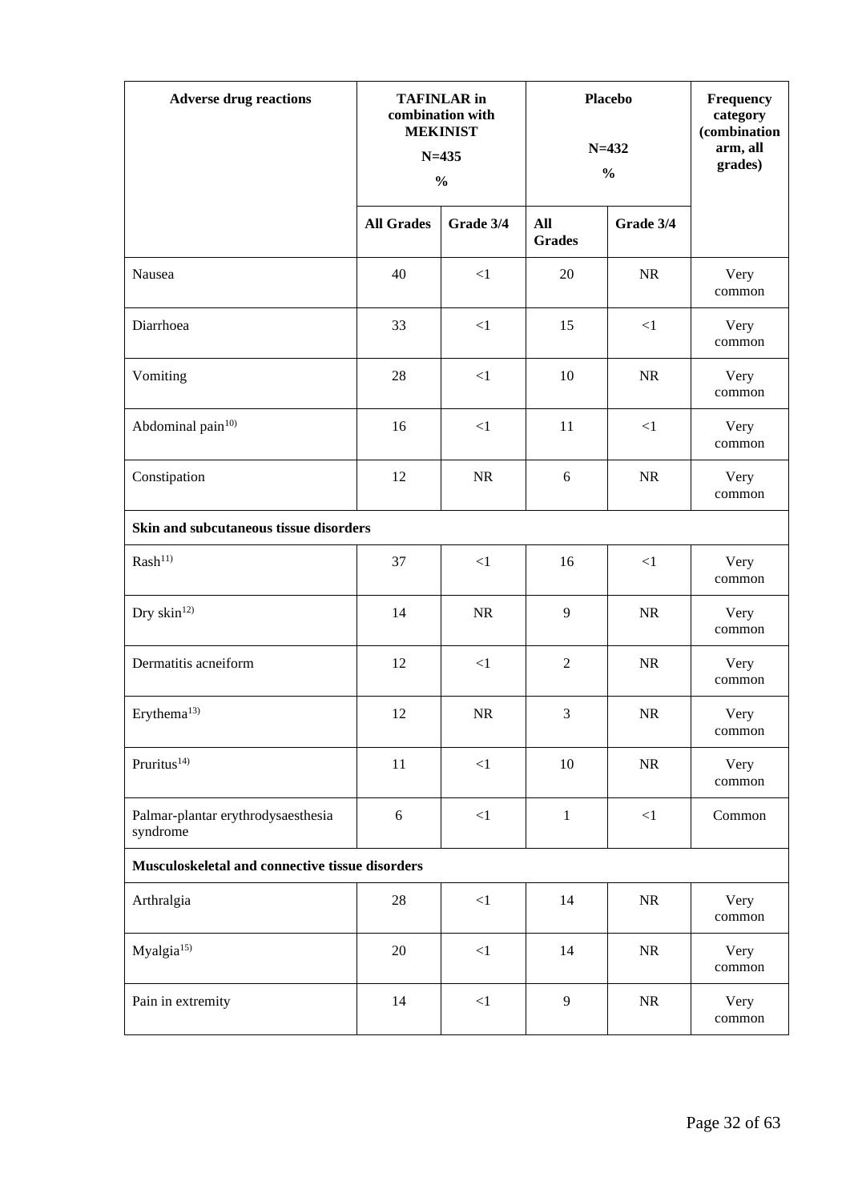| Adverse drug reactions | TAFINLAR in combination with MEKINIST N=435 % | | Placebo N=432 % | | Frequency category (combination arm, all grades) |
|---|---|---|---|---|---|
| | All Grades | Grade 3/4 | All Grades | Grade 3/4 | |
| Nausea | 40 | <1 | 20 | NR | Very common |
| Diarrhoea | 33 | <1 | 15 | <1 | Very common |
| Vomiting | 28 | <1 | 10 | NR | Very common |
| Abdominal pain[10)] | 16 | <1 | 11 | <1 | Very common |
| Constipation | 12 | NR | 6 | NR | Very common |
| **Skin and subcutaneous tissue disorders** | | | | | |
| Rash[11)] | 37 | <1 | 16 | <1 | Very common |
| Dry skin[12)] | 14 | NR | 9 | NR | Very common |
| Dermatitis acneiform | 12 | <1 | 2 | NR | Very common |
| Erythema[13)] | 12 | NR | 3 | NR | Very common |
| Pruritus[14)] | 11 | <1 | 10 | NR | Very common |
| Palmar-plantar erythrodysaesthesia syndrome | 6 | <1 | 1 | <1 | Common |
| **Musculoskeletal and connective tissue disorders** | | | | | |
| Arthralgia | 28 | <1 | 14 | NR | Very common |
| Myalgia[15)] | 20 | <1 | 14 | NR | Very common |
| Pain in extremity | 14 | <1 | 9 | NR | Very common |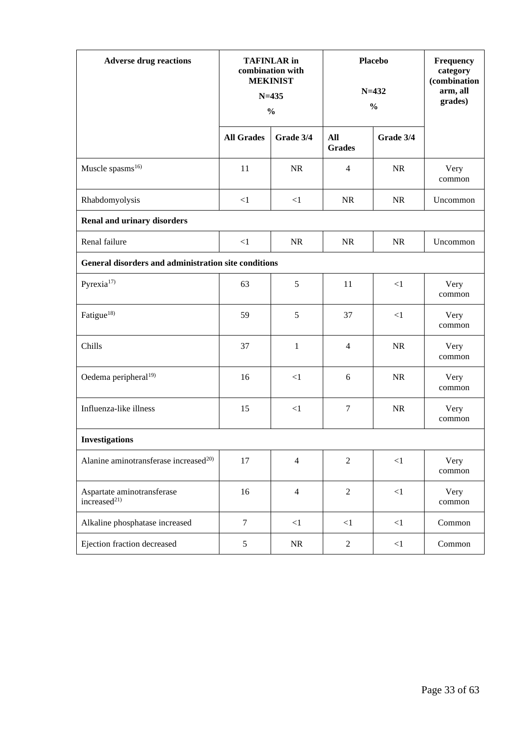| Adverse drug reactions | TAFINLAR in combination with MEKINIST N=435 % | | Placebo N=432 % | | Frequency category (combination arm, all grades) |
|---|---|---|---|---|---|
| | All Grades | Grade 3/4 | All Grades | Grade 3/4 | |
| Muscle spasms[16)] | 11 | NR | 4 | NR | Very common |
| Rhabdomyolysis | <1 | <1 | NR | NR | Uncommon |
| **Renal and urinary disorders** | | | | | |
| Renal failure | <1 | NR | NR | NR | Uncommon |
| **General disorders and administration site conditions** | | | | | |
| Pyrexia[17)] | 63 | 5 | 11 | <1 | Very common |
| Fatigue[18)] | 59 | 5 | 37 | <1 | Very common |
| Chills | 37 | 1 | 4 | NR | Very common |
| Oedema peripheral[19)] | 16 | <1 | 6 | NR | Very common |
| Influenza-like illness | 15 | <1 | 7 | NR | Very common |
| **Investigations** | | | | | |
| Alanine aminotransferase increased[20)] | 17 | 4 | 2 | <1 | Very common |
| Aspartate aminotransferase increased[21)] | 16 | 4 | 2 | <1 | Very common |
| Alkaline phosphatase increased | 7 | <1 | <1 | <1 | Common |
| Ejection fraction decreased | 5 | NR | 2 | <1 | Common |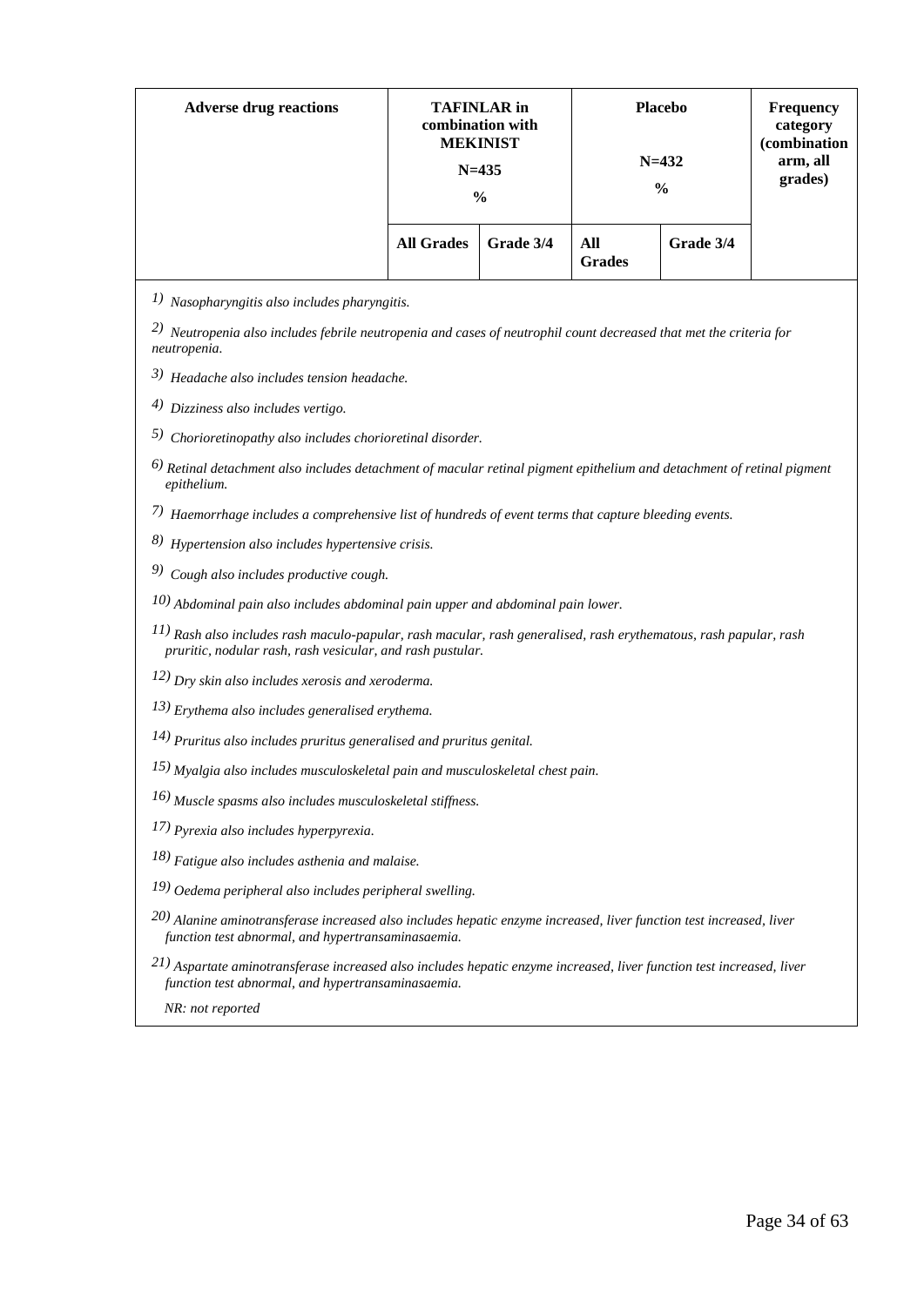| Adverse drug reactions | TAFINLAR in combination with MEKINIST N=435 % | | Placebo N=432 % | | Frequency category (combination arm, all grades) |
|---|---|---|---|---|---|
| | All Grades | Grade 3/4 | All Grades | Grade 3/4 | |

*1) Nasopharyngitis also includes pharyngitis.*

*2) Neutropenia also includes febrile neutropenia and cases of neutrophil count decreased that met the criteria for neutropenia.*

*3) Headache also includes tension headache.*

*4) Dizziness also includes vertigo.*

*5) Chorioretinopathy also includes chorioretinal disorder.*

*6) Retinal detachment also includes detachment of macular retinal pigment epithelium and detachment of retinal pigment epithelium.*

*7) Haemorrhage includes a comprehensive list of hundreds of event terms that capture bleeding events.*

*8) Hypertension also includes hypertensive crisis.*

*9) Cough also includes productive cough.*

*10) Abdominal pain also includes abdominal pain upper and abdominal pain lower.*

*11) Rash also includes rash maculo-papular, rash macular, rash generalised, rash erythematous, rash papular, rash pruritic, nodular rash, rash vesicular, and rash pustular.*

*12) Dry skin also includes xerosis and xeroderma.*

*13) Erythema also includes generalised erythema.*

*14) Pruritus also includes pruritus generalised and pruritus genital.*

*15) Myalgia also includes musculoskeletal pain and musculoskeletal chest pain.*

*16) Muscle spasms also includes musculoskeletal stiffness.*

*17) Pyrexia also includes hyperpyrexia.*

*18) Fatigue also includes asthenia and malaise.*

*19) Oedema peripheral also includes peripheral swelling.*

*20) Alanine aminotransferase increased also includes hepatic enzyme increased, liver function test increased, liver function test abnormal, and hypertransaminasaemia.*

*21) Aspartate aminotransferase increased also includes hepatic enzyme increased, liver function test increased, liver function test abnormal, and hypertransaminasaemia.*

*NR: not reported*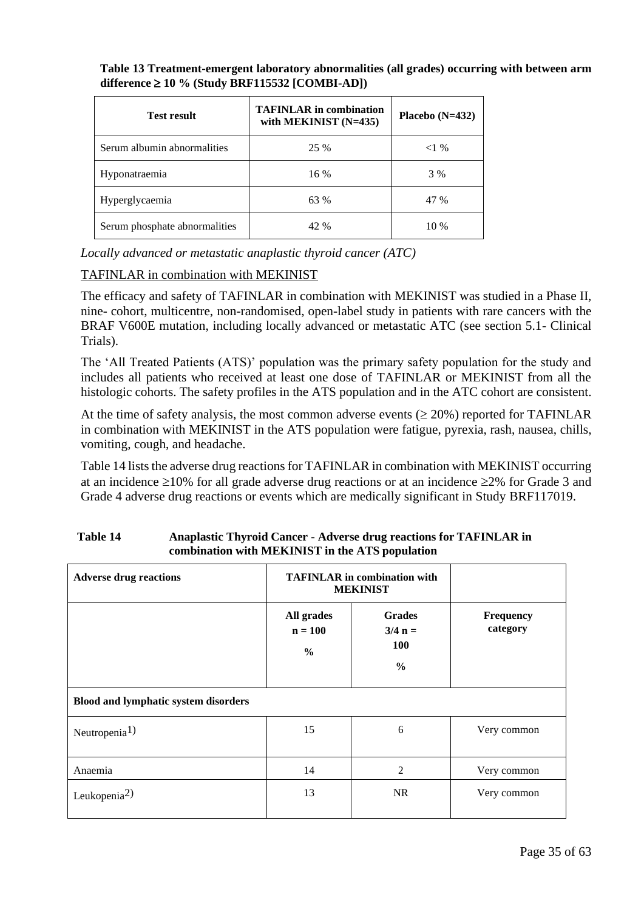**Table 13 Treatment-emergent laboratory abnormalities (all grades) occurring with between arm difference ≥ 10 % (Study BRF115532 [COMBI-AD])**

| Test result | TAFINLAR in combination with MEKINIST (N=435) | Placebo (N=432) |
|---|---|---|
| Serum albumin abnormalities | 25 % | <1 % |
| Hyponatraemia | 16 % | 3 % |
| Hyperglycaemia | 63 % | 47 % |
| Serum phosphate abnormalities | 42 % | 10 % |

*Locally advanced or metastatic anaplastic thyroid cancer (ATC)*

TAFINLAR in combination with MEKINIST

The efficacy and safety of TAFINLAR in combination with MEKINIST was studied in a Phase II, nine- cohort, multicentre, non-randomised, open-label study in patients with rare cancers with the BRAF V600E mutation, including locally advanced or metastatic ATC (see section 5.1- Clinical Trials).

The 'All Treated Patients (ATS)' population was the primary safety population for the study and includes all patients who received at least one dose of TAFINLAR or MEKINIST from all the histologic cohorts. The safety profiles in the ATS population and in the ATC cohort are consistent.

At the time of safety analysis, the most common adverse events (≥ 20%) reported for TAFINLAR in combination with MEKINIST in the ATS population were fatigue, pyrexia, rash, nausea, chills, vomiting, cough, and headache.

Table 14 lists the adverse drug reactions for TAFINLAR in combination with MEKINIST occurring at an incidence ≥10% for all grade adverse drug reactions or at an incidence ≥2% for Grade 3 and Grade 4 adverse drug reactions or events which are medically significant in Study BRF117019.

**Table 14 Anaplastic Thyroid Cancer - Adverse drug reactions for TAFINLAR in combination with MEKINIST in the ATS population**

| Adverse drug reactions | TAFINLAR in combination with MEKINIST | | |
|---|---|---|---|
| | All grades n = 100 % | Grades 3/4 n = 100 % | Frequency category |
| **Blood and lymphatic system disorders** | | | |
| Neutropenia[1)] | 15 | 6 | Very common |
| Anaemia | 14 | 2 | Very common |
| Leukopenia[2)] | 13 | NR | Very common |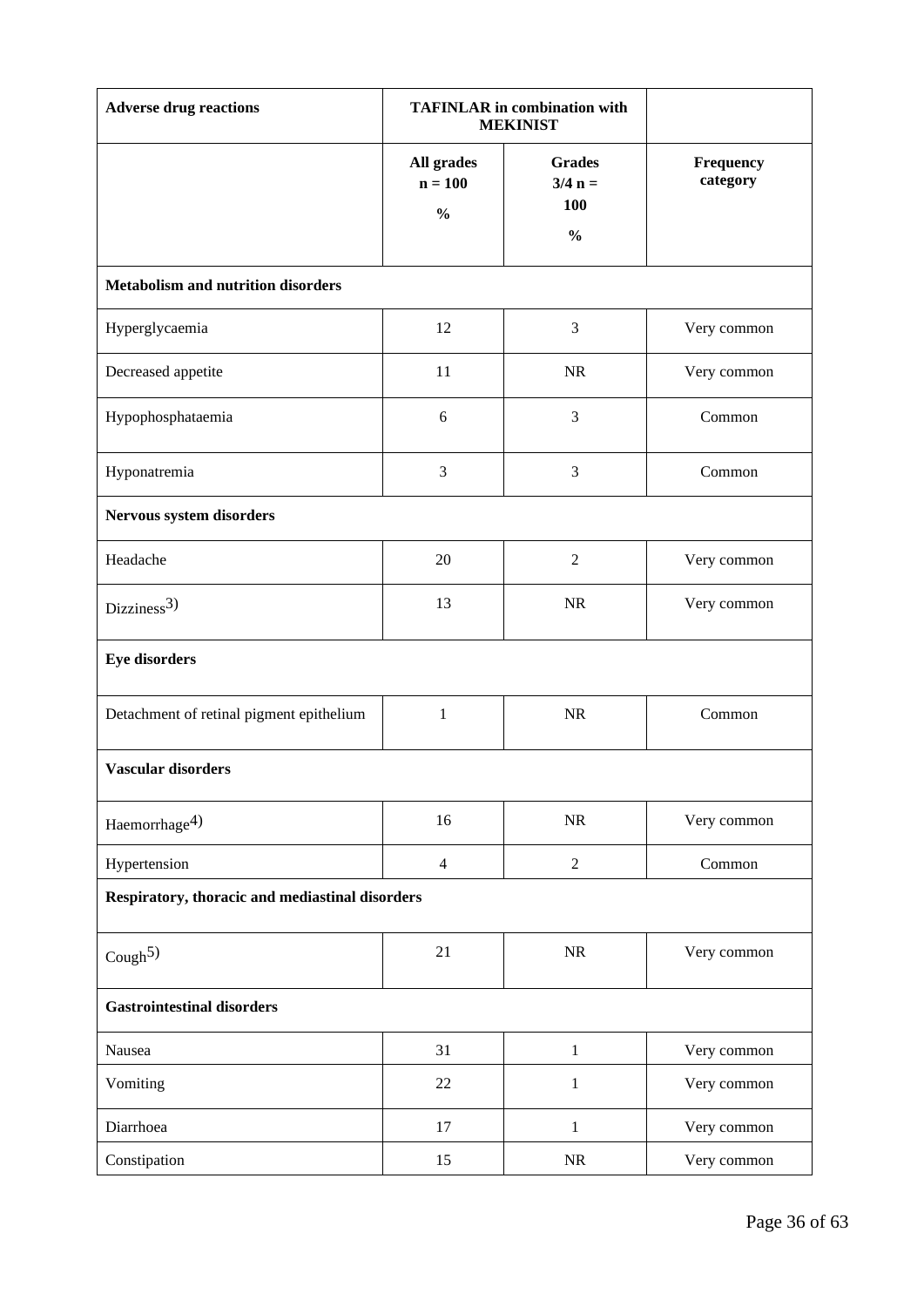| Adverse drug reactions | TAFINLAR in combination with MEKINIST | | |
|---|---|---|---|
| | All grades n = 100 % | Grades 3/4 n = 100 % | Frequency category |
| **Metabolism and nutrition disorders** | | | |
| Hyperglycaemia | 12 | 3 | Very common |
| Decreased appetite | 11 | NR | Very common |
| Hypophosphataemia | 6 | 3 | Common |
| Hyponatremia | 3 | 3 | Common |
| **Nervous system disorders** | | | |
| Headache | 20 | 2 | Very common |
| Dizziness[3)] | 13 | NR | Very common |
| **Eye disorders** | | | |
| Detachment of retinal pigment epithelium | 1 | NR | Common |
| **Vascular disorders** | | | |
| Haemorrhage[4)] | 16 | NR | Very common |
| Hypertension | 4 | 2 | Common |
| **Respiratory, thoracic and mediastinal disorders** | | | |
| Cough[5)] | 21 | NR | Very common |
| **Gastrointestinal disorders** | | | |
| Nausea | 31 | 1 | Very common |
| Vomiting | 22 | 1 | Very common |
| Diarrhoea | 17 | 1 | Very common |
| Constipation | 15 | NR | Very common |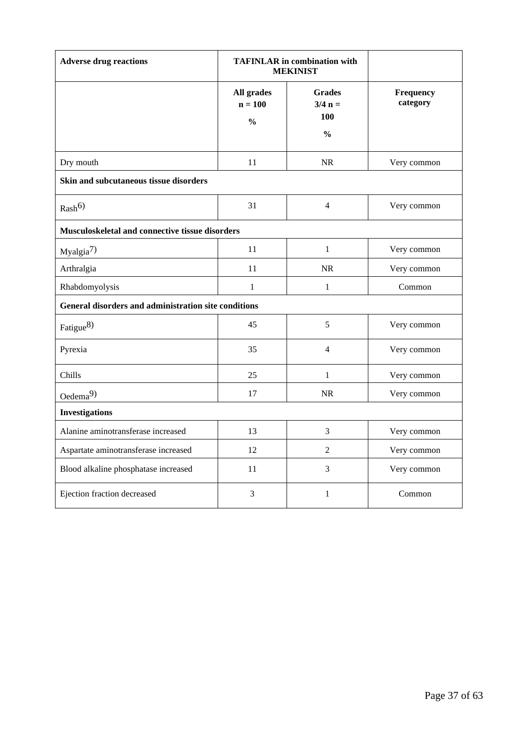| Adverse drug reactions | TAFINLAR in combination with MEKINIST | | |
|---|---|---|---|
| | All grades n = 100 % | Grades 3/4 n = 100 % | Frequency category |
| Dry mouth | 11 | NR | Very common |
| **Skin and subcutaneous tissue disorders** | | | |
| Rash[6)] | 31 | 4 | Very common |
| **Musculoskeletal and connective tissue disorders** | | | |
| Myalgia[7)] | 11 | 1 | Very common |
| Arthralgia | 11 | NR | Very common |
| Rhabdomyolysis | 1 | 1 | Common |
| **General disorders and administration site conditions** | | | |
| Fatigue[8)] | 45 | 5 | Very common |
| Pyrexia | 35 | 4 | Very common |
| Chills | 25 | 1 | Very common |
| Oedema[9)] | 17 | NR | Very common |
| **Investigations** | | | |
| Alanine aminotransferase increased | 13 | 3 | Very common |
| Aspartate aminotransferase increased | 12 | 2 | Very common |
| Blood alkaline phosphatase increased | 11 | 3 | Very common |
| Ejection fraction decreased | 3 | 1 | Common |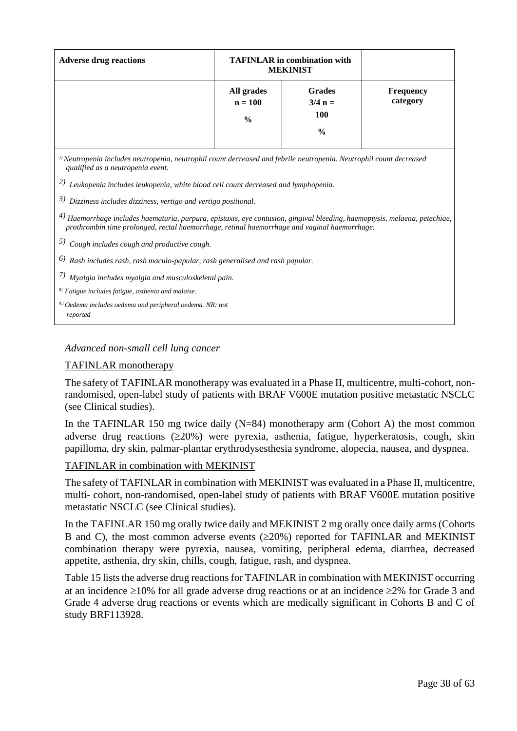| Adverse drug reactions | TAFINLAR in combination with MEKINIST | | |
|---|---|---|---|
| | All grades n = 100 % | Grades 3/4 n = 100 % | Frequency category |

*1) Neutropenia includes neutropenia, neutrophil count decreased and febrile neutropenia. Neutrophil count decreased qualified as a neutropenia event.*

*2) Leukopenia includes leukopenia, white blood cell count decreased and lymphopenia.*

*3) Dizziness includes dizziness, vertigo and vertigo positional.*

*4) Haemorrhage includes haematuria, purpura, epistaxis, eye contusion, gingival bleeding, haemoptysis, melaena, petechiae, prothrombin time prolonged, rectal haemorrhage, retinal haemorrhage and vaginal haemorrhage.*

*5) Cough includes cough and productive cough.*

*6) Rash includes rash, rash maculo-papular, rash generalised and rash papular.*

*7) Myalgia includes myalgia and musculoskeletal pain.*

*8) Fatigue includes fatigue, asthenia and malaise.*

*9) Oedema includes oedema and peripheral oedema. NR: not reported*

*Advanced non-small cell lung cancer*

TAFINLAR monotherapy

The safety of TAFINLAR monotherapy was evaluated in a Phase II, multicentre, multi-cohort, non-randomised, open-label study of patients with BRAF V600E mutation positive metastatic NSCLC (see Clinical studies).

In the TAFINLAR 150 mg twice daily (N=84) monotherapy arm (Cohort A) the most common adverse drug reactions (≥20%) were pyrexia, asthenia, fatigue, hyperkeratosis, cough, skin papilloma, dry skin, palmar-plantar erythrodysesthesia syndrome, alopecia, nausea, and dyspnea.

TAFINLAR in combination with MEKINIST

The safety of TAFINLAR in combination with MEKINIST was evaluated in a Phase II, multicentre, multi- cohort, non-randomised, open-label study of patients with BRAF V600E mutation positive metastatic NSCLC (see Clinical studies).

In the TAFINLAR 150 mg orally twice daily and MEKINIST 2 mg orally once daily arms (Cohorts B and C), the most common adverse events (≥20%) reported for TAFINLAR and MEKINIST combination therapy were pyrexia, nausea, vomiting, peripheral edema, diarrhea, decreased appetite, asthenia, dry skin, chills, cough, fatigue, rash, and dyspnea.

Table 15 lists the adverse drug reactions for TAFINLAR in combination with MEKINIST occurring at an incidence ≥10% for all grade adverse drug reactions or at an incidence ≥2% for Grade 3 and Grade 4 adverse drug reactions or events which are medically significant in Cohorts B and C of study BRF113928.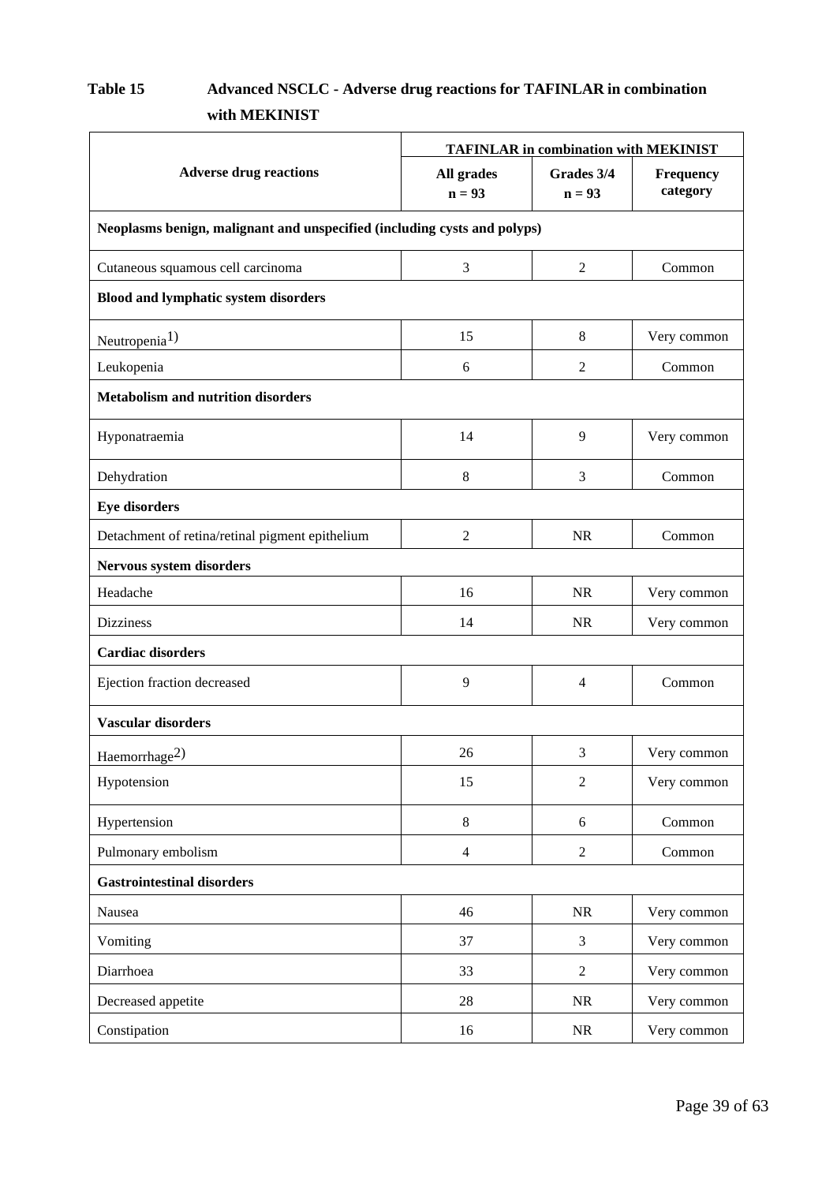**Table 15 Advanced NSCLC - Adverse drug reactions for TAFINLAR in combination with MEKINIST**

| Adverse drug reactions | TAFINLAR in combination with MEKINIST | | |
|---|---|---|---|
| | All grades n = 93 | Grades 3/4 n = 93 | Frequency category |
| **Neoplasms benign, malignant and unspecified (including cysts and polyps)** | | | |
| Cutaneous squamous cell carcinoma | 3 | 2 | Common |
| **Blood and lymphatic system disorders** | | | |
| Neutropenia[1)] | 15 | 8 | Very common |
| Leukopenia | 6 | 2 | Common |
| **Metabolism and nutrition disorders** | | | |
| Hyponatraemia | 14 | 9 | Very common |
| Dehydration | 8 | 3 | Common |
| **Eye disorders** | | | |
| Detachment of retina/retinal pigment epithelium | 2 | NR | Common |
| **Nervous system disorders** | | | |
| Headache | 16 | NR | Very common |
| Dizziness | 14 | NR | Very common |
| **Cardiac disorders** | | | |
| Ejection fraction decreased | 9 | 4 | Common |
| **Vascular disorders** | | | |
| Haemorrhage[2)] | 26 | 3 | Very common |
| Hypotension | 15 | 2 | Very common |
| Hypertension | 8 | 6 | Common |
| Pulmonary embolism | 4 | 2 | Common |
| **Gastrointestinal disorders** | | | |
| Nausea | 46 | NR | Very common |
| Vomiting | 37 | 3 | Very common |
| Diarrhoea | 33 | 2 | Very common |
| Decreased appetite | 28 | NR | Very common |
| Constipation | 16 | NR | Very common |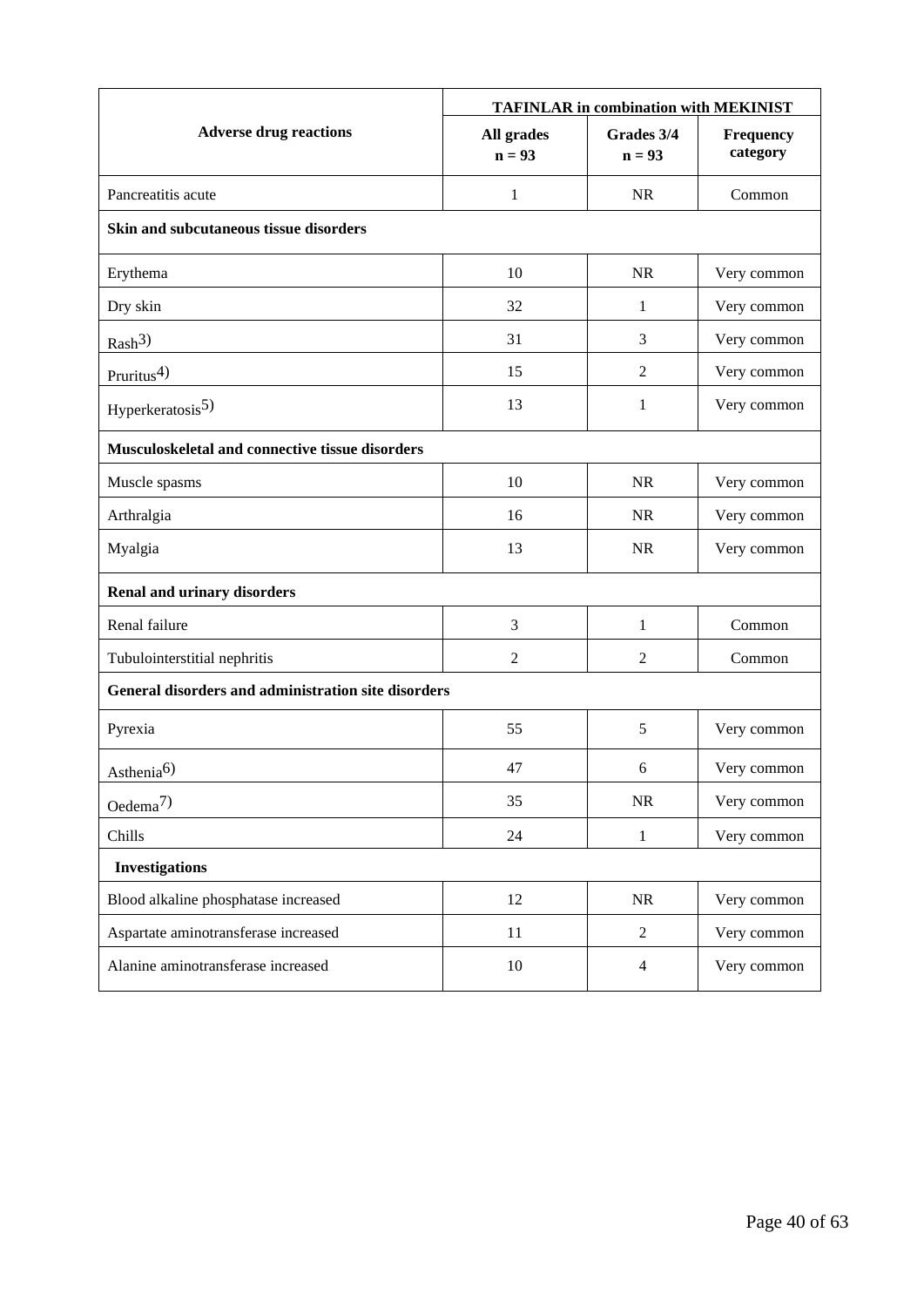| Adverse drug reactions | TAFINLAR in combination with MEKINIST | | |
|---|---|---|---|
| | All grades n = 93 | Grades 3/4 n = 93 | Frequency category |
| Pancreatitis acute | 1 | NR | Common |
| **Skin and subcutaneous tissue disorders** | | | |
| Erythema | 10 | NR | Very common |
| Dry skin | 32 | 1 | Very common |
| Rash[3)] | 31 | 3 | Very common |
| Pruritus[4)] | 15 | 2 | Very common |
| Hyperkeratosis[5)] | 13 | 1 | Very common |
| **Musculoskeletal and connective tissue disorders** | | | |
| Muscle spasms | 10 | NR | Very common |
| Arthralgia | 16 | NR | Very common |
| Myalgia | 13 | NR | Very common |
| **Renal and urinary disorders** | | | |
| Renal failure | 3 | 1 | Common |
| Tubulointerstitial nephritis | 2 | 2 | Common |
| **General disorders and administration site disorders** | | | |
| Pyrexia | 55 | 5 | Very common |
| Asthenia[6)] | 47 | 6 | Very common |
| Oedema[7)] | 35 | NR | Very common |
| Chills | 24 | 1 | Very common |
| **Investigations** | | | |
| Blood alkaline phosphatase increased | 12 | NR | Very common |
| Aspartate aminotransferase increased | 11 | 2 | Very common |
| Alanine aminotransferase increased | 10 | 4 | Very common |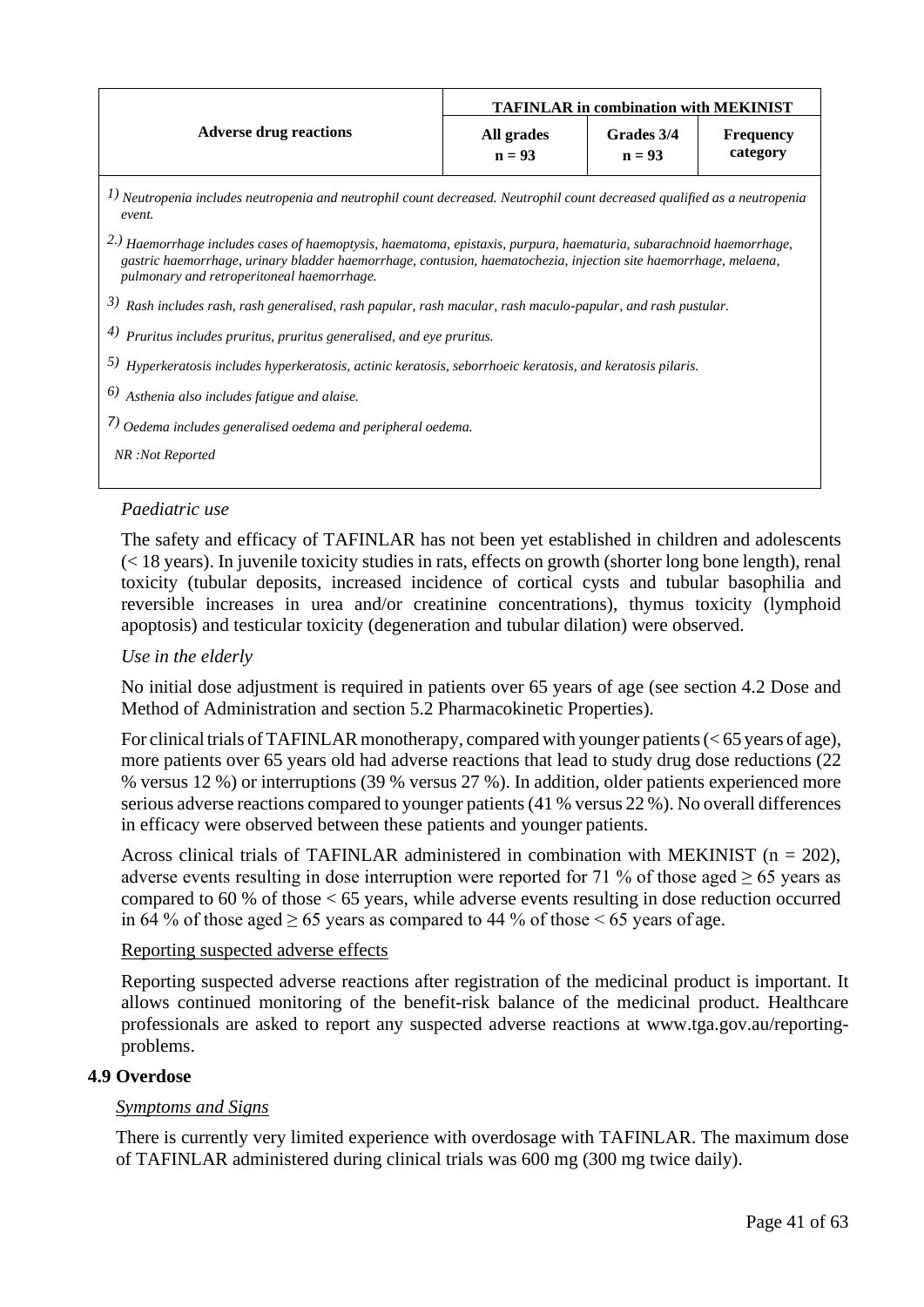| Adverse drug reactions | TAFINLAR in combination with MEKINIST | | |
|---|---|---|---|
| | All grades n = 93 | Grades 3/4 n = 93 | Frequency category |

1) *Neutropenia includes neutropenia and neutrophil count decreased. Neutrophil count decreased qualified as a neutropenia event.*

2.) *Haemorrhage includes cases of haemoptysis, haematoma, epistaxis, purpura, haematuria, subarachnoid haemorrhage, gastric haemorrhage, urinary bladder haemorrhage, contusion, haematochezia, injection site haemorrhage, melaena, pulmonary and retroperitoneal haemorrhage.*

3) *Rash includes rash, rash generalised, rash papular, rash macular, rash maculo-papular, and rash pustular.*

4) *Pruritus includes pruritus, pruritus generalised, and eye pruritus.*

5) *Hyperkeratosis includes hyperkeratosis, actinic keratosis, seborrhoeic keratosis, and keratosis pilaris.*

6) *Asthenia also includes fatigue and alaise.*

7) *Oedema includes generalised oedema and peripheral oedema.*

*NR :Not Reported*

*Paediatric use*

The safety and efficacy of TAFINLAR has not been yet established in children and adolescents (< 18 years). In juvenile toxicity studies in rats, effects on growth (shorter long bone length), renal toxicity (tubular deposits, increased incidence of cortical cysts and tubular basophilia and reversible increases in urea and/or creatinine concentrations), thymus toxicity (lymphoid apoptosis) and testicular toxicity (degeneration and tubular dilation) were observed.

*Use in the elderly*

No initial dose adjustment is required in patients over 65 years of age (see section 4.2 Dose and Method of Administration and section 5.2 Pharmacokinetic Properties).

For clinical trials of TAFINLAR monotherapy, compared with younger patients (< 65 years of age), more patients over 65 years old had adverse reactions that lead to study drug dose reductions (22 % versus 12 %) or interruptions (39 % versus 27 %). In addition, older patients experienced more serious adverse reactions compared to younger patients (41 % versus 22 %). No overall differences in efficacy were observed between these patients and younger patients.

Across clinical trials of TAFINLAR administered in combination with MEKINIST (n = 202), adverse events resulting in dose interruption were reported for 71 % of those aged ≥ 65 years as compared to 60 % of those < 65 years, while adverse events resulting in dose reduction occurred in 64 % of those aged ≥ 65 years as compared to 44 % of those < 65 years of age.

Reporting suspected adverse effects

Reporting suspected adverse reactions after registration of the medicinal product is important. It allows continued monitoring of the benefit-risk balance of the medicinal product. Healthcare professionals are asked to report any suspected adverse reactions at www.tga.gov.au/reporting-problems.

## 4.9 Overdose

*Symptoms and Signs*

There is currently very limited experience with overdosage with TAFINLAR. The maximum dose of TAFINLAR administered during clinical trials was 600 mg (300 mg twice daily).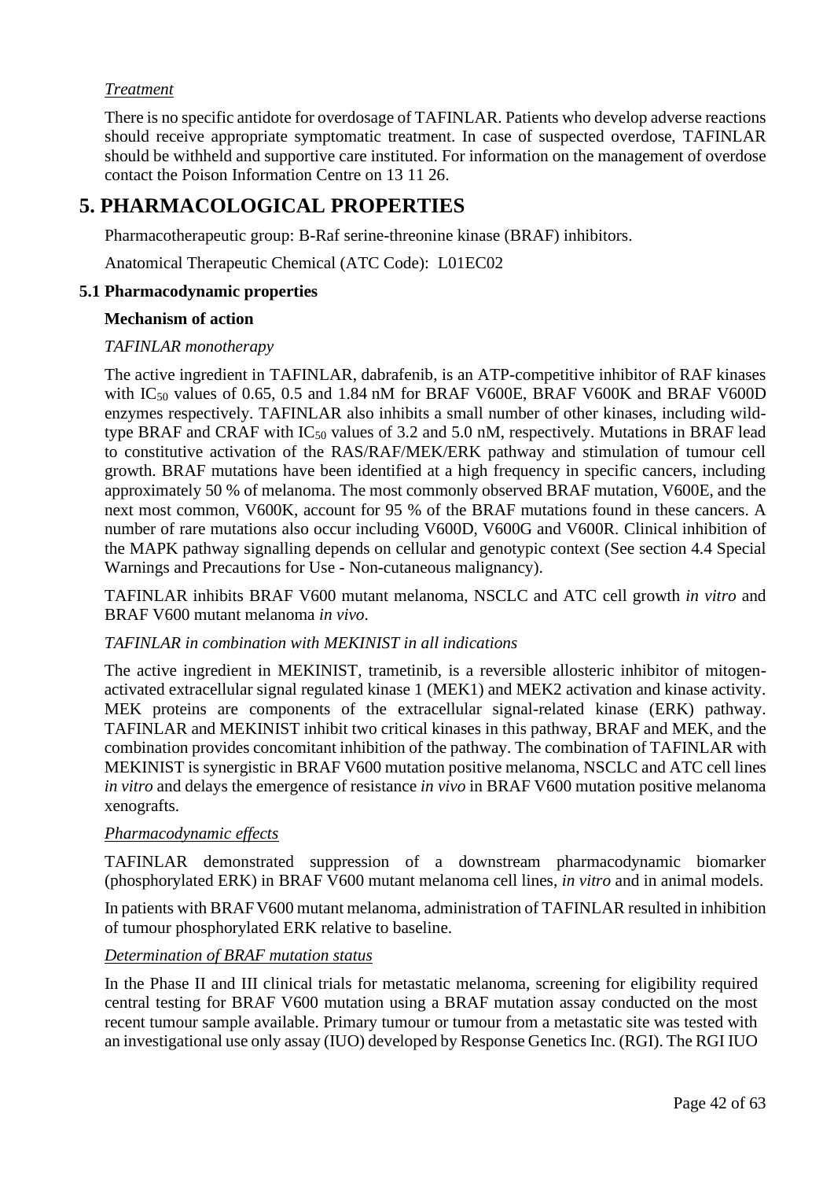*Treatment*

There is no specific antidote for overdosage of TAFINLAR. Patients who develop adverse reactions should receive appropriate symptomatic treatment. In case of suspected overdose, TAFINLAR should be withheld and supportive care instituted. For information on the management of overdose contact the Poison Information Centre on 13 11 26.

# 5. PHARMACOLOGICAL PROPERTIES

Pharmacotherapeutic group: B-Raf serine-threonine kinase (BRAF) inhibitors.

Anatomical Therapeutic Chemical (ATC Code): L01EC02

## 5.1 Pharmacodynamic properties

### Mechanism of action

*TAFINLAR monotherapy*

The active ingredient in TAFINLAR, dabrafenib, is an ATP-competitive inhibitor of RAF kinases with $IC_{50}$ values of 0.65, 0.5 and 1.84 nM for BRAF V600E, BRAF V600K and BRAF V600D enzymes respectively. TAFINLAR also inhibits a small number of other kinases, including wild-type BRAF and CRAF with $IC_{50}$ values of 3.2 and 5.0 nM, respectively. Mutations in BRAF lead to constitutive activation of the RAS/RAF/MEK/ERK pathway and stimulation of tumour cell growth. BRAF mutations have been identified at a high frequency in specific cancers, including approximately 50 % of melanoma. The most commonly observed BRAF mutation, V600E, and the next most common, V600K, account for 95 % of the BRAF mutations found in these cancers. A number of rare mutations also occur including V600D, V600G and V600R. Clinical inhibition of the MAPK pathway signalling depends on cellular and genotypic context (See section 4.4 Special Warnings and Precautions for Use - Non-cutaneous malignancy).

TAFINLAR inhibits BRAF V600 mutant melanoma, NSCLC and ATC cell growth *in vitro* and BRAF V600 mutant melanoma *in vivo*.

*TAFINLAR in combination with MEKINIST in all indications*

The active ingredient in MEKINIST, trametinib, is a reversible allosteric inhibitor of mitogen-activated extracellular signal regulated kinase 1 (MEK1) and MEK2 activation and kinase activity. MEK proteins are components of the extracellular signal-related kinase (ERK) pathway. TAFINLAR and MEKINIST inhibit two critical kinases in this pathway, BRAF and MEK, and the combination provides concomitant inhibition of the pathway. The combination of TAFINLAR with MEKINIST is synergistic in BRAF V600 mutation positive melanoma, NSCLC and ATC cell lines *in vitro* and delays the emergence of resistance *in vivo* in BRAF V600 mutation positive melanoma xenografts.

*Pharmacodynamic effects*

TAFINLAR demonstrated suppression of a downstream pharmacodynamic biomarker (phosphorylated ERK) in BRAF V600 mutant melanoma cell lines, *in vitro* and in animal models.

In patients with BRAF V600 mutant melanoma, administration of TAFINLAR resulted in inhibition of tumour phosphorylated ERK relative to baseline.

*Determination of BRAF mutation status*

In the Phase II and III clinical trials for metastatic melanoma, screening for eligibility required central testing for BRAF V600 mutation using a BRAF mutation assay conducted on the most recent tumour sample available. Primary tumour or tumour from a metastatic site was tested with an investigational use only assay (IUO) developed by Response Genetics Inc. (RGI). The RGI IUO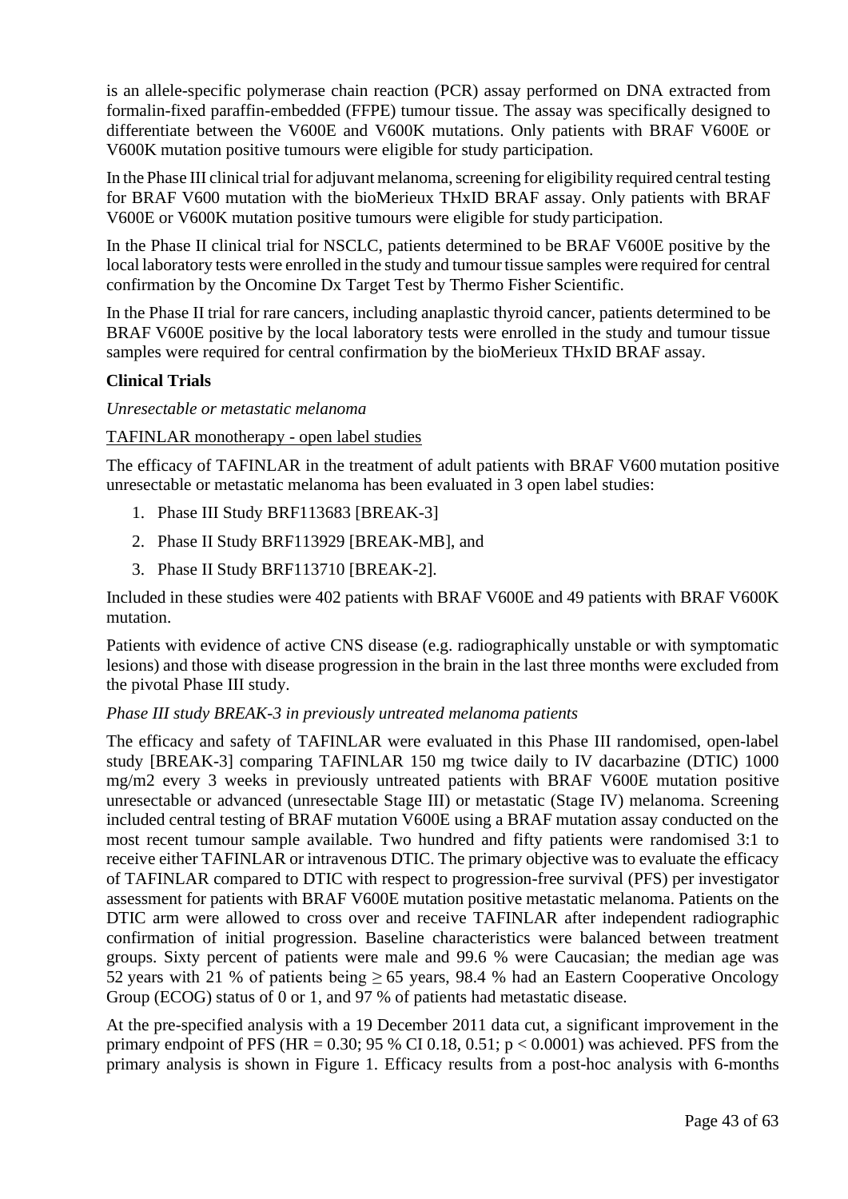is an allele-specific polymerase chain reaction (PCR) assay performed on DNA extracted from formalin-fixed paraffin-embedded (FFPE) tumour tissue. The assay was specifically designed to differentiate between the V600E and V600K mutations. Only patients with BRAF V600E or V600K mutation positive tumours were eligible for study participation.

In the Phase III clinical trial for adjuvant melanoma, screening for eligibility required central testing for BRAF V600 mutation with the bioMerieux THxID BRAF assay. Only patients with BRAF V600E or V600K mutation positive tumours were eligible for study participation.

In the Phase II clinical trial for NSCLC, patients determined to be BRAF V600E positive by the local laboratory tests were enrolled in the study and tumour tissue samples were required for central confirmation by the Oncomine Dx Target Test by Thermo Fisher Scientific.

In the Phase II trial for rare cancers, including anaplastic thyroid cancer, patients determined to be BRAF V600E positive by the local laboratory tests were enrolled in the study and tumour tissue samples were required for central confirmation by the bioMerieux THxID BRAF assay.

**Clinical Trials**

*Unresectable or metastatic melanoma*

TAFINLAR monotherapy - open label studies

The efficacy of TAFINLAR in the treatment of adult patients with BRAF V600 mutation positive unresectable or metastatic melanoma has been evaluated in 3 open label studies:

1. Phase III Study BRF113683 [BREAK-3]
2. Phase II Study BRF113929 [BREAK-MB], and
3. Phase II Study BRF113710 [BREAK-2].

Included in these studies were 402 patients with BRAF V600E and 49 patients with BRAF V600K mutation.

Patients with evidence of active CNS disease (e.g. radiographically unstable or with symptomatic lesions) and those with disease progression in the brain in the last three months were excluded from the pivotal Phase III study.

*Phase III study BREAK-3 in previously untreated melanoma patients*

The efficacy and safety of TAFINLAR were evaluated in this Phase III randomised, open-label study [BREAK-3] comparing TAFINLAR 150 mg twice daily to IV dacarbazine (DTIC) 1000 mg/m2 every 3 weeks in previously untreated patients with BRAF V600E mutation positive unresectable or advanced (unresectable Stage III) or metastatic (Stage IV) melanoma. Screening included central testing of BRAF mutation V600E using a BRAF mutation assay conducted on the most recent tumour sample available. Two hundred and fifty patients were randomised 3:1 to receive either TAFINLAR or intravenous DTIC. The primary objective was to evaluate the efficacy of TAFINLAR compared to DTIC with respect to progression-free survival (PFS) per investigator assessment for patients with BRAF V600E mutation positive metastatic melanoma. Patients on the DTIC arm were allowed to cross over and receive TAFINLAR after independent radiographic confirmation of initial progression. Baseline characteristics were balanced between treatment groups. Sixty percent of patients were male and 99.6 % were Caucasian; the median age was 52 years with 21 % of patients being $\geq$ 65 years, 98.4 % had an Eastern Cooperative Oncology Group (ECOG) status of 0 or 1, and 97 % of patients had metastatic disease.

At the pre-specified analysis with a 19 December 2011 data cut, a significant improvement in the primary endpoint of PFS (HR = 0.30; 95 % CI 0.18, 0.51; $p < 0.0001$) was achieved. PFS from the primary analysis is shown in Figure 1. Efficacy results from a post-hoc analysis with 6-months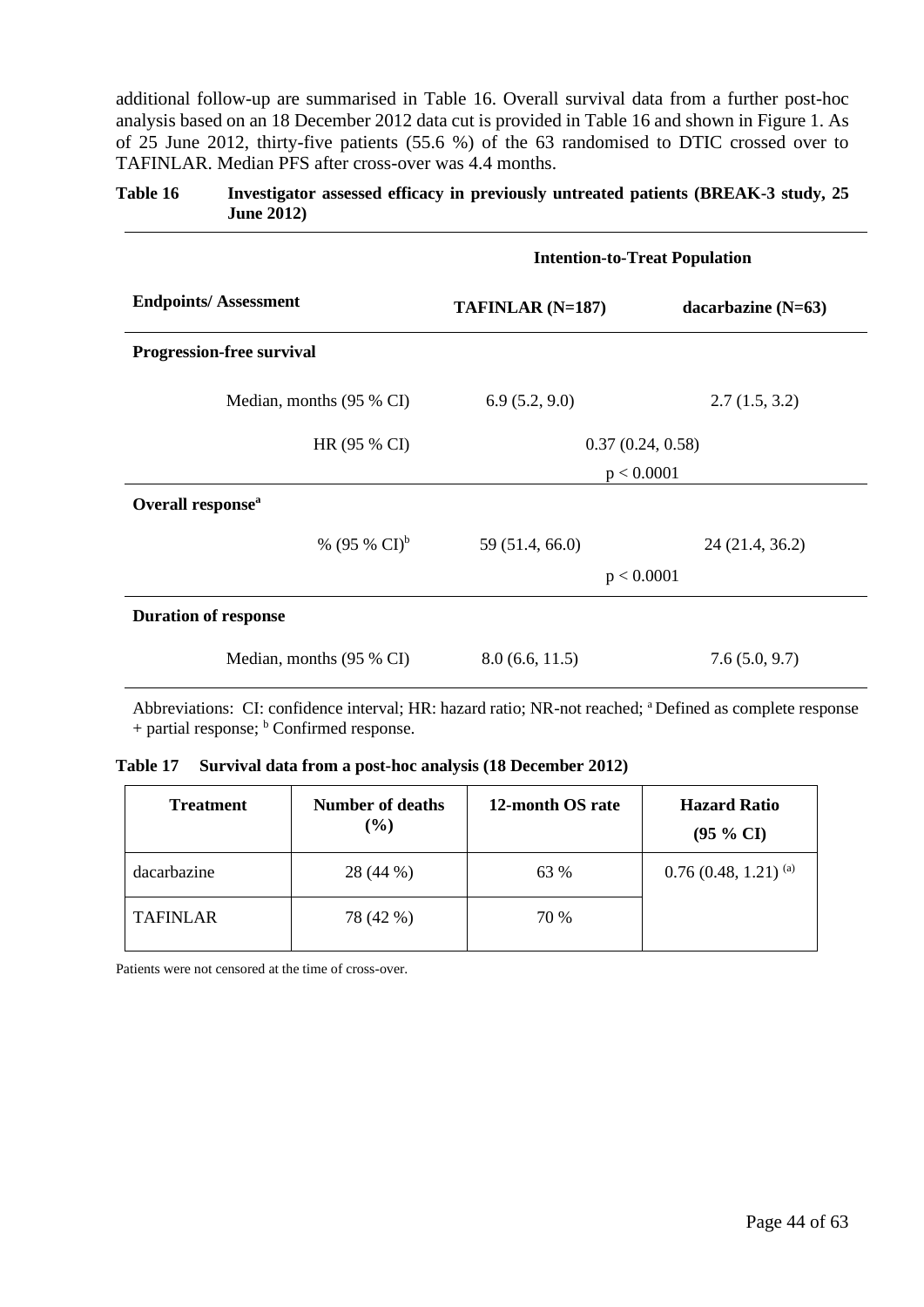additional follow-up are summarised in Table 16. Overall survival data from a further post-hoc analysis based on an 18 December 2012 data cut is provided in Table 16 and shown in Figure 1. As of 25 June 2012, thirty-five patients (55.6 %) of the 63 randomised to DTIC crossed over to TAFINLAR. Median PFS after cross-over was 4.4 months.

**Table 16 Investigator assessed efficacy in previously untreated patients (BREAK-3 study, 25 June 2012)**

| | Intention-to-Treat Population | |
|---|---|---|
| **Endpoints/ Assessment** | **TAFINLAR (N=187)** | **dacarbazine (N=63)** |
| **Progression-free survival** | | |
| Median, months (95 % CI) | 6.9 (5.2, 9.0) | 2.7 (1.5, 3.2) |
| HR (95 % CI) | 0.37 (0.24, 0.58) $p < 0.0001$ | |
| **Overall response[a]** | | |
| % (95 % CI)[b] | 59 (51.4, 66.0) | 24 (21.4, 36.2) |
| | $p < 0.0001$ | |
| **Duration of response** | | |
| Median, months (95 % CI) | 8.0 (6.6, 11.5) | 7.6 (5.0, 9.7) |

Abbreviations: CI: confidence interval; HR: hazard ratio; NR-not reached; [a] Defined as complete response + partial response; [b] Confirmed response.

**Table 17 Survival data from a post-hoc analysis (18 December 2012)**

| Treatment | Number of deaths (%) | 12-month OS rate | Hazard Ratio (95 % CI) |
|---|---|---|---|
| dacarbazine | 28 (44 %) | 63 % | 0.76 (0.48, 1.21) [(a)] |
| TAFINLAR | 78 (42 %) | 70 % | |

Patients were not censored at the time of cross-over.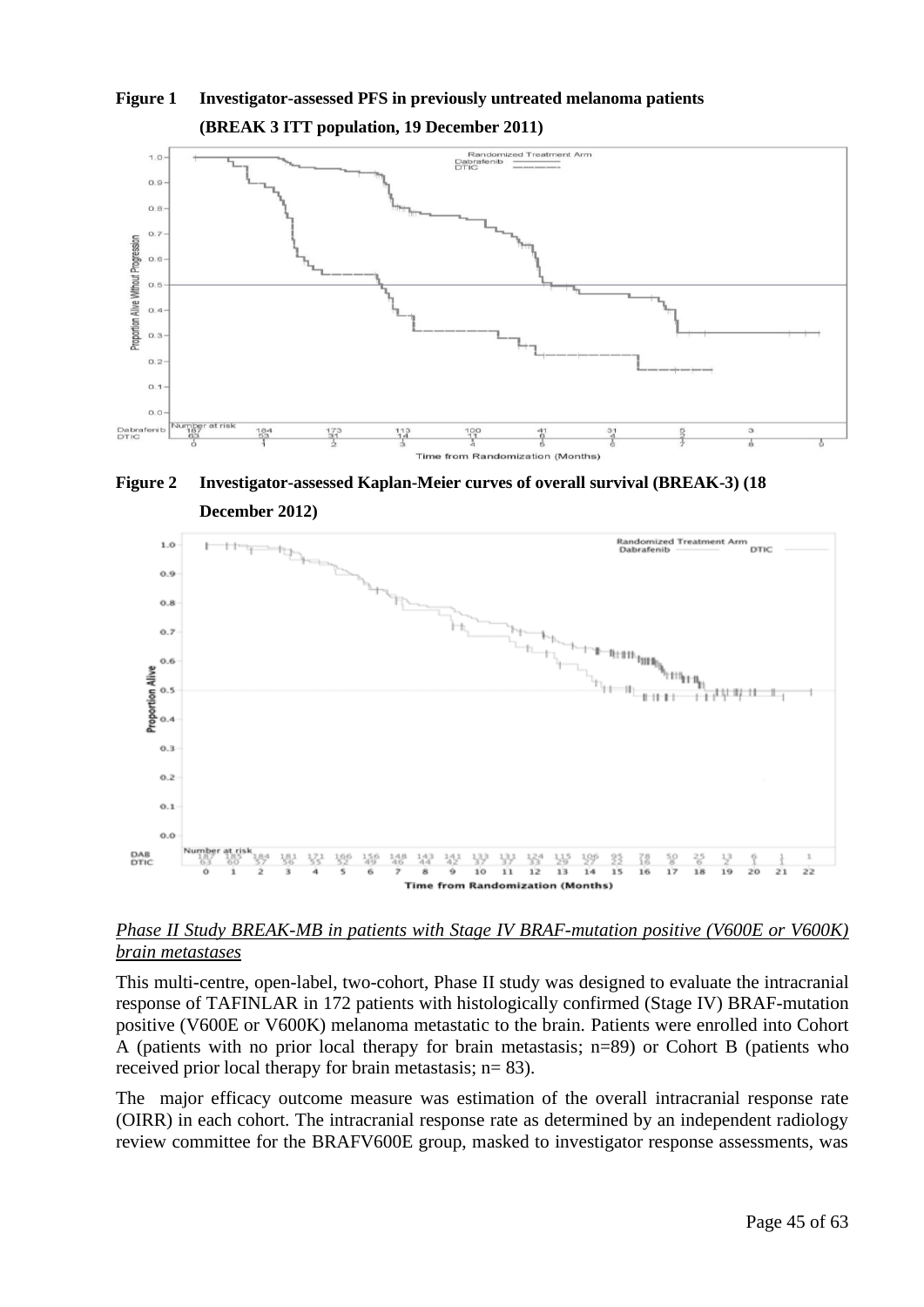**Figure 1 Investigator-assessed PFS in previously untreated melanoma patients (BREAK 3 ITT population, 19 December 2011)**

**Figure 2 Investigator-assessed Kaplan-Meier curves of overall survival (BREAK-3) (18 December 2012)**

*Phase II Study BREAK-MB in patients with Stage IV BRAF-mutation positive (V600E or V600K) brain metastases*

This multi-centre, open-label, two-cohort, Phase II study was designed to evaluate the intracranial response of TAFINLAR in 172 patients with histologically confirmed (Stage IV) BRAF-mutation positive (V600E or V600K) melanoma metastatic to the brain. Patients were enrolled into Cohort A (patients with no prior local therapy for brain metastasis; n=89) or Cohort B (patients who received prior local therapy for brain metastasis; n= 83).

The major efficacy outcome measure was estimation of the overall intracranial response rate (OIRR) in each cohort. The intracranial response rate as determined by an independent radiology review committee for the BRAFV600E group, masked to investigator response assessments, was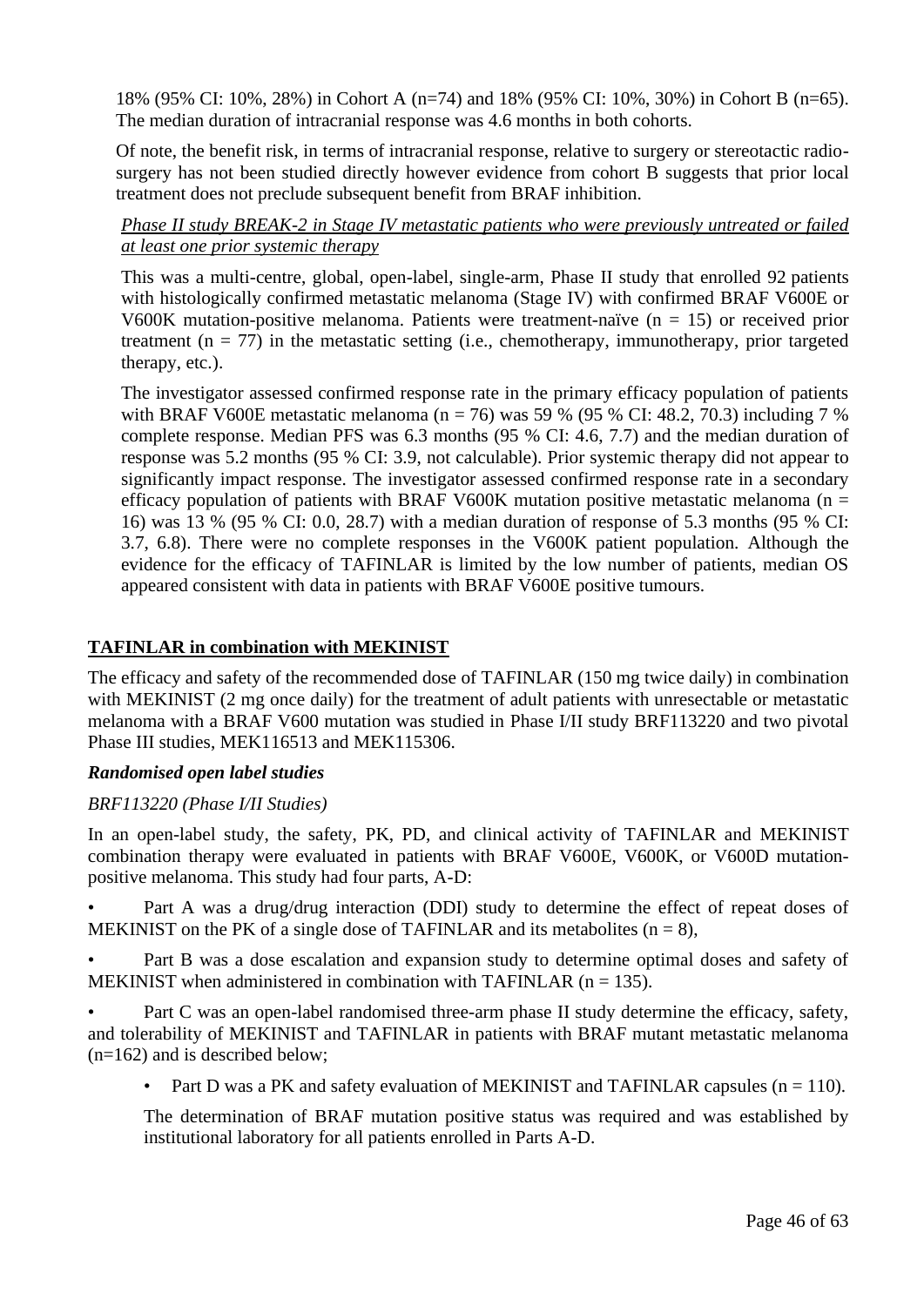18% (95% CI: 10%, 28%) in Cohort A (n=74) and 18% (95% CI: 10%, 30%) in Cohort B (n=65). The median duration of intracranial response was 4.6 months in both cohorts.

Of note, the benefit risk, in terms of intracranial response, relative to surgery or stereotactic radio-surgery has not been studied directly however evidence from cohort B suggests that prior local treatment does not preclude subsequent benefit from BRAF inhibition.

*Phase II study BREAK-2 in Stage IV metastatic patients who were previously untreated or failed at least one prior systemic therapy*

This was a multi-centre, global, open-label, single-arm, Phase II study that enrolled 92 patients with histologically confirmed metastatic melanoma (Stage IV) with confirmed BRAF V600E or V600K mutation-positive melanoma. Patients were treatment-naïve (n = 15) or received prior treatment (n = 77) in the metastatic setting (i.e., chemotherapy, immunotherapy, prior targeted therapy, etc.).

The investigator assessed confirmed response rate in the primary efficacy population of patients with BRAF V600E metastatic melanoma (n = 76) was 59 % (95 % CI: 48.2, 70.3) including 7 % complete response. Median PFS was 6.3 months (95 % CI: 4.6, 7.7) and the median duration of response was 5.2 months (95 % CI: 3.9, not calculable). Prior systemic therapy did not appear to significantly impact response. The investigator assessed confirmed response rate in a secondary efficacy population of patients with BRAF V600K mutation positive metastatic melanoma (n = 16) was 13 % (95 % CI: 0.0, 28.7) with a median duration of response of 5.3 months (95 % CI: 3.7, 6.8). There were no complete responses in the V600K patient population. Although the evidence for the efficacy of TAFINLAR is limited by the low number of patients, median OS appeared consistent with data in patients with BRAF V600E positive tumours.

## TAFINLAR in combination with MEKINIST

The efficacy and safety of the recommended dose of TAFINLAR (150 mg twice daily) in combination with MEKINIST (2 mg once daily) for the treatment of adult patients with unresectable or metastatic melanoma with a BRAF V600 mutation was studied in Phase I/II study BRF113220 and two pivotal Phase III studies, MEK116513 and MEK115306.

***Randomised open label studies***

*BRF113220 (Phase I/II Studies)*

In an open-label study, the safety, PK, PD, and clinical activity of TAFINLAR and MEKINIST combination therapy were evaluated in patients with BRAF V600E, V600K, or V600D mutation-positive melanoma. This study had four parts, A-D:

- Part A was a drug/drug interaction (DDI) study to determine the effect of repeat doses of MEKINIST on the PK of a single dose of TAFINLAR and its metabolites (n = 8),
- Part B was a dose escalation and expansion study to determine optimal doses and safety of MEKINIST when administered in combination with TAFINLAR (n = 135).
- Part C was an open-label randomised three-arm phase II study determine the efficacy, safety, and tolerability of MEKINIST and TAFINLAR in patients with BRAF mutant metastatic melanoma (n=162) and is described below;
- Part D was a PK and safety evaluation of MEKINIST and TAFINLAR capsules (n = 110).

The determination of BRAF mutation positive status was required and was established by institutional laboratory for all patients enrolled in Parts A-D.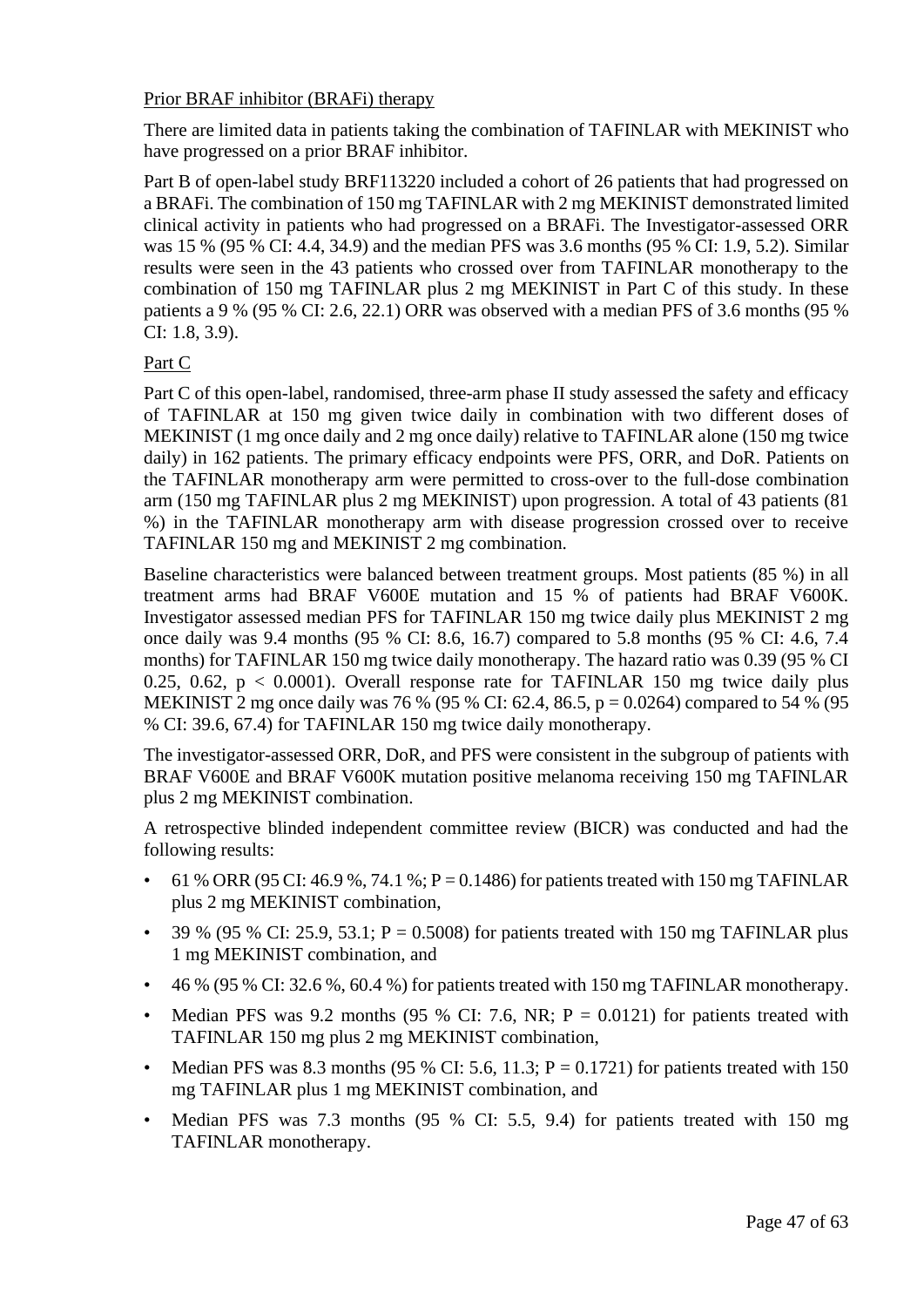Prior BRAF inhibitor (BRAFi) therapy

There are limited data in patients taking the combination of TAFINLAR with MEKINIST who have progressed on a prior BRAF inhibitor.

Part B of open-label study BRF113220 included a cohort of 26 patients that had progressed on a BRAFi. The combination of 150 mg TAFINLAR with 2 mg MEKINIST demonstrated limited clinical activity in patients who had progressed on a BRAFi. The Investigator-assessed ORR was 15 % (95 % CI: 4.4, 34.9) and the median PFS was 3.6 months (95 % CI: 1.9, 5.2). Similar results were seen in the 43 patients who crossed over from TAFINLAR monotherapy to the combination of 150 mg TAFINLAR plus 2 mg MEKINIST in Part C of this study. In these patients a 9 % (95 % CI: 2.6, 22.1) ORR was observed with a median PFS of 3.6 months (95 % CI: 1.8, 3.9).

Part C

Part C of this open-label, randomised, three-arm phase II study assessed the safety and efficacy of TAFINLAR at 150 mg given twice daily in combination with two different doses of MEKINIST (1 mg once daily and 2 mg once daily) relative to TAFINLAR alone (150 mg twice daily) in 162 patients. The primary efficacy endpoints were PFS, ORR, and DoR. Patients on the TAFINLAR monotherapy arm were permitted to cross-over to the full-dose combination arm (150 mg TAFINLAR plus 2 mg MEKINIST) upon progression. A total of 43 patients (81 %) in the TAFINLAR monotherapy arm with disease progression crossed over to receive TAFINLAR 150 mg and MEKINIST 2 mg combination.

Baseline characteristics were balanced between treatment groups. Most patients (85 %) in all treatment arms had BRAF V600E mutation and 15 % of patients had BRAF V600K. Investigator assessed median PFS for TAFINLAR 150 mg twice daily plus MEKINIST 2 mg once daily was 9.4 months (95 % CI: 8.6, 16.7) compared to 5.8 months (95 % CI: 4.6, 7.4 months) for TAFINLAR 150 mg twice daily monotherapy. The hazard ratio was 0.39 (95 % CI 0.25, 0.62, $p < 0.0001$). Overall response rate for TAFINLAR 150 mg twice daily plus MEKINIST 2 mg once daily was 76 % (95 % CI: 62.4, 86.5, $p = 0.0264$) compared to 54 % (95 % CI: 39.6, 67.4) for TAFINLAR 150 mg twice daily monotherapy.

The investigator-assessed ORR, DoR, and PFS were consistent in the subgroup of patients with BRAF V600E and BRAF V600K mutation positive melanoma receiving 150 mg TAFINLAR plus 2 mg MEKINIST combination.

A retrospective blinded independent committee review (BICR) was conducted and had the following results:

- 61 % ORR (95 CI: 46.9 %, 74.1 %; $P = 0.1486$) for patients treated with 150 mg TAFINLAR plus 2 mg MEKINIST combination,
- 39 % (95 % CI: 25.9, 53.1; $P = 0.5008$) for patients treated with 150 mg TAFINLAR plus 1 mg MEKINIST combination, and
- 46 % (95 % CI: 32.6 %, 60.4 %) for patients treated with 150 mg TAFINLAR monotherapy.
- Median PFS was 9.2 months (95 % CI: 7.6, NR; $P = 0.0121$) for patients treated with TAFINLAR 150 mg plus 2 mg MEKINIST combination,
- Median PFS was 8.3 months (95 % CI: 5.6, 11.3; $P = 0.1721$) for patients treated with 150 mg TAFINLAR plus 1 mg MEKINIST combination, and
- Median PFS was 7.3 months (95 % CI: 5.5, 9.4) for patients treated with 150 mg TAFINLAR monotherapy.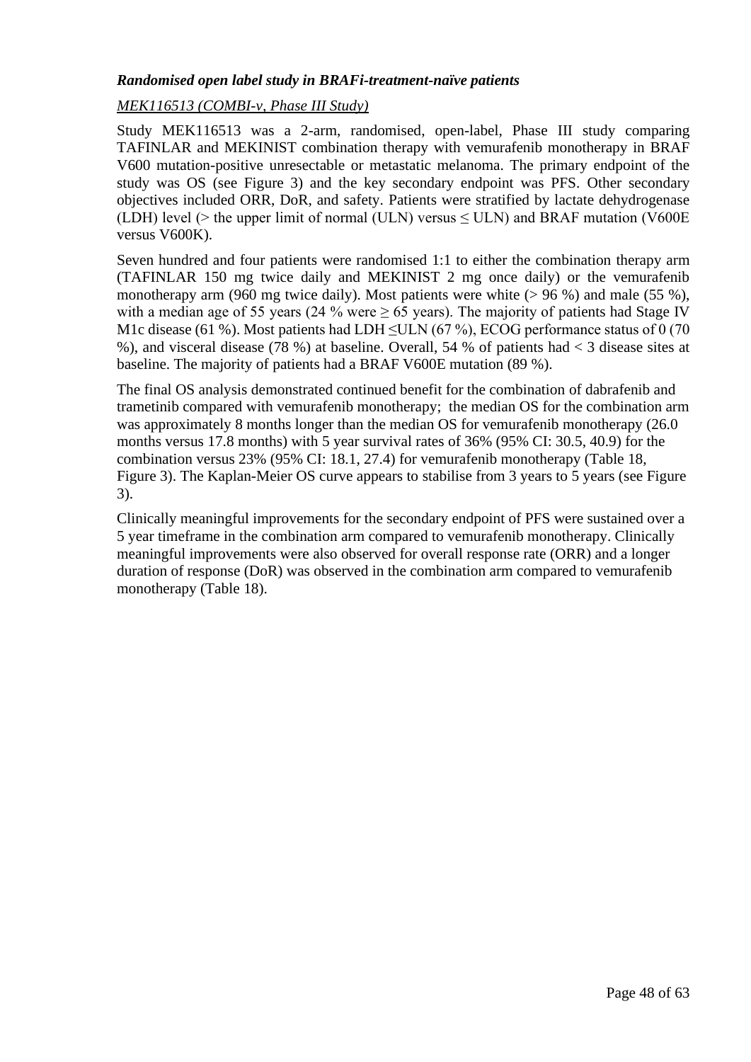***Randomised open label study in BRAFi-treatment-naïve patients***

*MEK116513 (COMBI-v, Phase III Study)*

Study MEK116513 was a 2-arm, randomised, open-label, Phase III study comparing TAFINLAR and MEKINIST combination therapy with vemurafenib monotherapy in BRAF V600 mutation-positive unresectable or metastatic melanoma. The primary endpoint of the study was OS (see Figure 3) and the key secondary endpoint was PFS. Other secondary objectives included ORR, DoR, and safety. Patients were stratified by lactate dehydrogenase (LDH) level (> the upper limit of normal (ULN) versus ≤ ULN) and BRAF mutation (V600E versus V600K).

Seven hundred and four patients were randomised 1:1 to either the combination therapy arm (TAFINLAR 150 mg twice daily and MEKINIST 2 mg once daily) or the vemurafenib monotherapy arm (960 mg twice daily). Most patients were white (> 96 %) and male (55 %), with a median age of 55 years (24 % were ≥ 65 years). The majority of patients had Stage IV M1c disease (61 %). Most patients had LDH ≤ULN (67 %), ECOG performance status of 0 (70 %), and visceral disease (78 %) at baseline. Overall, 54 % of patients had < 3 disease sites at baseline. The majority of patients had a BRAF V600E mutation (89 %).

The final OS analysis demonstrated continued benefit for the combination of dabrafenib and trametinib compared with vemurafenib monotherapy; the median OS for the combination arm was approximately 8 months longer than the median OS for vemurafenib monotherapy (26.0 months versus 17.8 months) with 5 year survival rates of 36% (95% CI: 30.5, 40.9) for the combination versus 23% (95% CI: 18.1, 27.4) for vemurafenib monotherapy (Table 18, Figure 3). The Kaplan-Meier OS curve appears to stabilise from 3 years to 5 years (see Figure 3).

Clinically meaningful improvements for the secondary endpoint of PFS were sustained over a 5 year timeframe in the combination arm compared to vemurafenib monotherapy. Clinically meaningful improvements were also observed for overall response rate (ORR) and a longer duration of response (DoR) was observed in the combination arm compared to vemurafenib monotherapy (Table 18).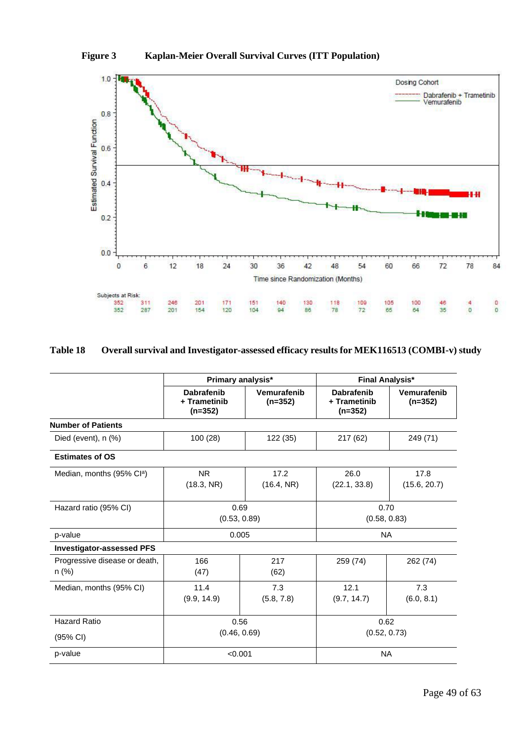**Figure 3 Kaplan-Meier Overall Survival Curves (ITT Population)**

**Table 18 Overall survival and Investigator-assessed efficacy results for MEK116513 (COMBI-v) study**

| | Primary analysis* | | Final Analysis* | |
|---|---|---|---|---|
| | Dabrafenib + Trametinib (n=352) | Vemurafenib (n=352) | Dabrafenib + Trametinib (n=352) | Vemurafenib (n=352) |
| **Number of Patients** | | | | |
| Died (event), n (%) | 100 (28) | 122 (35) | 217 (62) | 249 (71) |
| **Estimates of OS** | | | | |
| Median, months (95% CI[a]) | NR (18.3, NR) | 17.2 (16.4, NR) | 26.0 (22.1, 33.8) | 17.8 (15.6, 20.7) |
| Hazard ratio (95% CI) | 0.69 (0.53, 0.89) | | 0.70 (0.58, 0.83) | |
| p-value | 0.005 | | NA | |
| **Investigator-assessed PFS** | | | | |
| Progressive disease or death, n (%) | 166 (47) | 217 (62) | 259 (74) | 262 (74) |
| Median, months (95% CI) | 11.4 (9.9, 14.9) | 7.3 (5.8, 7.8) | 12.1 (9.7, 14.7) | 7.3 (6.0, 8.1) |
| Hazard Ratio (95% CI) | 0.56 (0.46, 0.69) | | 0.62 (0.52, 0.73) | |
| p-value | <0.001 | | NA | |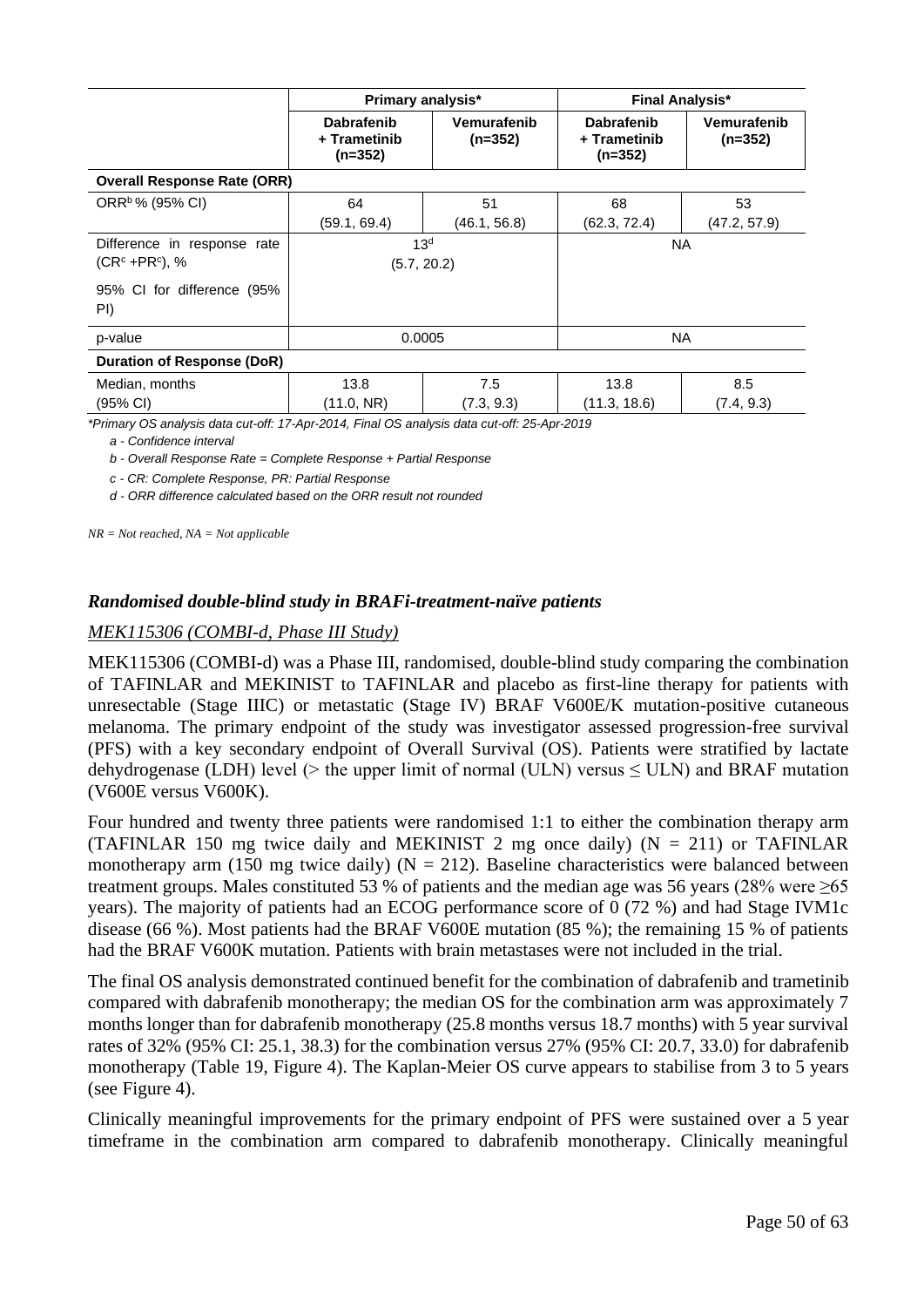| | Primary analysis* | | Final Analysis* | |
|---|---|---|---|---|
| | Dabrafenib + Trametinib (n=352) | Vemurafenib (n=352) | Dabrafenib + Trametinib (n=352) | Vemurafenib (n=352) |
| **Overall Response Rate (ORR)** | | | | |
| ORR[b] % (95% CI) | 64 (59.1, 69.4) | 51 (46.1, 56.8) | 68 (62.3, 72.4) | 53 (47.2, 57.9) |
| Difference in response rate (CR[c] +PR[c]), % 95% CI for difference (95% PI) | 13[d] (5.7, 20.2) | | NA | |
| p-value | 0.0005 | | NA | |
| **Duration of Response (DoR)** | | | | |
| Median, months (95% CI) | 13.8 (11.0, NR) | 7.5 (7.3, 9.3) | 13.8 (11.3, 18.6) | 8.5 (7.4, 9.3) |

*\*Primary OS analysis data cut-off: 17-Apr-2014, Final OS analysis data cut-off: 25-Apr-2019*

*a - Confidence interval*

*b - Overall Response Rate = Complete Response + Partial Response*

*c - CR: Complete Response, PR: Partial Response*

*d - ORR difference calculated based on the ORR result not rounded*

*NR = Not reached, NA = Not applicable*

### *Randomised double-blind study in BRAFi-treatment-naïve patients*

*MEK115306 (COMBI-d, Phase III Study)*

MEK115306 (COMBI-d) was a Phase III, randomised, double-blind study comparing the combination of TAFINLAR and MEKINIST to TAFINLAR and placebo as first-line therapy for patients with unresectable (Stage IIIC) or metastatic (Stage IV) BRAF V600E/K mutation-positive cutaneous melanoma. The primary endpoint of the study was investigator assessed progression-free survival (PFS) with a key secondary endpoint of Overall Survival (OS). Patients were stratified by lactate dehydrogenase (LDH) level (> the upper limit of normal (ULN) versus ≤ ULN) and BRAF mutation (V600E versus V600K).

Four hundred and twenty three patients were randomised 1:1 to either the combination therapy arm (TAFINLAR 150 mg twice daily and MEKINIST 2 mg once daily) (N = 211) or TAFINLAR monotherapy arm (150 mg twice daily) (N = 212). Baseline characteristics were balanced between treatment groups. Males constituted 53 % of patients and the median age was 56 years (28% were ≥65 years). The majority of patients had an ECOG performance score of 0 (72 %) and had Stage IVM1c disease (66 %). Most patients had the BRAF V600E mutation (85 %); the remaining 15 % of patients had the BRAF V600K mutation. Patients with brain metastases were not included in the trial.

The final OS analysis demonstrated continued benefit for the combination of dabrafenib and trametinib compared with dabrafenib monotherapy; the median OS for the combination arm was approximately 7 months longer than for dabrafenib monotherapy (25.8 months versus 18.7 months) with 5 year survival rates of 32% (95% CI: 25.1, 38.3) for the combination versus 27% (95% CI: 20.7, 33.0) for dabrafenib monotherapy (Table 19, Figure 4). The Kaplan-Meier OS curve appears to stabilise from 3 to 5 years (see Figure 4).

Clinically meaningful improvements for the primary endpoint of PFS were sustained over a 5 year timeframe in the combination arm compared to dabrafenib monotherapy. Clinically meaningful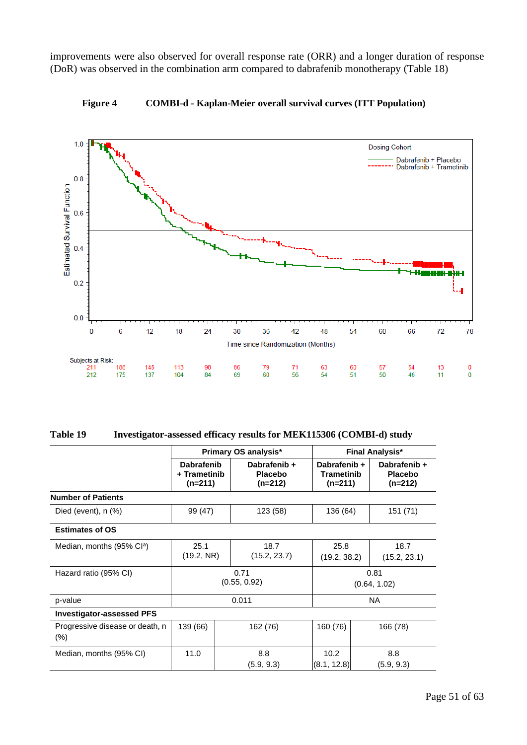improvements were also observed for overall response rate (ORR) and a longer duration of response (DoR) was observed in the combination arm compared to dabrafenib monotherapy (Table 18)

**Figure 4 COMBI-d - Kaplan-Meier overall survival curves (ITT Population)**

**Table 19 Investigator-assessed efficacy results for MEK115306 (COMBI-d) study**

| | Primary OS analysis* | | Final Analysis* | |
|---|---|---|---|---|
| | **Dabrafenib + Trametinib (n=211)** | **Dabrafenib + Placebo (n=212)** | **Dabrafenib + Trametinib (n=211)** | **Dabrafenib + Placebo (n=212)** |
| **Number of Patients** | | | | |
| Died (event), n (%) | 99 (47) | 123 (58) | 136 (64) | 151 (71) |
| **Estimates of OS** | | | | |
| Median, months (95% CI[a]) | 25.1 (19.2, NR) | 18.7 (15.2, 23.7) | 25.8 (19.2, 38.2) | 18.7 (15.2, 23.1) |
| Hazard ratio (95% CI) | 0.71 (0.55, 0.92) | | 0.81 (0.64, 1.02) | |
| p-value | 0.011 | | NA | |
| **Investigator-assessed PFS** | | | | |
| Progressive disease or death, n (%) | 139 (66) | 162 (76) | 160 (76) | 166 (78) |
| Median, months (95% CI) | 11.0 | 8.8 (5.9, 9.3) | 10.2 (8.1, 12.8) | 8.8 (5.9, 9.3) |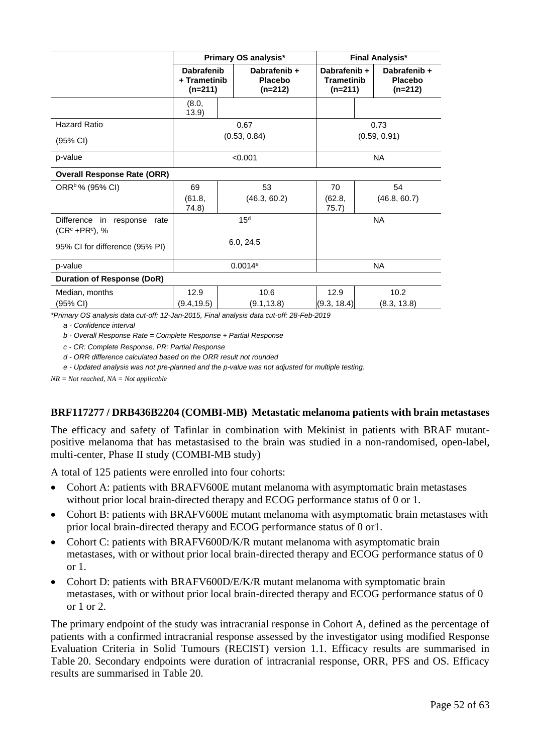| | Primary OS analysis* | | Final Analysis* | |
|---|---|---|---|---|
| | Dabrafenib + Trametinib (n=211) | Dabrafenib + Placebo (n=212) | Dabrafenib + Trametinib (n=211) | Dabrafenib + Placebo (n=212) |
| | (8.0, 13.9) | | | |
| Hazard Ratio (95% CI) | 0.67 (0.53, 0.84) | | 0.73 (0.59, 0.91) | |
| p-value | <0.001 | | NA | |
| **Overall Response Rate (ORR)** | | | | |
| ORR[b] % (95% CI) | 69 (61.8, 74.8) | 53 (46.3, 60.2) | 70 (62.8, 75.7) | 54 (46.8, 60.7) |
| Difference in response rate (CR[c] +PR[c]), % | 15[d] | | NA | |
| 95% CI for difference (95% PI) | 6.0, 24.5 | | | |
| p-value | 0.0014[e] | | NA | |
| **Duration of Response (DoR)** | | | | |
| Median, months (95% CI) | 12.9 (9.4,19.5) | 10.6 (9.1,13.8) | 12.9 (9.3, 18.4) | 10.2 (8.3, 13.8) |

*\*Primary OS analysis data cut-off: 12-Jan-2015, Final analysis data cut-off: 28-Feb-2019*

*a - Confidence interval*

*b - Overall Response Rate = Complete Response + Partial Response*

*c - CR: Complete Response, PR: Partial Response*

*d - ORR difference calculated based on the ORR result not rounded*

*e - Updated analysis was not pre-planned and the p-value was not adjusted for multiple testing.*

*NR = Not reached, NA = Not applicable*

**BRF117277 / DRB436B2204 (COMBI-MB) Metastatic melanoma patients with brain metastases**

The efficacy and safety of Tafinlar in combination with Mekinist in patients with BRAF mutant-positive melanoma that has metastasised to the brain was studied in a non-randomised, open-label, multi-center, Phase II study (COMBI-MB study)

A total of 125 patients were enrolled into four cohorts:

- Cohort A: patients with BRAFV600E mutant melanoma with asymptomatic brain metastases without prior local brain-directed therapy and ECOG performance status of 0 or 1.
- Cohort B: patients with BRAFV600E mutant melanoma with asymptomatic brain metastases with prior local brain-directed therapy and ECOG performance status of 0 or1.
- Cohort C: patients with BRAFV600D/K/R mutant melanoma with asymptomatic brain metastases, with or without prior local brain-directed therapy and ECOG performance status of 0 or 1.
- Cohort D: patients with BRAFV600D/E/K/R mutant melanoma with symptomatic brain metastases, with or without prior local brain-directed therapy and ECOG performance status of 0 or 1 or 2.

The primary endpoint of the study was intracranial response in Cohort A, defined as the percentage of patients with a confirmed intracranial response assessed by the investigator using modified Response Evaluation Criteria in Solid Tumours (RECIST) version 1.1. Efficacy results are summarised in Table 20. Secondary endpoints were duration of intracranial response, ORR, PFS and OS. Efficacy results are summarised in Table 20.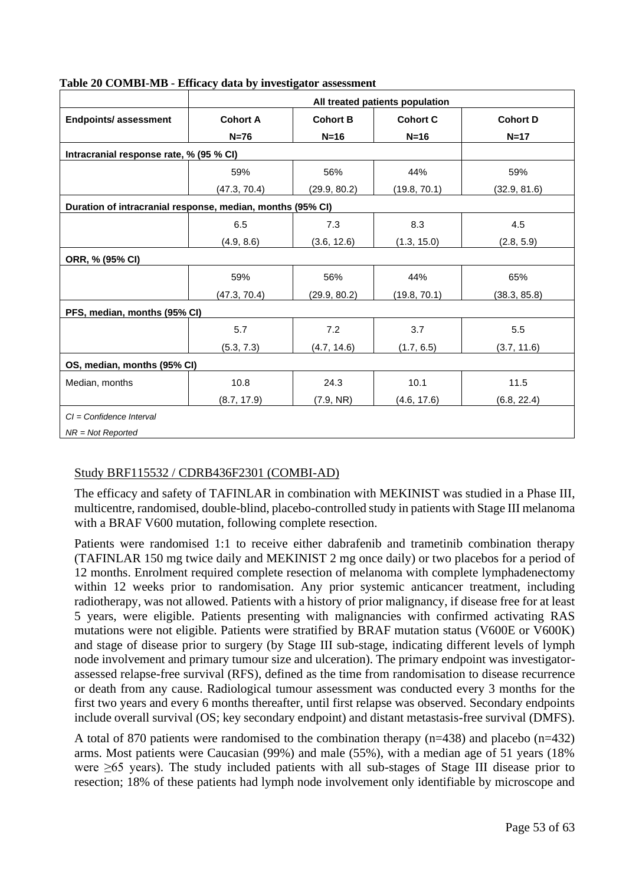**Table 20 COMBI-MB - Efficacy data by investigator assessment**

| | All treated patients population | | | |
|---|---|---|---|---|
| **Endpoints/ assessment** | **Cohort A** N=76 | **Cohort B** N=16 | **Cohort C** N=16 | **Cohort D** N=17 |
| **Intracranial response rate, % (95 % CI)** | | | | |
| | 59% (47.3, 70.4) | 56% (29.9, 80.2) | 44% (19.8, 70.1) | 59% (32.9, 81.6) |
| **Duration of intracranial response, median, months (95% CI)** | | | | |
| | 6.5 (4.9, 8.6) | 7.3 (3.6, 12.6) | 8.3 (1.3, 15.0) | 4.5 (2.8, 5.9) |
| **ORR, % (95% CI)** | | | | |
| | 59% (47.3, 70.4) | 56% (29.9, 80.2) | 44% (19.8, 70.1) | 65% (38.3, 85.8) |
| **PFS, median, months (95% CI)** | | | | |
| | 5.7 (5.3, 7.3) | 7.2 (4.7, 14.6) | 3.7 (1.7, 6.5) | 5.5 (3.7, 11.6) |
| **OS, median, months (95% CI)** | | | | |
| Median, months | 10.8 (8.7, 17.9) | 24.3 (7.9, NR) | 10.1 (4.6, 17.6) | 11.5 (6.8, 22.4) |

*CI = Confidence Interval*
*NR = Not Reported*

<u>Study BRF115532 / CDRB436F2301 (COMBI-AD)</u>

The efficacy and safety of TAFINLAR in combination with MEKINIST was studied in a Phase III, multicentre, randomised, double-blind, placebo-controlled study in patients with Stage III melanoma with a BRAF V600 mutation, following complete resection.

Patients were randomised 1:1 to receive either dabrafenib and trametinib combination therapy (TAFINLAR 150 mg twice daily and MEKINIST 2 mg once daily) or two placebos for a period of 12 months. Enrolment required complete resection of melanoma with complete lymphadenectomy within 12 weeks prior to randomisation. Any prior systemic anticancer treatment, including radiotherapy, was not allowed. Patients with a history of prior malignancy, if disease free for at least 5 years, were eligible. Patients presenting with malignancies with confirmed activating RAS mutations were not eligible. Patients were stratified by BRAF mutation status (V600E or V600K) and stage of disease prior to surgery (by Stage III sub-stage, indicating different levels of lymph node involvement and primary tumour size and ulceration). The primary endpoint was investigator-assessed relapse-free survival (RFS), defined as the time from randomisation to disease recurrence or death from any cause. Radiological tumour assessment was conducted every 3 months for the first two years and every 6 months thereafter, until first relapse was observed. Secondary endpoints include overall survival (OS; key secondary endpoint) and distant metastasis-free survival (DMFS).

A total of 870 patients were randomised to the combination therapy (n=438) and placebo (n=432) arms. Most patients were Caucasian (99%) and male (55%), with a median age of 51 years (18% were ≥65 years). The study included patients with all sub-stages of Stage III disease prior to resection; 18% of these patients had lymph node involvement only identifiable by microscope and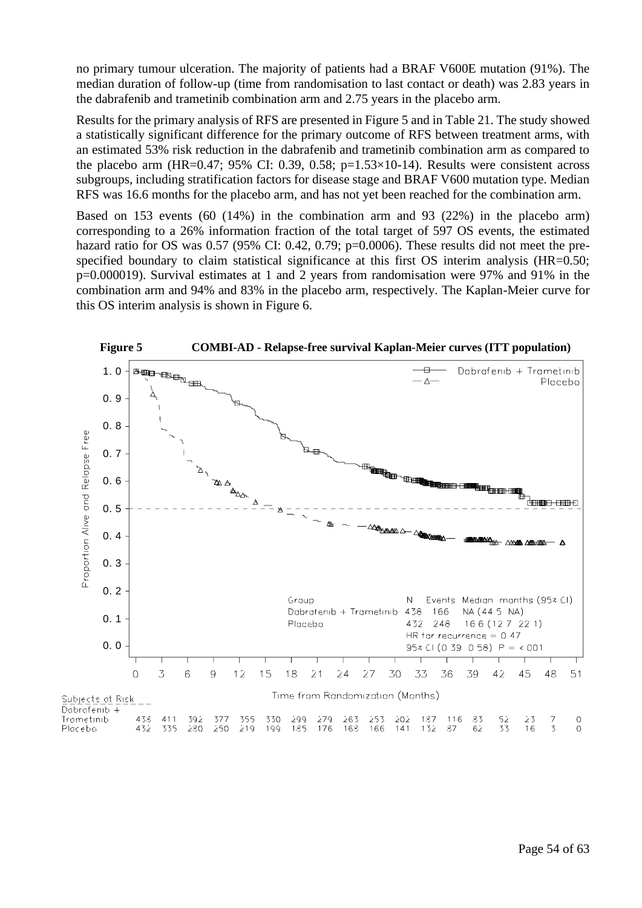no primary tumour ulceration. The majority of patients had a BRAF V600E mutation (91%). The median duration of follow-up (time from randomisation to last contact or death) was 2.83 years in the dabrafenib and trametinib combination arm and 2.75 years in the placebo arm.

Results for the primary analysis of RFS are presented in Figure 5 and in Table 21. The study showed a statistically significant difference for the primary outcome of RFS between treatment arms, with an estimated 53% risk reduction in the dabrafenib and trametinib combination arm as compared to the placebo arm (HR=0.47; 95% CI: 0.39, 0.58; p=1.53×10-14). Results were consistent across subgroups, including stratification factors for disease stage and BRAF V600 mutation type. Median RFS was 16.6 months for the placebo arm, and has not yet been reached for the combination arm.

Based on 153 events (60 (14%) in the combination arm and 93 (22%) in the placebo arm) corresponding to a 26% information fraction of the total target of 597 OS events, the estimated hazard ratio for OS was 0.57 (95% CI: 0.42, 0.79; p=0.0006). These results did not meet the pre-specified boundary to claim statistical significance at this first OS interim analysis (HR=0.50; p=0.000019). Survival estimates at 1 and 2 years from randomisation were 97% and 91% in the combination arm and 94% and 83% in the placebo arm, respectively. The Kaplan-Meier curve for this OS interim analysis is shown in Figure 6.

**Figure 5 COMBI-AD - Relapse-free survival Kaplan-Meier curves (ITT population)**

| Group | N | Events | Median months (95% CI) |
|---|---|---|---|
| Dabrafenib + Trametinib | 438 | 166 | NA (44.5, NA) |
| Placebo | 432 | 248 | 16.6 (12.7, 22.1) |

HR for recurrence = 0.47
95% CI (0.39, 0.58) P = < 001

Subjects at Risk

| Time from Randomization (Months) | 0 | 3 | 6 | 9 | 12 | 15 | 18 | 21 | 24 | 27 | 30 | 33 | 36 | 39 | 42 | 45 | 48 | 51 |
|---|---|---|---|---|---|---|---|---|---|---|---|---|---|---|---|---|---|---|
| Dabrafenib + Trametinib | 438 | 411 | 392 | 377 | 355 | 330 | 299 | 279 | 263 | 253 | 202 | 187 | 116 | 83 | 52 | 23 | 7 | 0 |
| Placebo | 432 | 335 | 280 | 250 | 219 | 199 | 185 | 176 | 168 | 166 | 141 | 132 | 87 | 62 | 33 | 16 | 3 | 0 |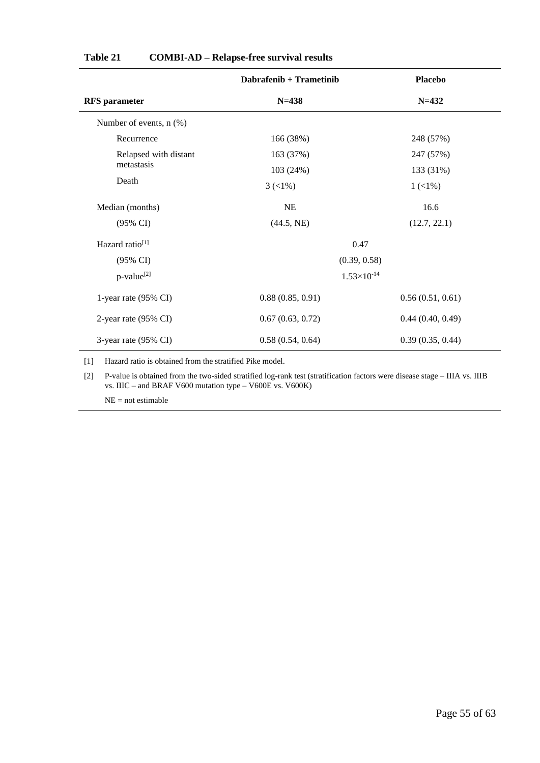**Table 21 COMBI-AD – Relapse-free survival results**

| RFS parameter | Dabrafenib + Trametinib N=438 | Placebo N=432 |
|---|---|---|
| Number of events, n (%) | | |
| Recurrence | 166 (38%) | 248 (57%) |
| Relapsed with distant metastasis | 163 (37%) | 247 (57%) |
| | 103 (24%) | 133 (31%) |
| Death | 3 (<1%) | 1 (<1%) |
| Median (months) | NE | 16.6 |
| (95% CI) | (44.5, NE) | (12.7, 22.1) |
| Hazard ratio[1] | 0.47 | |
| (95% CI) | (0.39, 0.58) | |
| p-value[2] | $1.53 \times 10^{-14}$ | |
| 1-year rate (95% CI) | 0.88 (0.85, 0.91) | 0.56 (0.51, 0.61) |
| 2-year rate (95% CI) | 0.67 (0.63, 0.72) | 0.44 (0.40, 0.49) |
| 3-year rate (95% CI) | 0.58 (0.54, 0.64) | 0.39 (0.35, 0.44) |

[1] Hazard ratio is obtained from the stratified Pike model.

[2] P-value is obtained from the two-sided stratified log-rank test (stratification factors were disease stage – IIIA vs. IIIB vs. IIIC – and BRAF V600 mutation type – V600E vs. V600K)

NE = not estimable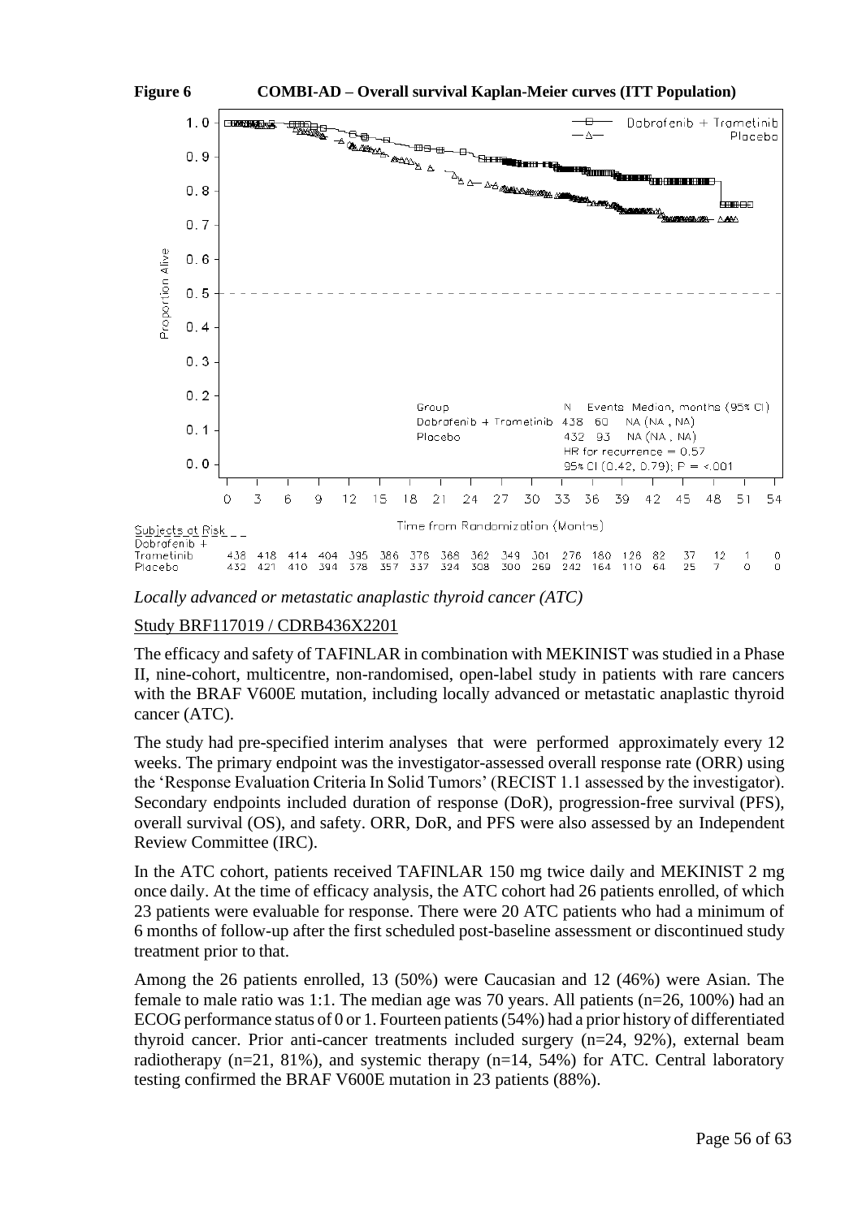**Figure 6 COMBI-AD – Overall survival Kaplan-Meier curves (ITT Population)**

| Group | N | Events | Median, months (95% CI) |
|---|---|---|---|
| Dabrafenib + Trametinib | 438 | 60 | NA (NA, NA) |
| Placebo | 432 | 93 | NA (NA, NA) |

HR for recurrence = 0.57

95% CI (0.42, 0.79); P = <.001

Subjects at Risk

| Time from Randomization (Months) | 0 | 3 | 6 | 9 | 12 | 15 | 18 | 21 | 24 | 27 | 30 | 33 | 36 | 39 | 42 | 45 | 48 | 51 | 54 |
|---|---|---|---|---|---|---|---|---|---|---|---|---|---|---|---|---|---|---|---|
| Dabrafenib + Trametinib | 438 | 418 | 414 | 404 | 395 | 386 | 376 | 368 | 362 | 349 | 301 | 276 | 180 | 126 | 82 | 37 | 12 | 1 | 0 |
| Placebo | 432 | 421 | 410 | 394 | 378 | 357 | 337 | 324 | 308 | 300 | 269 | 242 | 164 | 110 | 64 | 25 | 7 | 0 | 0 |

*Locally advanced or metastatic anaplastic thyroid cancer (ATC)*

Study BRF117019 / CDRB436X2201

The efficacy and safety of TAFINLAR in combination with MEKINIST was studied in a Phase II, nine-cohort, multicentre, non-randomised, open-label study in patients with rare cancers with the BRAF V600E mutation, including locally advanced or metastatic anaplastic thyroid cancer (ATC).

The study had pre-specified interim analyses that were performed approximately every 12 weeks. The primary endpoint was the investigator-assessed overall response rate (ORR) using the 'Response Evaluation Criteria In Solid Tumors' (RECIST 1.1 assessed by the investigator). Secondary endpoints included duration of response (DoR), progression-free survival (PFS), overall survival (OS), and safety. ORR, DoR, and PFS were also assessed by an Independent Review Committee (IRC).

In the ATC cohort, patients received TAFINLAR 150 mg twice daily and MEKINIST 2 mg once daily. At the time of efficacy analysis, the ATC cohort had 26 patients enrolled, of which 23 patients were evaluable for response. There were 20 ATC patients who had a minimum of 6 months of follow-up after the first scheduled post-baseline assessment or discontinued study treatment prior to that.

Among the 26 patients enrolled, 13 (50%) were Caucasian and 12 (46%) were Asian. The female to male ratio was 1:1. The median age was 70 years. All patients (n=26, 100%) had an ECOG performance status of 0 or 1. Fourteen patients (54%) had a prior history of differentiated thyroid cancer. Prior anti-cancer treatments included surgery (n=24, 92%), external beam radiotherapy (n=21, 81%), and systemic therapy (n=14, 54%) for ATC. Central laboratory testing confirmed the BRAF V600E mutation in 23 patients (88%).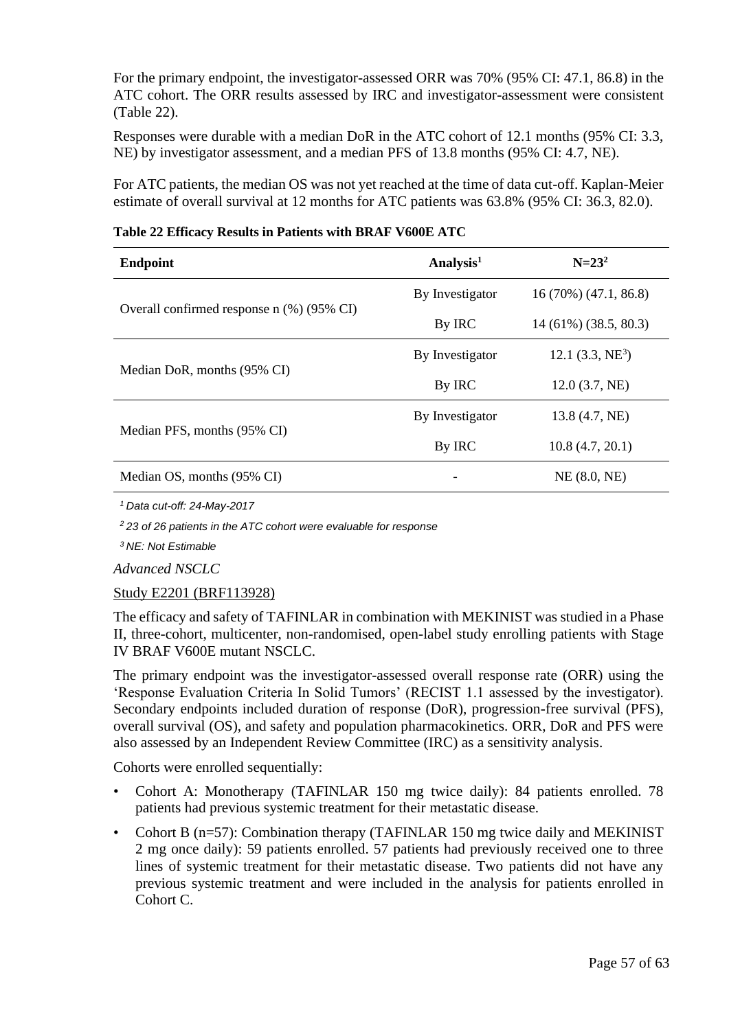For the primary endpoint, the investigator-assessed ORR was 70% (95% CI: 47.1, 86.8) in the ATC cohort. The ORR results assessed by IRC and investigator-assessment were consistent (Table 22).

Responses were durable with a median DoR in the ATC cohort of 12.1 months (95% CI: 3.3, NE) by investigator assessment, and a median PFS of 13.8 months (95% CI: 4.7, NE).

For ATC patients, the median OS was not yet reached at the time of data cut-off. Kaplan-Meier estimate of overall survival at 12 months for ATC patients was 63.8% (95% CI: 36.3, 82.0).

**Table 22 Efficacy Results in Patients with BRAF V600E ATC**

| Endpoint | Analysis[1] | N=23[2] |
|---|---|---|
| Overall confirmed response n (%) (95% CI) | By Investigator | 16 (70%) (47.1, 86.8) |
| | By IRC | 14 (61%) (38.5, 80.3) |
| Median DoR, months (95% CI) | By Investigator | 12.1 (3.3, NE[3]) |
| | By IRC | 12.0 (3.7, NE) |
| Median PFS, months (95% CI) | By Investigator | 13.8 (4.7, NE) |
| | By IRC | 10.8 (4.7, 20.1) |
| Median OS, months (95% CI) | - | NE (8.0, NE) |

*[1] Data cut-off: 24-May-2017*

*[2] 23 of 26 patients in the ATC cohort were evaluable for response*

*[3] NE: Not Estimable*

*Advanced NSCLC*

Study E2201 (BRF113928)

The efficacy and safety of TAFINLAR in combination with MEKINIST was studied in a Phase II, three-cohort, multicenter, non-randomised, open-label study enrolling patients with Stage IV BRAF V600E mutant NSCLC.

The primary endpoint was the investigator-assessed overall response rate (ORR) using the 'Response Evaluation Criteria In Solid Tumors' (RECIST 1.1 assessed by the investigator). Secondary endpoints included duration of response (DoR), progression-free survival (PFS), overall survival (OS), and safety and population pharmacokinetics. ORR, DoR and PFS were also assessed by an Independent Review Committee (IRC) as a sensitivity analysis.

Cohorts were enrolled sequentially:

- Cohort A: Monotherapy (TAFINLAR 150 mg twice daily): 84 patients enrolled. 78 patients had previous systemic treatment for their metastatic disease.
- Cohort B (n=57): Combination therapy (TAFINLAR 150 mg twice daily and MEKINIST 2 mg once daily): 59 patients enrolled. 57 patients had previously received one to three lines of systemic treatment for their metastatic disease. Two patients did not have any previous systemic treatment and were included in the analysis for patients enrolled in Cohort C.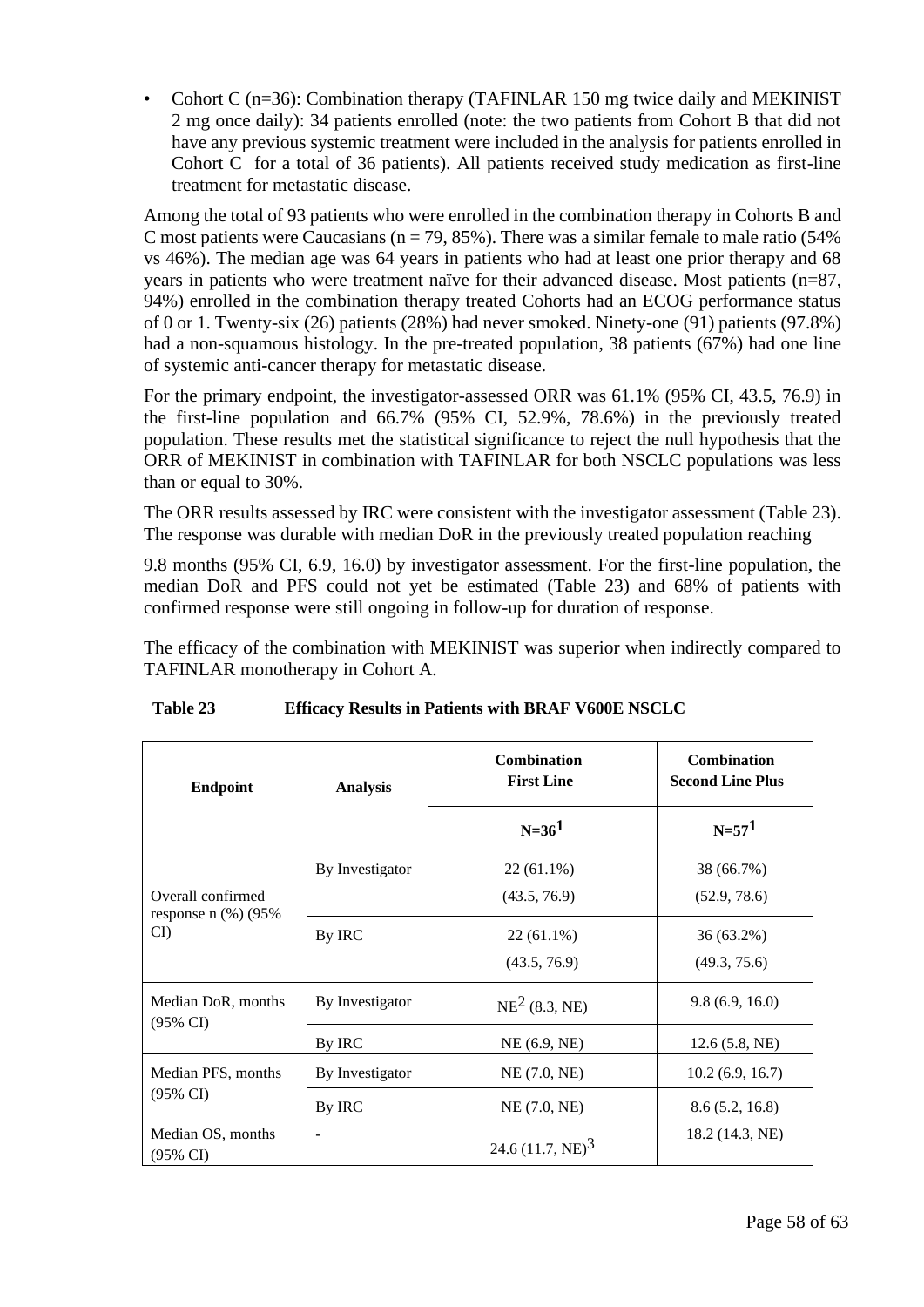- Cohort C (n=36): Combination therapy (TAFINLAR 150 mg twice daily and MEKINIST 2 mg once daily): 34 patients enrolled (note: the two patients from Cohort B that did not have any previous systemic treatment were included in the analysis for patients enrolled in Cohort C for a total of 36 patients). All patients received study medication as first-line treatment for metastatic disease.

Among the total of 93 patients who were enrolled in the combination therapy in Cohorts B and C most patients were Caucasians (n = 79, 85%). There was a similar female to male ratio (54% vs 46%). The median age was 64 years in patients who had at least one prior therapy and 68 years in patients who were treatment naïve for their advanced disease. Most patients (n=87, 94%) enrolled in the combination therapy treated Cohorts had an ECOG performance status of 0 or 1. Twenty-six (26) patients (28%) had never smoked. Ninety-one (91) patients (97.8%) had a non-squamous histology. In the pre-treated population, 38 patients (67%) had one line of systemic anti-cancer therapy for metastatic disease.

For the primary endpoint, the investigator-assessed ORR was 61.1% (95% CI, 43.5, 76.9) in the first-line population and 66.7% (95% CI, 52.9%, 78.6%) in the previously treated population. These results met the statistical significance to reject the null hypothesis that the ORR of MEKINIST in combination with TAFINLAR for both NSCLC populations was less than or equal to 30%.

The ORR results assessed by IRC were consistent with the investigator assessment (Table 23). The response was durable with median DoR in the previously treated population reaching

9.8 months (95% CI, 6.9, 16.0) by investigator assessment. For the first-line population, the median DoR and PFS could not yet be estimated (Table 23) and 68% of patients with confirmed response were still ongoing in follow-up for duration of response.

The efficacy of the combination with MEKINIST was superior when indirectly compared to TAFINLAR monotherapy in Cohort A.

**Table 23 Efficacy Results in Patients with BRAF V600E NSCLC**

| Endpoint | Analysis | Combination First Line | Combination Second Line Plus |
|---|---|---|---|
| | | N=36[1] | N=57[1] |
| Overall confirmed response n (%) (95% CI) | By Investigator | 22 (61.1%) (43.5, 76.9) | 38 (66.7%) (52.9, 78.6) |
| | By IRC | 22 (61.1%) (43.5, 76.9) | 36 (63.2%) (49.3, 75.6) |
| Median DoR, months (95% CI) | By Investigator | NE[2] (8.3, NE) | 9.8 (6.9, 16.0) |
| | By IRC | NE (6.9, NE) | 12.6 (5.8, NE) |
| Median PFS, months (95% CI) | By Investigator | NE (7.0, NE) | 10.2 (6.9, 16.7) |
| | By IRC | NE (7.0, NE) | 8.6 (5.2, 16.8) |
| Median OS, months (95% CI) | - | 24.6 (11.7, NE)[3] | 18.2 (14.3, NE) |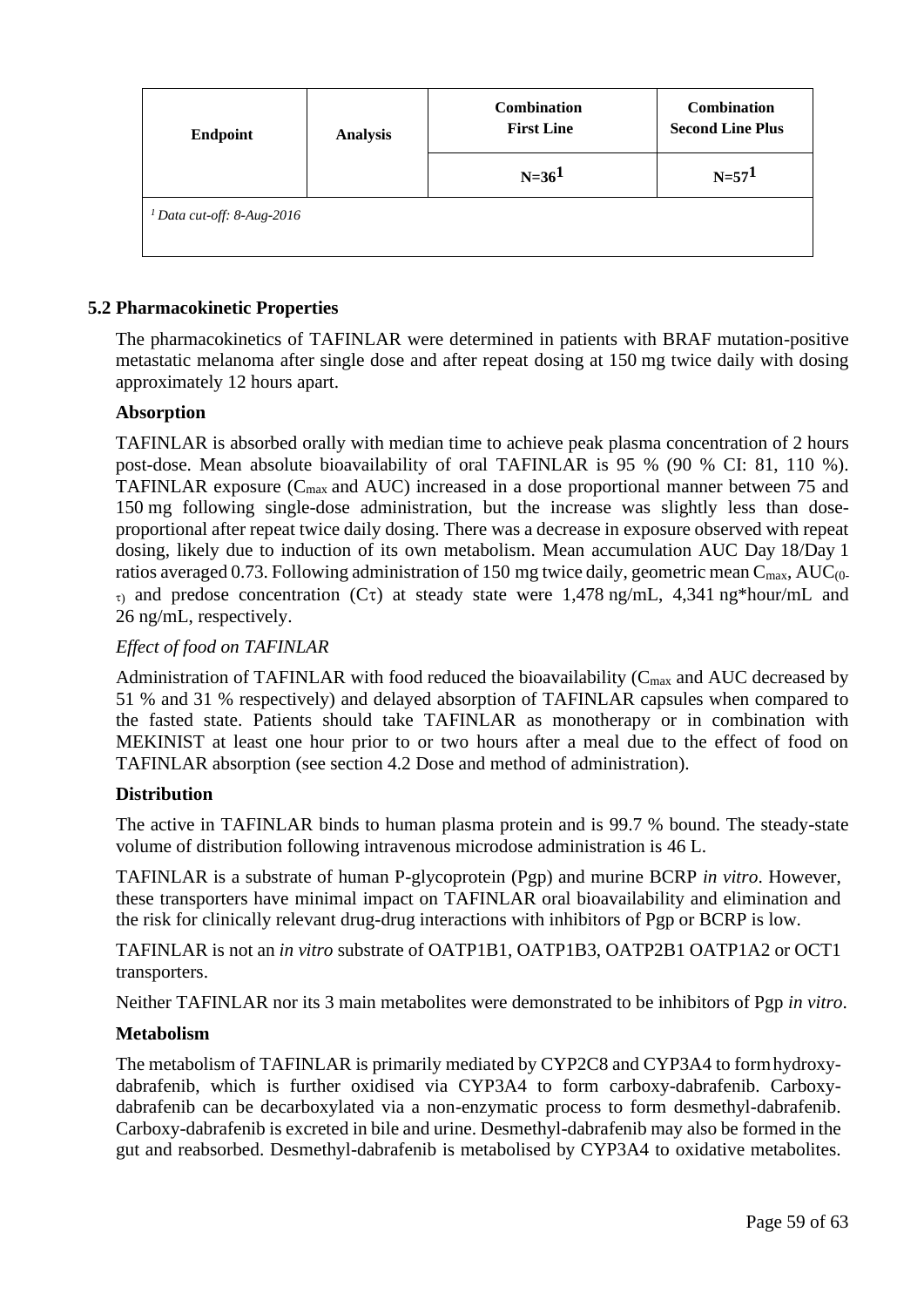| Endpoint | Analysis | Combination First Line | Combination Second Line Plus |
|---|---|---|---|
| | | N=36[1] | N=57[1] |
| [1] *Data cut-off: 8-Aug-2016* | | | |

## 5.2 Pharmacokinetic Properties

The pharmacokinetics of TAFINLAR were determined in patients with BRAF mutation-positive metastatic melanoma after single dose and after repeat dosing at 150 mg twice daily with dosing approximately 12 hours apart.

### Absorption

TAFINLAR is absorbed orally with median time to achieve peak plasma concentration of 2 hours post-dose. Mean absolute bioavailability of oral TAFINLAR is 95 % (90 % CI: 81, 110 %). TAFINLAR exposure ($C_{max}$ and AUC) increased in a dose proportional manner between 75 and 150 mg following single-dose administration, but the increase was slightly less than dose-proportional after repeat twice daily dosing. There was a decrease in exposure observed with repeat dosing, likely due to induction of its own metabolism. Mean accumulation AUC Day 18/Day 1 ratios averaged 0.73. Following administration of 150 mg twice daily, geometric mean $C_{max}$, $AUC_{(0-\tau)}$ and predose concentration ($C\tau$) at steady state were 1,478 ng/mL, 4,341 ng*hour/mL and 26 ng/mL, respectively.

*Effect of food on TAFINLAR*

Administration of TAFINLAR with food reduced the bioavailability ($C_{max}$ and AUC decreased by 51 % and 31 % respectively) and delayed absorption of TAFINLAR capsules when compared to the fasted state. Patients should take TAFINLAR as monotherapy or in combination with MEKINIST at least one hour prior to or two hours after a meal due to the effect of food on TAFINLAR absorption (see section 4.2 Dose and method of administration).

### Distribution

The active in TAFINLAR binds to human plasma protein and is 99.7 % bound. The steady-state volume of distribution following intravenous microdose administration is 46 L.

TAFINLAR is a substrate of human P-glycoprotein (Pgp) and murine BCRP *in vitro*. However, these transporters have minimal impact on TAFINLAR oral bioavailability and elimination and the risk for clinically relevant drug-drug interactions with inhibitors of Pgp or BCRP is low.

TAFINLAR is not an *in vitro* substrate of OATP1B1, OATP1B3, OATP2B1 OATP1A2 or OCT1 transporters.

Neither TAFINLAR nor its 3 main metabolites were demonstrated to be inhibitors of Pgp *in vitro*.

### Metabolism

The metabolism of TAFINLAR is primarily mediated by CYP2C8 and CYP3A4 to form hydroxy-dabrafenib, which is further oxidised via CYP3A4 to form carboxy-dabrafenib. Carboxy-dabrafenib can be decarboxylated via a non-enzymatic process to form desmethyl-dabrafenib. Carboxy-dabrafenib is excreted in bile and urine. Desmethyl-dabrafenib may also be formed in the gut and reabsorbed. Desmethyl-dabrafenib is metabolised by CYP3A4 to oxidative metabolites.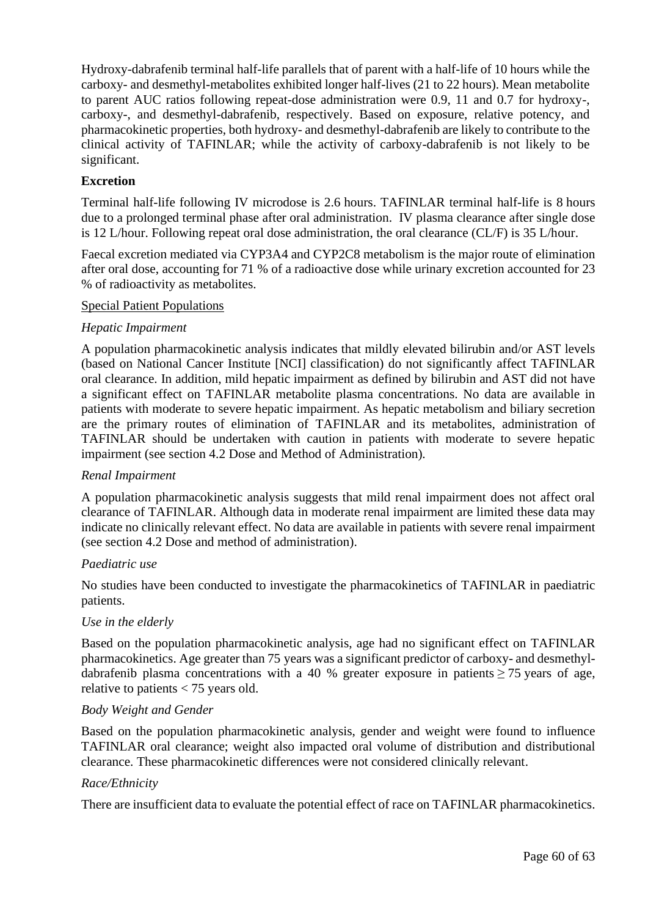Hydroxy-dabrafenib terminal half-life parallels that of parent with a half-life of 10 hours while the carboxy- and desmethyl-metabolites exhibited longer half-lives (21 to 22 hours). Mean metabolite to parent AUC ratios following repeat-dose administration were 0.9, 11 and 0.7 for hydroxy-, carboxy-, and desmethyl-dabrafenib, respectively. Based on exposure, relative potency, and pharmacokinetic properties, both hydroxy- and desmethyl-dabrafenib are likely to contribute to the clinical activity of TAFINLAR; while the activity of carboxy-dabrafenib is not likely to be significant.

**Excretion**

Terminal half-life following IV microdose is 2.6 hours. TAFINLAR terminal half-life is 8 hours due to a prolonged terminal phase after oral administration. IV plasma clearance after single dose is 12 L/hour. Following repeat oral dose administration, the oral clearance (CL/F) is 35 L/hour.

Faecal excretion mediated via CYP3A4 and CYP2C8 metabolism is the major route of elimination after oral dose, accounting for 71 % of a radioactive dose while urinary excretion accounted for 23 % of radioactivity as metabolites.

Special Patient Populations

*Hepatic Impairment*

A population pharmacokinetic analysis indicates that mildly elevated bilirubin and/or AST levels (based on National Cancer Institute [NCI] classification) do not significantly affect TAFINLAR oral clearance. In addition, mild hepatic impairment as defined by bilirubin and AST did not have a significant effect on TAFINLAR metabolite plasma concentrations. No data are available in patients with moderate to severe hepatic impairment. As hepatic metabolism and biliary secretion are the primary routes of elimination of TAFINLAR and its metabolites, administration of TAFINLAR should be undertaken with caution in patients with moderate to severe hepatic impairment (see section 4.2 Dose and Method of Administration).

*Renal Impairment*

A population pharmacokinetic analysis suggests that mild renal impairment does not affect oral clearance of TAFINLAR. Although data in moderate renal impairment are limited these data may indicate no clinically relevant effect. No data are available in patients with severe renal impairment (see section 4.2 Dose and method of administration).

*Paediatric use*

No studies have been conducted to investigate the pharmacokinetics of TAFINLAR in paediatric patients.

*Use in the elderly*

Based on the population pharmacokinetic analysis, age had no significant effect on TAFINLAR pharmacokinetics. Age greater than 75 years was a significant predictor of carboxy- and desmethyl-dabrafenib plasma concentrations with a 40 % greater exposure in patients $\geq$ 75 years of age, relative to patients < 75 years old.

*Body Weight and Gender*

Based on the population pharmacokinetic analysis, gender and weight were found to influence TAFINLAR oral clearance; weight also impacted oral volume of distribution and distributional clearance. These pharmacokinetic differences were not considered clinically relevant.

*Race/Ethnicity*

There are insufficient data to evaluate the potential effect of race on TAFINLAR pharmacokinetics.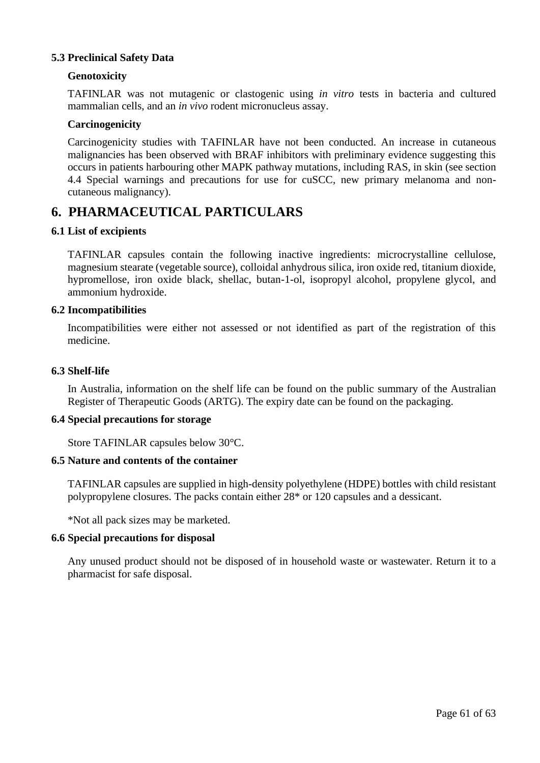### 5.3 Preclinical Safety Data

#### Genotoxicity

TAFINLAR was not mutagenic or clastogenic using *in vitro* tests in bacteria and cultured mammalian cells, and an *in vivo* rodent micronucleus assay.

#### Carcinogenicity

Carcinogenicity studies with TAFINLAR have not been conducted. An increase in cutaneous malignancies has been observed with BRAF inhibitors with preliminary evidence suggesting this occurs in patients harbouring other MAPK pathway mutations, including RAS, in skin (see section 4.4 Special warnings and precautions for use for cuSCC, new primary melanoma and non-cutaneous malignancy).

## 6. PHARMACEUTICAL PARTICULARS

### 6.1 List of excipients

TAFINLAR capsules contain the following inactive ingredients: microcrystalline cellulose, magnesium stearate (vegetable source), colloidal anhydrous silica, iron oxide red, titanium dioxide, hypromellose, iron oxide black, shellac, butan-1-ol, isopropyl alcohol, propylene glycol, and ammonium hydroxide.

### 6.2 Incompatibilities

Incompatibilities were either not assessed or not identified as part of the registration of this medicine.

### 6.3 Shelf-life

In Australia, information on the shelf life can be found on the public summary of the Australian Register of Therapeutic Goods (ARTG). The expiry date can be found on the packaging.

### 6.4 Special precautions for storage

Store TAFINLAR capsules below 30°C.

### 6.5 Nature and contents of the container

TAFINLAR capsules are supplied in high-density polyethylene (HDPE) bottles with child resistant polypropylene closures. The packs contain either 28* or 120 capsules and a dessicant.

*Not all pack sizes may be marketed.

### 6.6 Special precautions for disposal

Any unused product should not be disposed of in household waste or wastewater. Return it to a pharmacist for safe disposal.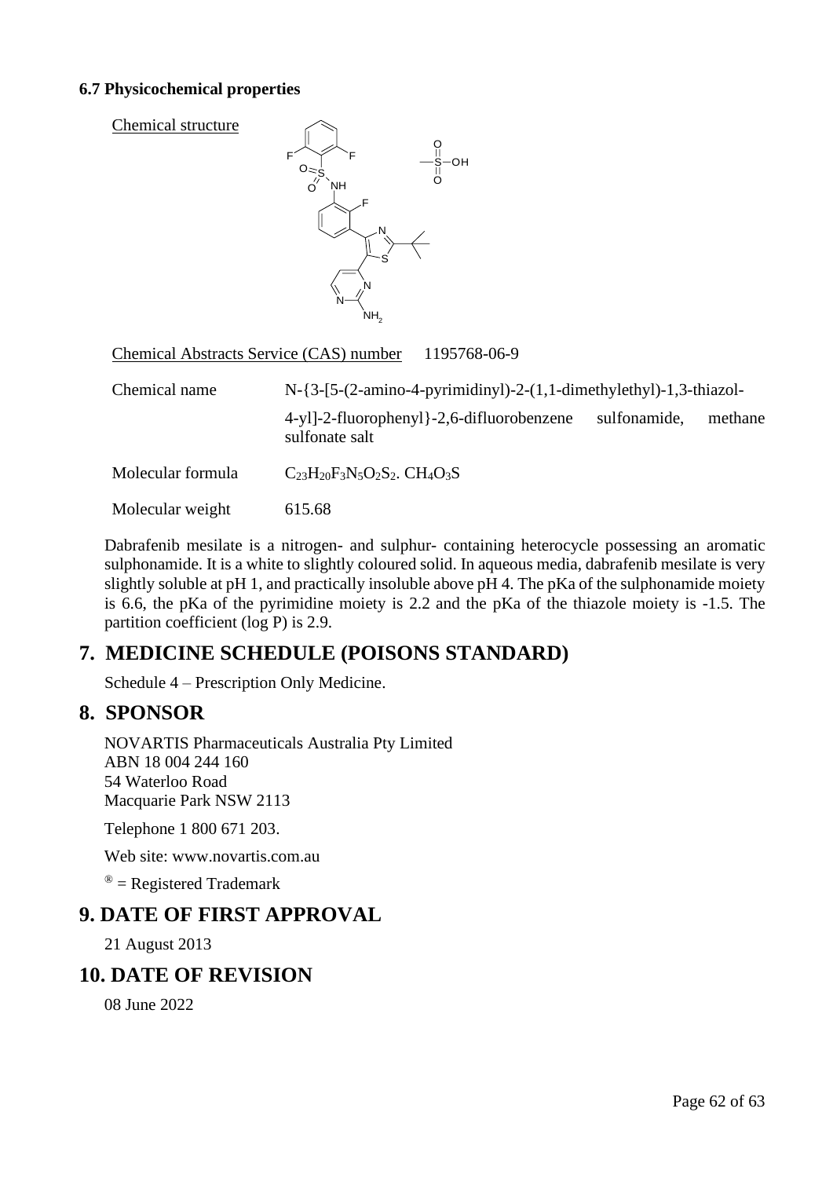### 6.7 Physicochemical properties

Chemical structure

Chemical Abstracts Service (CAS) number 1195768-06-9

| | |
|---|---|
| Chemical name | N-{3-[5-(2-amino-4-pyrimidinyl)-2-(1,1-dimethylethyl)-1,3-thiazol-4-yl]-2-fluorophenyl}-2,6-difluorobenzene sulfonamide, methane sulfonate salt |
| Molecular formula | $C_{23}H_{20}F_3N_5O_2S_2$. $CH_4O_3S$ |
| Molecular weight | 615.68 |

Dabrafenib mesilate is a nitrogen- and sulphur- containing heterocycle possessing an aromatic sulphonamide. It is a white to slightly coloured solid. In aqueous media, dabrafenib mesilate is very slightly soluble at pH 1, and practically insoluble above pH 4. The pKa of the sulphonamide moiety is 6.6, the pKa of the pyrimidine moiety is 2.2 and the pKa of the thiazole moiety is -1.5. The partition coefficient (log P) is 2.9.

## 7. MEDICINE SCHEDULE (POISONS STANDARD)

Schedule 4 – Prescription Only Medicine.

## 8. SPONSOR

NOVARTIS Pharmaceuticals Australia Pty Limited
ABN 18 004 244 160
54 Waterloo Road
Macquarie Park NSW 2113

Telephone 1 800 671 203.

Web site: www.novartis.com.au

® = Registered Trademark

## 9. DATE OF FIRST APPROVAL

21 August 2013

## 10. DATE OF REVISION

08 June 2022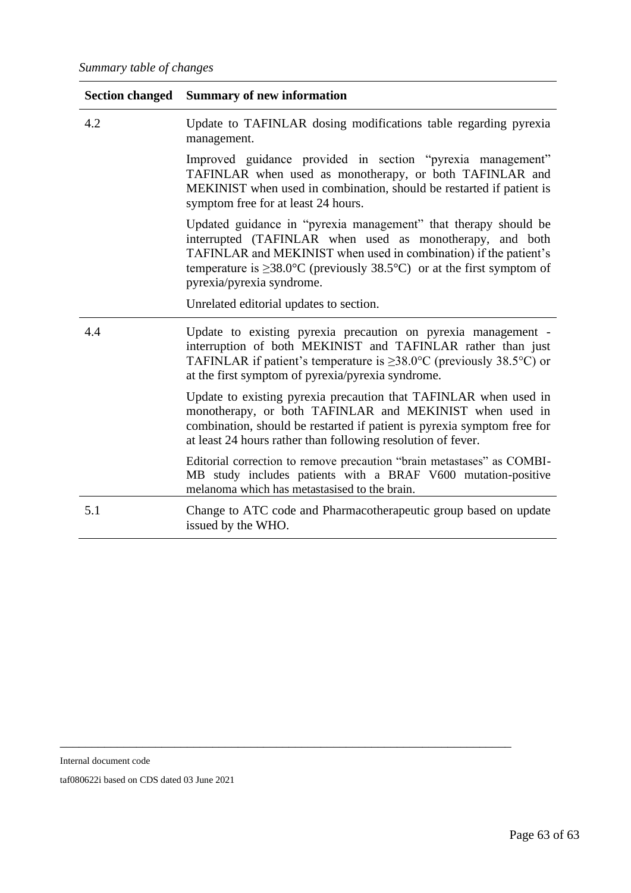*Summary table of changes*

| Section changed | Summary of new information |
|---|---|
| 4.2 | Update to TAFINLAR dosing modifications table regarding pyrexia management. |
| | Improved guidance provided in section "pyrexia management" TAFINLAR when used as monotherapy, or both TAFINLAR and MEKINIST when used in combination, should be restarted if patient is symptom free for at least 24 hours. |
| | Updated guidance in "pyrexia management" that therapy should be interrupted (TAFINLAR when used as monotherapy, and both TAFINLAR and MEKINIST when used in combination) if the patient's temperature is ≥38.0°C (previously 38.5°C) or at the first symptom of pyrexia/pyrexia syndrome. |
| | Unrelated editorial updates to section. |
| 4.4 | Update to existing pyrexia precaution on pyrexia management - interruption of both MEKINIST and TAFINLAR rather than just TAFINLAR if patient's temperature is ≥38.0°C (previously 38.5°C) or at the first symptom of pyrexia/pyrexia syndrome. |
| | Update to existing pyrexia precaution that TAFINLAR when used in monotherapy, or both TAFINLAR and MEKINIST when used in combination, should be restarted if patient is pyrexia symptom free for at least 24 hours rather than following resolution of fever. |
| | Editorial correction to remove precaution "brain metastases" as COMBI-MB study includes patients with a BRAF V600 mutation-positive melanoma which has metastasised to the brain. |
| 5.1 | Change to ATC code and Pharmacotherapeutic group based on update issued by the WHO. |

Internal document code

taf080622i based on CDS dated 03 June 2021